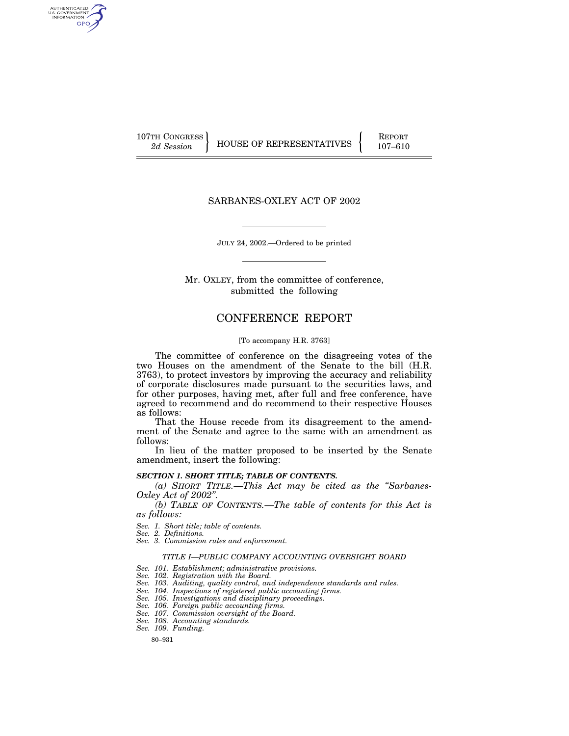107TH CONGRESS
2d Session

HOUSE OF REPRESENTATIVES

REPORT
107–610

# SARBANES-OXLEY ACT OF 2002

JULY 24, 2002.—Ordered to be printed

Mr. OXLEY, from the committee of conference,
submitted the following

# CONFERENCE REPORT

[To accompany H.R. 3763]

The committee of conference on the disagreeing votes of the two Houses on the amendment of the Senate to the bill (H.R. 3763), to protect investors by improving the accuracy and reliability of corporate disclosures made pursuant to the securities laws, and for other purposes, having met, after full and free conference, have agreed to recommend and do recommend to their respective Houses as follows:

That the House recede from its disagreement to the amendment of the Senate and agree to the same with an amendment as follows:

In lieu of the matter proposed to be inserted by the Senate amendment, insert the following:

***SECTION 1. SHORT TITLE; TABLE OF CONTENTS.***

*(a) SHORT TITLE.—This Act may be cited as the "Sarbanes-Oxley Act of 2002".*

*(b) TABLE OF CONTENTS.—The table of contents for this Act is as follows:*

*Sec. 1. Short title; table of contents.*
*Sec. 2. Definitions.*
*Sec. 3. Commission rules and enforcement.*

*TITLE I—PUBLIC COMPANY ACCOUNTING OVERSIGHT BOARD*

*Sec. 101. Establishment; administrative provisions.*
*Sec. 102. Registration with the Board.*
*Sec. 103. Auditing, quality control, and independence standards and rules.*
*Sec. 104. Inspections of registered public accounting firms.*
*Sec. 105. Investigations and disciplinary proceedings.*
*Sec. 106. Foreign public accounting firms.*
*Sec. 107. Commission oversight of the Board.*
*Sec. 108. Accounting standards.*
*Sec. 109. Funding.*

80–931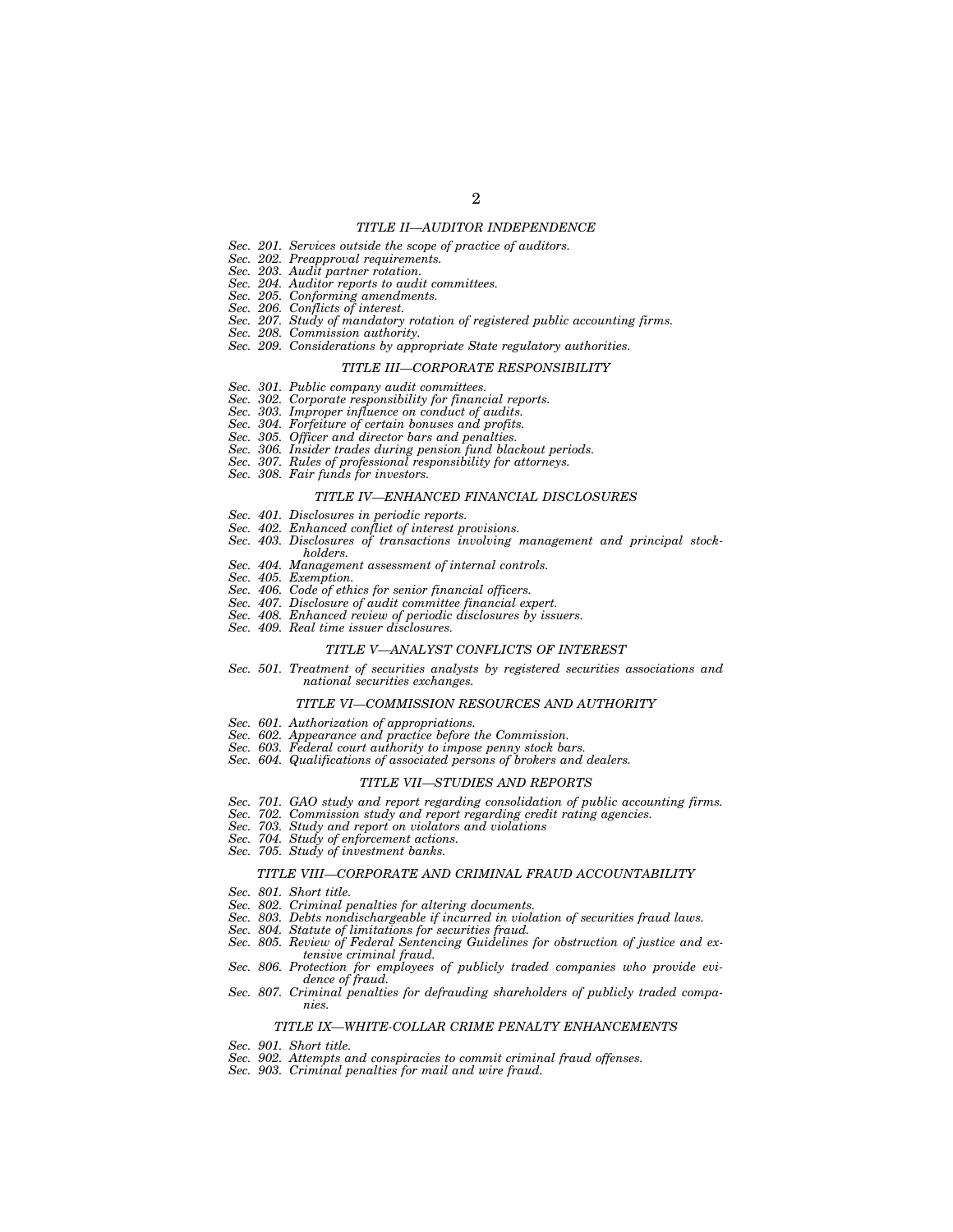*TITLE II—AUDITOR INDEPENDENCE*

*Sec. 201. Services outside the scope of practice of auditors.*
*Sec. 202. Preapproval requirements.*
*Sec. 203. Audit partner rotation.*
*Sec. 204. Auditor reports to audit committees.*
*Sec. 205. Conforming amendments.*
*Sec. 206. Conflicts of interest.*
*Sec. 207. Study of mandatory rotation of registered public accounting firms.*
*Sec. 208. Commission authority.*
*Sec. 209. Considerations by appropriate State regulatory authorities.*

*TITLE III—CORPORATE RESPONSIBILITY*

*Sec. 301. Public company audit committees.*
*Sec. 302. Corporate responsibility for financial reports.*
*Sec. 303. Improper influence on conduct of audits.*
*Sec. 304. Forfeiture of certain bonuses and profits.*
*Sec. 305. Officer and director bars and penalties.*
*Sec. 306. Insider trades during pension fund blackout periods.*
*Sec. 307. Rules of professional responsibility for attorneys.*
*Sec. 308. Fair funds for investors.*

*TITLE IV—ENHANCED FINANCIAL DISCLOSURES*

*Sec. 401. Disclosures in periodic reports.*
*Sec. 402. Enhanced conflict of interest provisions.*
*Sec. 403. Disclosures of transactions involving management and principal stockholders.*
*Sec. 404. Management assessment of internal controls.*
*Sec. 405. Exemption.*
*Sec. 406. Code of ethics for senior financial officers.*
*Sec. 407. Disclosure of audit committee financial expert.*
*Sec. 408. Enhanced review of periodic disclosures by issuers.*
*Sec. 409. Real time issuer disclosures.*

*TITLE V—ANALYST CONFLICTS OF INTEREST*

*Sec. 501. Treatment of securities analysts by registered securities associations and national securities exchanges.*

*TITLE VI—COMMISSION RESOURCES AND AUTHORITY*

*Sec. 601. Authorization of appropriations.*
*Sec. 602. Appearance and practice before the Commission.*
*Sec. 603. Federal court authority to impose penny stock bars.*
*Sec. 604. Qualifications of associated persons of brokers and dealers.*

*TITLE VII—STUDIES AND REPORTS*

*Sec. 701. GAO study and report regarding consolidation of public accounting firms.*
*Sec. 702. Commission study and report regarding credit rating agencies.*
*Sec. 703. Study and report on violators and violations*
*Sec. 704. Study of enforcement actions.*
*Sec. 705. Study of investment banks.*

*TITLE VIII—CORPORATE AND CRIMINAL FRAUD ACCOUNTABILITY*

*Sec. 801. Short title.*
*Sec. 802. Criminal penalties for altering documents.*
*Sec. 803. Debts nondischargeable if incurred in violation of securities fraud laws.*
*Sec. 804. Statute of limitations for securities fraud.*
*Sec. 805. Review of Federal Sentencing Guidelines for obstruction of justice and extensive criminal fraud.*
*Sec. 806. Protection for employees of publicly traded companies who provide evidence of fraud.*
*Sec. 807. Criminal penalties for defrauding shareholders of publicly traded companies.*

*TITLE IX—WHITE-COLLAR CRIME PENALTY ENHANCEMENTS*

*Sec. 901. Short title.*
*Sec. 902. Attempts and conspiracies to commit criminal fraud offenses.*
*Sec. 903. Criminal penalties for mail and wire fraud.*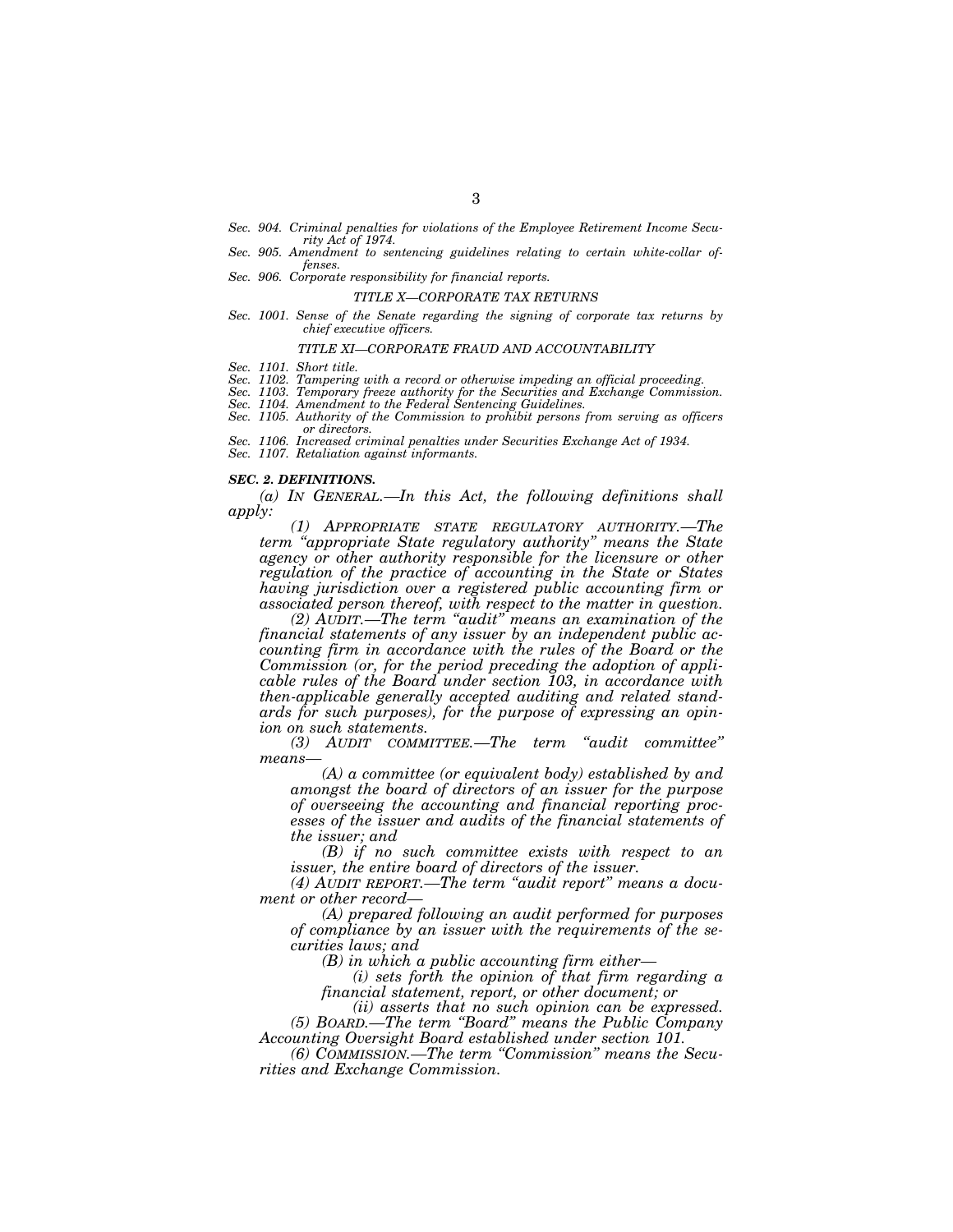*Sec. 904. Criminal penalties for violations of the Employee Retirement Income Security Act of 1974.*
*Sec. 905. Amendment to sentencing guidelines relating to certain white-collar offenses.*
*Sec. 906. Corporate responsibility for financial reports.*

*TITLE X—CORPORATE TAX RETURNS*

*Sec. 1001. Sense of the Senate regarding the signing of corporate tax returns by chief executive officers.*

*TITLE XI—CORPORATE FRAUD AND ACCOUNTABILITY*

*Sec. 1101. Short title.*
*Sec. 1102. Tampering with a record or otherwise impeding an official proceeding.*
*Sec. 1103. Temporary freeze authority for the Securities and Exchange Commission.*
*Sec. 1104. Amendment to the Federal Sentencing Guidelines.*
*Sec. 1105. Authority of the Commission to prohibit persons from serving as officers or directors.*
*Sec. 1106. Increased criminal penalties under Securities Exchange Act of 1934.*
*Sec. 1107. Retaliation against informants.*

***SEC. 2. DEFINITIONS.***

*(a) IN GENERAL.—In this Act, the following definitions shall apply:*

*(1) APPROPRIATE STATE REGULATORY AUTHORITY.—The term "appropriate State regulatory authority" means the State agency or other authority responsible for the licensure or other regulation of the practice of accounting in the State or States having jurisdiction over a registered public accounting firm or associated person thereof, with respect to the matter in question.*

*(2) AUDIT.—The term "audit" means an examination of the financial statements of any issuer by an independent public accounting firm in accordance with the rules of the Board or the Commission (or, for the period preceding the adoption of applicable rules of the Board under section 103, in accordance with then-applicable generally accepted auditing and related standards for such purposes), for the purpose of expressing an opinion on such statements.*

*(3) AUDIT COMMITTEE.—The term "audit committee" means—*

*(A) a committee (or equivalent body) established by and amongst the board of directors of an issuer for the purpose of overseeing the accounting and financial reporting processes of the issuer and audits of the financial statements of the issuer; and*

*(B) if no such committee exists with respect to an issuer, the entire board of directors of the issuer.*

*(4) AUDIT REPORT.—The term "audit report" means a document or other record—*

*(A) prepared following an audit performed for purposes of compliance by an issuer with the requirements of the securities laws; and*

*(B) in which a public accounting firm either—*

*(i) sets forth the opinion of that firm regarding a financial statement, report, or other document; or*

*(ii) asserts that no such opinion can be expressed.*

*(5) BOARD.—The term "Board" means the Public Company Accounting Oversight Board established under section 101.*

*(6) COMMISSION.—The term "Commission" means the Securities and Exchange Commission.*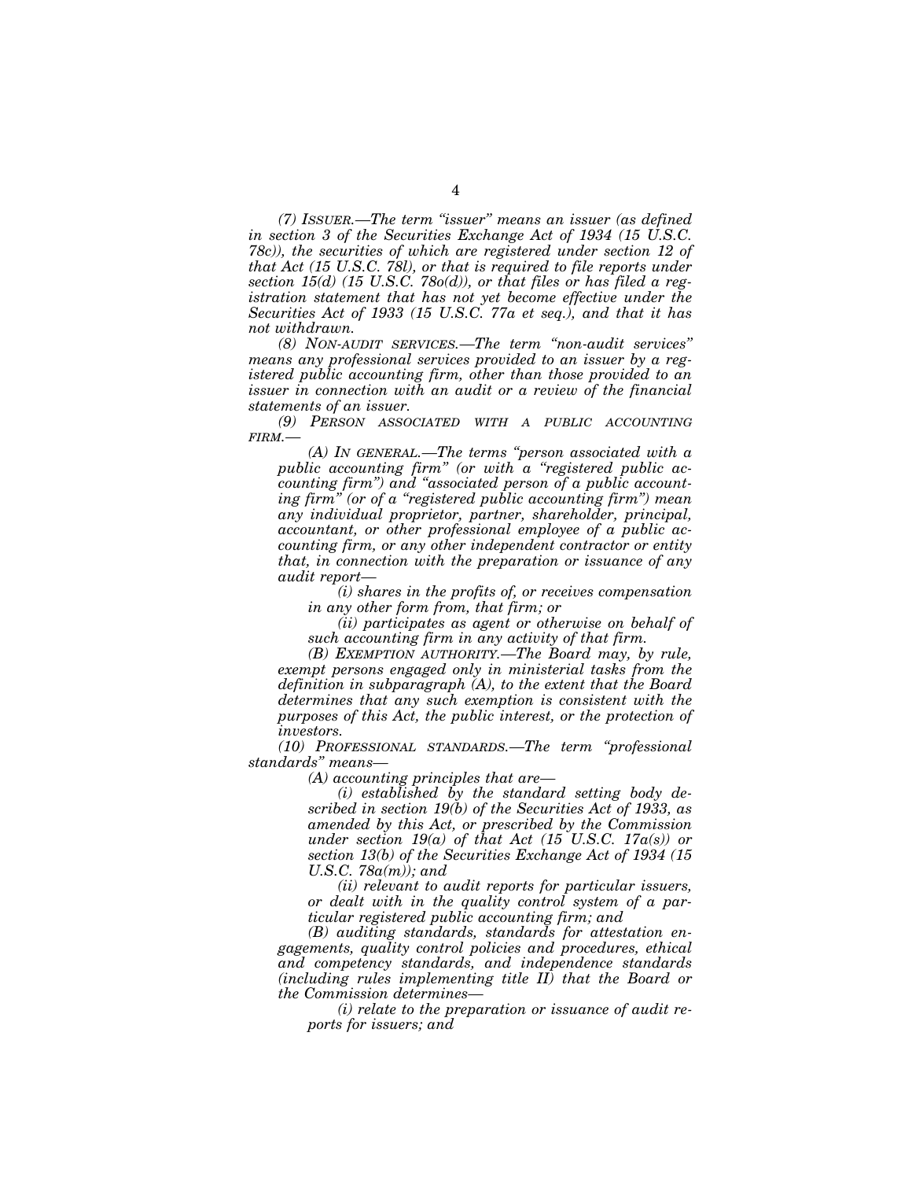*(7) ISSUER.—The term "issuer" means an issuer (as defined in section 3 of the Securities Exchange Act of 1934 (15 U.S.C. 78c)), the securities of which are registered under section 12 of that Act (15 U.S.C. 78l), or that is required to file reports under section 15(d) (15 U.S.C. 78o(d)), or that files or has filed a registration statement that has not yet become effective under the Securities Act of 1933 (15 U.S.C. 77a et seq.), and that it has not withdrawn.*

*(8) NON-AUDIT SERVICES.—The term "non-audit services" means any professional services provided to an issuer by a registered public accounting firm, other than those provided to an issuer in connection with an audit or a review of the financial statements of an issuer.*

*(9) PERSON ASSOCIATED WITH A PUBLIC ACCOUNTING FIRM.—*

*(A) IN GENERAL.—The terms "person associated with a public accounting firm" (or with a "registered public accounting firm") and "associated person of a public accounting firm" (or of a "registered public accounting firm") mean any individual proprietor, partner, shareholder, principal, accountant, or other professional employee of a public accounting firm, or any other independent contractor or entity that, in connection with the preparation or issuance of any audit report—*

*(i) shares in the profits of, or receives compensation in any other form from, that firm; or*

*(ii) participates as agent or otherwise on behalf of such accounting firm in any activity of that firm.*

*(B) EXEMPTION AUTHORITY.—The Board may, by rule, exempt persons engaged only in ministerial tasks from the definition in subparagraph (A), to the extent that the Board determines that any such exemption is consistent with the purposes of this Act, the public interest, or the protection of investors.*

*(10) PROFESSIONAL STANDARDS.—The term "professional standards" means—*

*(A) accounting principles that are—*

*(i) established by the standard setting body described in section 19(b) of the Securities Act of 1933, as amended by this Act, or prescribed by the Commission under section 19(a) of that Act (15 U.S.C. 17a(s)) or section 13(b) of the Securities Exchange Act of 1934 (15 U.S.C. 78a(m)); and*

*(ii) relevant to audit reports for particular issuers, or dealt with in the quality control system of a particular registered public accounting firm; and*

*(B) auditing standards, standards for attestation engagements, quality control policies and procedures, ethical and competency standards, and independence standards (including rules implementing title II) that the Board or the Commission determines—*

*(i) relate to the preparation or issuance of audit reports for issuers; and*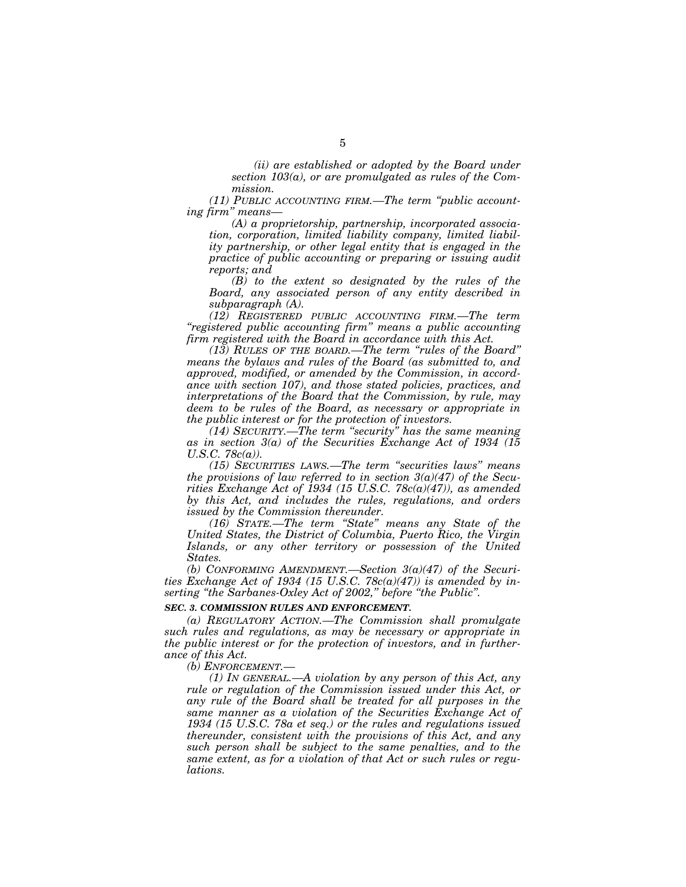*(ii) are established or adopted by the Board under section 103(a), or are promulgated as rules of the Commission.*

*(11) PUBLIC ACCOUNTING FIRM.—The term "public accounting firm" means—*

*(A) a proprietorship, partnership, incorporated association, corporation, limited liability company, limited liability partnership, or other legal entity that is engaged in the practice of public accounting or preparing or issuing audit reports; and*

*(B) to the extent so designated by the rules of the Board, any associated person of any entity described in subparagraph (A).*

*(12) REGISTERED PUBLIC ACCOUNTING FIRM.—The term "registered public accounting firm" means a public accounting firm registered with the Board in accordance with this Act.*

*(13) RULES OF THE BOARD.—The term "rules of the Board" means the bylaws and rules of the Board (as submitted to, and approved, modified, or amended by the Commission, in accordance with section 107), and those stated policies, practices, and interpretations of the Board that the Commission, by rule, may deem to be rules of the Board, as necessary or appropriate in the public interest or for the protection of investors.*

*(14) SECURITY.—The term "security" has the same meaning as in section 3(a) of the Securities Exchange Act of 1934 (15 U.S.C. 78c(a)).*

*(15) SECURITIES LAWS.—The term "securities laws" means the provisions of law referred to in section 3(a)(47) of the Securities Exchange Act of 1934 (15 U.S.C. 78c(a)(47)), as amended by this Act, and includes the rules, regulations, and orders issued by the Commission thereunder.*

*(16) STATE.—The term "State" means any State of the United States, the District of Columbia, Puerto Rico, the Virgin Islands, or any other territory or possession of the United States.*

*(b) CONFORMING AMENDMENT.—Section 3(a)(47) of the Securities Exchange Act of 1934 (15 U.S.C. 78c(a)(47)) is amended by inserting "the Sarbanes-Oxley Act of 2002," before "the Public".*

### *SEC. 3. COMMISSION RULES AND ENFORCEMENT.*

*(a) REGULATORY ACTION.—The Commission shall promulgate such rules and regulations, as may be necessary or appropriate in the public interest or for the protection of investors, and in furtherance of this Act.*

*(b) ENFORCEMENT.—*

*(1) IN GENERAL.—A violation by any person of this Act, any rule or regulation of the Commission issued under this Act, or any rule of the Board shall be treated for all purposes in the same manner as a violation of the Securities Exchange Act of 1934 (15 U.S.C. 78a et seq.) or the rules and regulations issued thereunder, consistent with the provisions of this Act, and any such person shall be subject to the same penalties, and to the same extent, as for a violation of that Act or such rules or regulations.*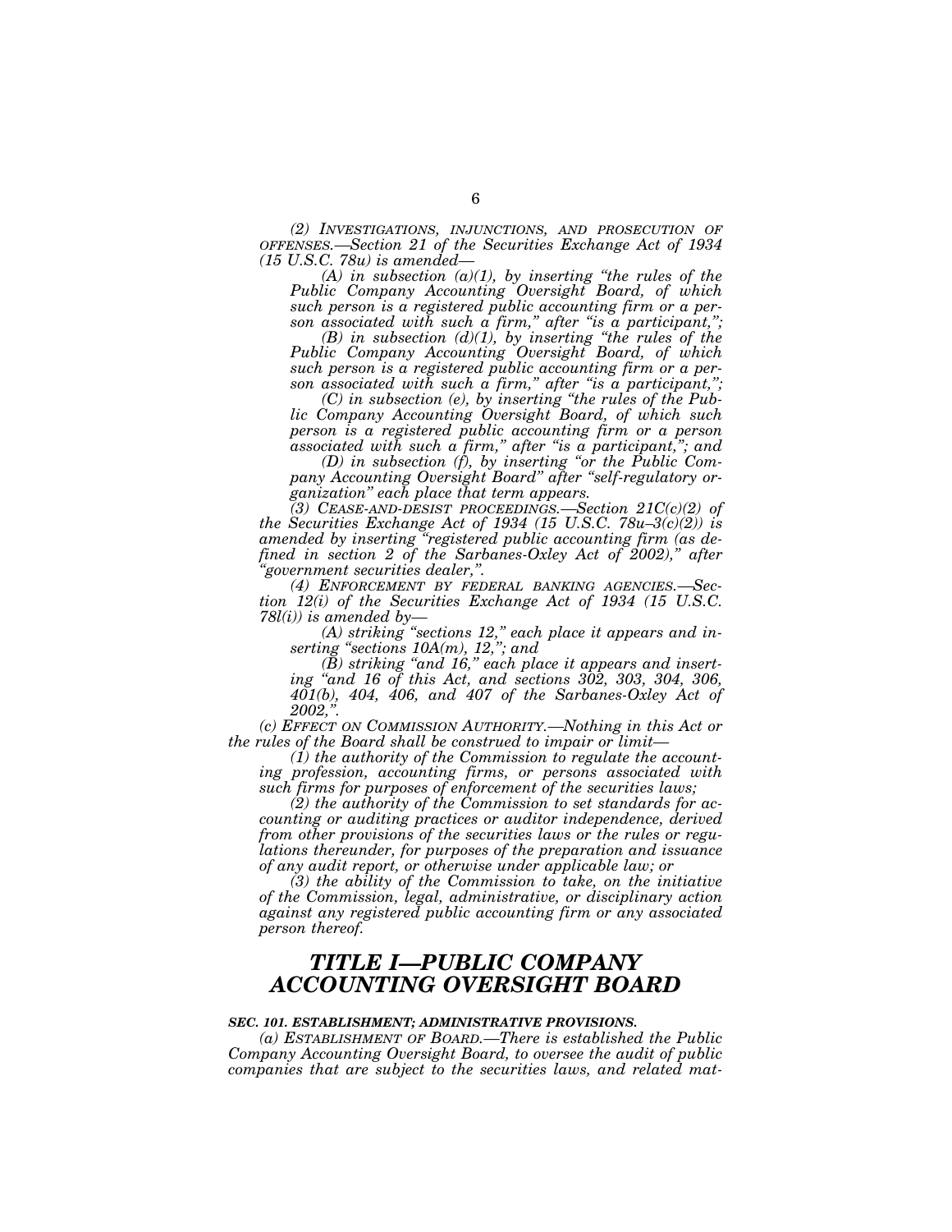*(2) INVESTIGATIONS, INJUNCTIONS, AND PROSECUTION OF OFFENSES.—Section 21 of the Securities Exchange Act of 1934 (15 U.S.C. 78u) is amended—*

*(A) in subsection (a)(1), by inserting "the rules of the Public Company Accounting Oversight Board, of which such person is a registered public accounting firm or a person associated with such a firm," after "is a participant,";*

*(B) in subsection (d)(1), by inserting "the rules of the Public Company Accounting Oversight Board, of which such person is a registered public accounting firm or a person associated with such a firm," after "is a participant,";*

*(C) in subsection (e), by inserting "the rules of the Public Company Accounting Oversight Board, of which such person is a registered public accounting firm or a person associated with such a firm," after "is a participant,"; and*

*(D) in subsection (f), by inserting "or the Public Company Accounting Oversight Board" after "self-regulatory organization" each place that term appears.*

*(3) CEASE-AND-DESIST PROCEEDINGS.—Section 21C(c)(2) of the Securities Exchange Act of 1934 (15 U.S.C. 78u–3(c)(2)) is amended by inserting "registered public accounting firm (as defined in section 2 of the Sarbanes-Oxley Act of 2002)," after "government securities dealer,".*

*(4) ENFORCEMENT BY FEDERAL BANKING AGENCIES.—Section 12(i) of the Securities Exchange Act of 1934 (15 U.S.C. 78l(i)) is amended by—*

*(A) striking "sections 12," each place it appears and inserting "sections 10A(m), 12,"; and*

*(B) striking "and 16," each place it appears and inserting "and 16 of this Act, and sections 302, 303, 304, 306, 401(b), 404, 406, and 407 of the Sarbanes-Oxley Act of 2002,".*

*(c) EFFECT ON COMMISSION AUTHORITY.—Nothing in this Act or the rules of the Board shall be construed to impair or limit—*

*(1) the authority of the Commission to regulate the accounting profession, accounting firms, or persons associated with such firms for purposes of enforcement of the securities laws;*

*(2) the authority of the Commission to set standards for accounting or auditing practices or auditor independence, derived from other provisions of the securities laws or the rules or regulations thereunder, for purposes of the preparation and issuance of any audit report, or otherwise under applicable law; or*

*(3) the ability of the Commission to take, on the initiative of the Commission, legal, administrative, or disciplinary action against any registered public accounting firm or any associated person thereof.*

# *TITLE I—PUBLIC COMPANY ACCOUNTING OVERSIGHT BOARD*

### *SEC. 101. ESTABLISHMENT; ADMINISTRATIVE PROVISIONS.*

*(a) ESTABLISHMENT OF BOARD.—There is established the Public Company Accounting Oversight Board, to oversee the audit of public companies that are subject to the securities laws, and related mat-*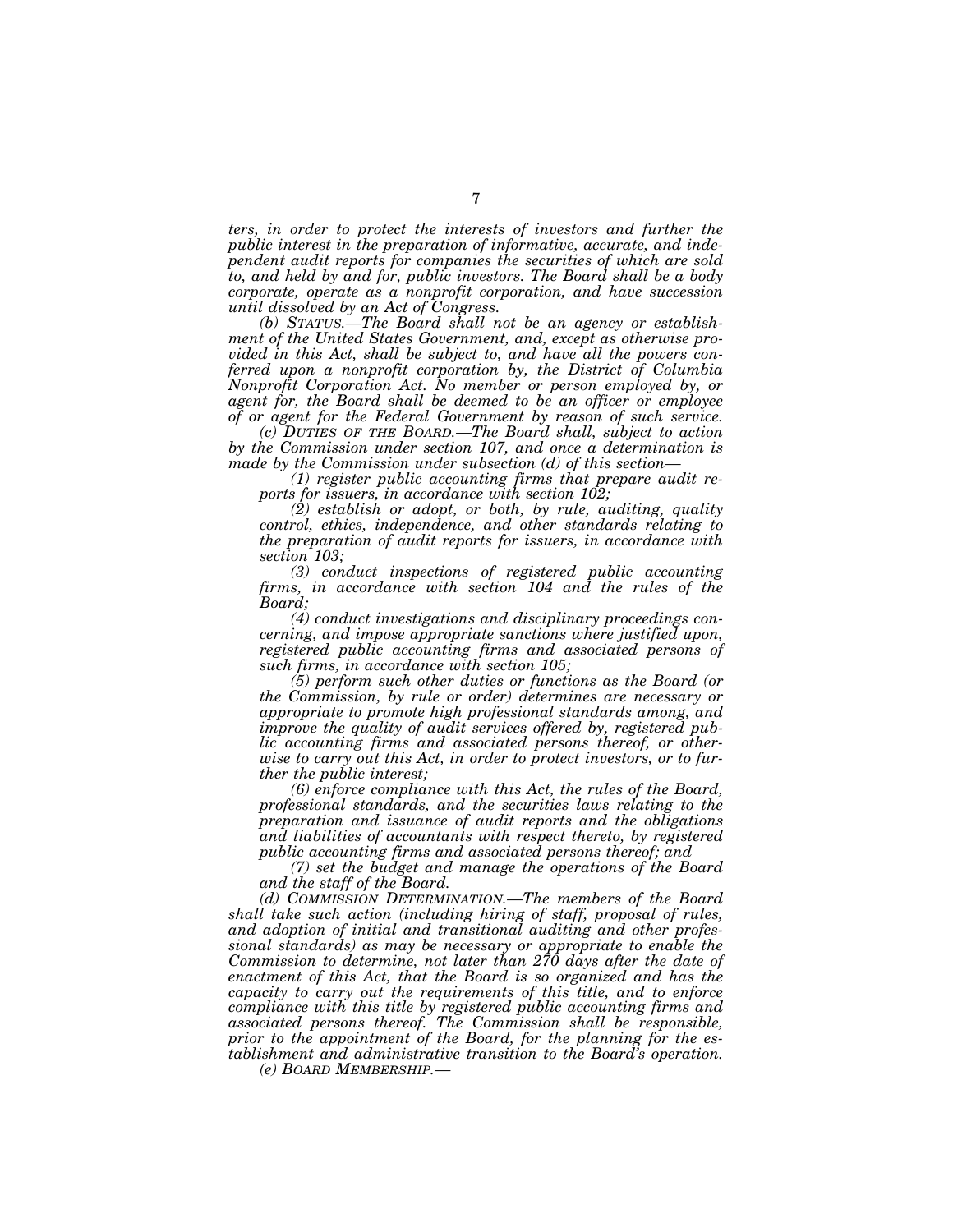*ters, in order to protect the interests of investors and further the public interest in the preparation of informative, accurate, and independent audit reports for companies the securities of which are sold to, and held by and for, public investors. The Board shall be a body corporate, operate as a nonprofit corporation, and have succession until dissolved by an Act of Congress.*

*(b) STATUS.—The Board shall not be an agency or establishment of the United States Government, and, except as otherwise provided in this Act, shall be subject to, and have all the powers conferred upon a nonprofit corporation by, the District of Columbia Nonprofit Corporation Act. No member or person employed by, or agent for, the Board shall be deemed to be an officer or employee of or agent for the Federal Government by reason of such service.*

*(c) DUTIES OF THE BOARD.—The Board shall, subject to action by the Commission under section 107, and once a determination is made by the Commission under subsection (d) of this section—*

*(1) register public accounting firms that prepare audit reports for issuers, in accordance with section 102;*

*(2) establish or adopt, or both, by rule, auditing, quality control, ethics, independence, and other standards relating to the preparation of audit reports for issuers, in accordance with section 103;*

*(3) conduct inspections of registered public accounting firms, in accordance with section 104 and the rules of the Board;*

*(4) conduct investigations and disciplinary proceedings concerning, and impose appropriate sanctions where justified upon, registered public accounting firms and associated persons of such firms, in accordance with section 105;*

*(5) perform such other duties or functions as the Board (or the Commission, by rule or order) determines are necessary or appropriate to promote high professional standards among, and improve the quality of audit services offered by, registered public accounting firms and associated persons thereof, or otherwise to carry out this Act, in order to protect investors, or to further the public interest;*

*(6) enforce compliance with this Act, the rules of the Board, professional standards, and the securities laws relating to the preparation and issuance of audit reports and the obligations and liabilities of accountants with respect thereto, by registered public accounting firms and associated persons thereof; and*

*(7) set the budget and manage the operations of the Board and the staff of the Board.*

*(d) COMMISSION DETERMINATION.—The members of the Board shall take such action (including hiring of staff, proposal of rules, and adoption of initial and transitional auditing and other professional standards) as may be necessary or appropriate to enable the Commission to determine, not later than 270 days after the date of enactment of this Act, that the Board is so organized and has the capacity to carry out the requirements of this title, and to enforce compliance with this title by registered public accounting firms and associated persons thereof. The Commission shall be responsible, prior to the appointment of the Board, for the planning for the establishment and administrative transition to the Board's operation.*

*(e) BOARD MEMBERSHIP.—*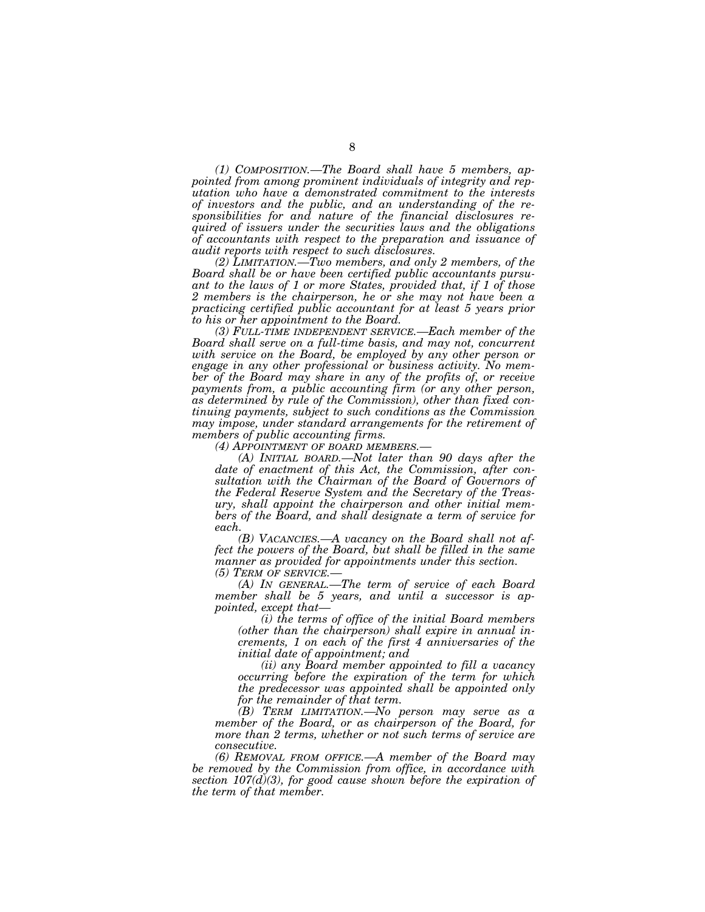*(1) COMPOSITION.—The Board shall have 5 members, appointed from among prominent individuals of integrity and reputation who have a demonstrated commitment to the interests of investors and the public, and an understanding of the responsibilities for and nature of the financial disclosures required of issuers under the securities laws and the obligations of accountants with respect to the preparation and issuance of audit reports with respect to such disclosures.*

*(2) LIMITATION.—Two members, and only 2 members, of the Board shall be or have been certified public accountants pursuant to the laws of 1 or more States, provided that, if 1 of those 2 members is the chairperson, he or she may not have been a practicing certified public accountant for at least 5 years prior to his or her appointment to the Board.*

*(3) FULL-TIME INDEPENDENT SERVICE.—Each member of the Board shall serve on a full-time basis, and may not, concurrent with service on the Board, be employed by any other person or engage in any other professional or business activity. No member of the Board may share in any of the profits of, or receive payments from, a public accounting firm (or any other person, as determined by rule of the Commission), other than fixed continuing payments, subject to such conditions as the Commission may impose, under standard arrangements for the retirement of members of public accounting firms.*

*(4) APPOINTMENT OF BOARD MEMBERS.—*

*(A) INITIAL BOARD.—Not later than 90 days after the date of enactment of this Act, the Commission, after consultation with the Chairman of the Board of Governors of the Federal Reserve System and the Secretary of the Treasury, shall appoint the chairperson and other initial members of the Board, and shall designate a term of service for each.*

*(B) VACANCIES.—A vacancy on the Board shall not affect the powers of the Board, but shall be filled in the same manner as provided for appointments under this section.*

*(5) TERM OF SERVICE.—*

*(A) IN GENERAL.—The term of service of each Board member shall be 5 years, and until a successor is appointed, except that—*

*(i) the terms of office of the initial Board members (other than the chairperson) shall expire in annual increments, 1 on each of the first 4 anniversaries of the initial date of appointment; and*

*(ii) any Board member appointed to fill a vacancy occurring before the expiration of the term for which the predecessor was appointed shall be appointed only for the remainder of that term.*

*(B) TERM LIMITATION.—No person may serve as a member of the Board, or as chairperson of the Board, for more than 2 terms, whether or not such terms of service are consecutive.*

*(6) REMOVAL FROM OFFICE.—A member of the Board may be removed by the Commission from office, in accordance with section 107(d)(3), for good cause shown before the expiration of the term of that member.*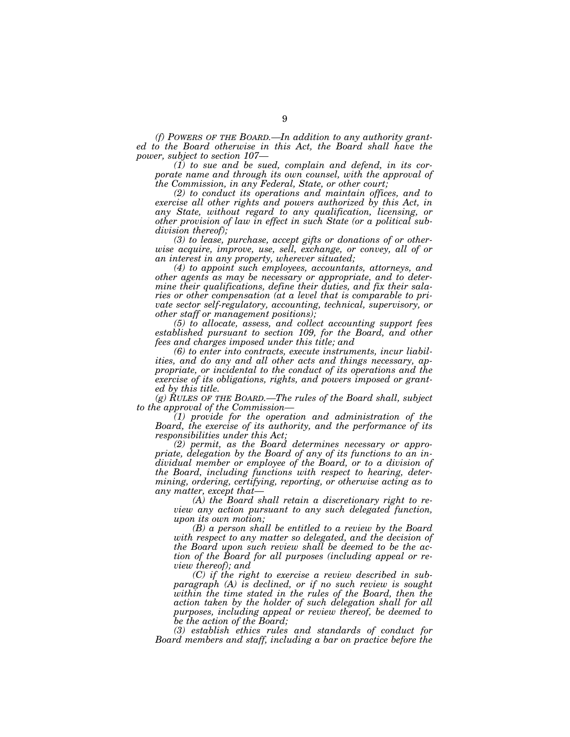*(f) POWERS OF THE BOARD.—In addition to any authority granted to the Board otherwise in this Act, the Board shall have the power, subject to section 107—*

*(1) to sue and be sued, complain and defend, in its corporate name and through its own counsel, with the approval of the Commission, in any Federal, State, or other court;*

*(2) to conduct its operations and maintain offices, and to exercise all other rights and powers authorized by this Act, in any State, without regard to any qualification, licensing, or other provision of law in effect in such State (or a political subdivision thereof);*

*(3) to lease, purchase, accept gifts or donations of or otherwise acquire, improve, use, sell, exchange, or convey, all of or an interest in any property, wherever situated;*

*(4) to appoint such employees, accountants, attorneys, and other agents as may be necessary or appropriate, and to determine their qualifications, define their duties, and fix their salaries or other compensation (at a level that is comparable to private sector self-regulatory, accounting, technical, supervisory, or other staff or management positions);*

*(5) to allocate, assess, and collect accounting support fees established pursuant to section 109, for the Board, and other fees and charges imposed under this title; and*

*(6) to enter into contracts, execute instruments, incur liabilities, and do any and all other acts and things necessary, appropriate, or incidental to the conduct of its operations and the exercise of its obligations, rights, and powers imposed or granted by this title.*

*(g) RULES OF THE BOARD.—The rules of the Board shall, subject to the approval of the Commission—*

*(1) provide for the operation and administration of the Board, the exercise of its authority, and the performance of its responsibilities under this Act;*

*(2) permit, as the Board determines necessary or appropriate, delegation by the Board of any of its functions to an individual member or employee of the Board, or to a division of the Board, including functions with respect to hearing, determining, ordering, certifying, reporting, or otherwise acting as to any matter, except that—*

*(A) the Board shall retain a discretionary right to review any action pursuant to any such delegated function, upon its own motion;*

*(B) a person shall be entitled to a review by the Board with respect to any matter so delegated, and the decision of the Board upon such review shall be deemed to be the action of the Board for all purposes (including appeal or review thereof); and*

*(C) if the right to exercise a review described in subparagraph (A) is declined, or if no such review is sought within the time stated in the rules of the Board, then the action taken by the holder of such delegation shall for all purposes, including appeal or review thereof, be deemed to be the action of the Board;*

*(3) establish ethics rules and standards of conduct for Board members and staff, including a bar on practice before the*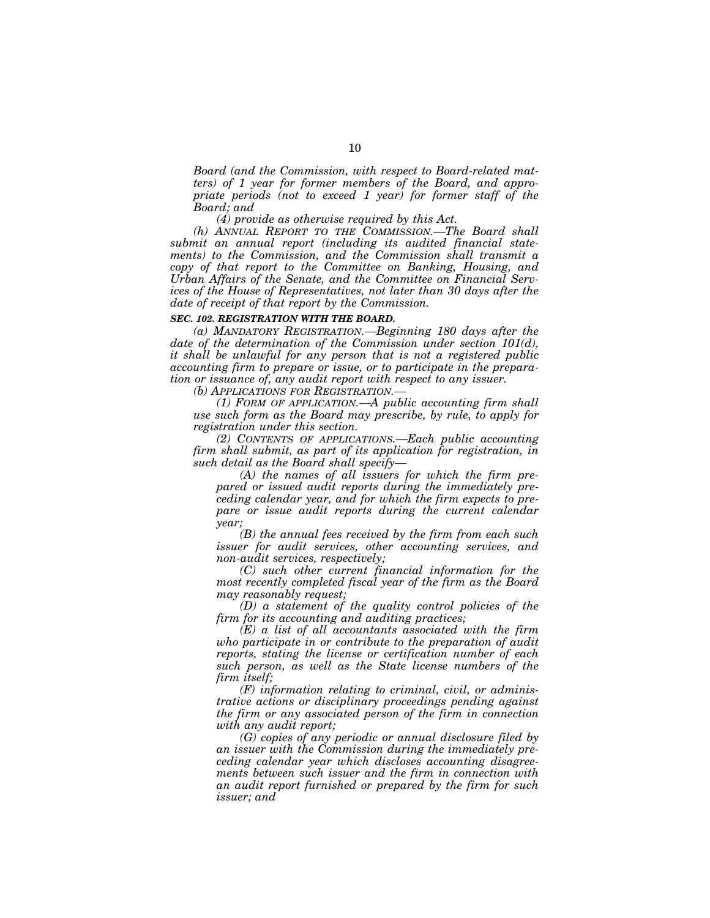*Board (and the Commission, with respect to Board-related matters) of 1 year for former members of the Board, and appropriate periods (not to exceed 1 year) for former staff of the Board; and*

*(4) provide as otherwise required by this Act.*

*(h) ANNUAL REPORT TO THE COMMISSION.—The Board shall submit an annual report (including its audited financial statements) to the Commission, and the Commission shall transmit a copy of that report to the Committee on Banking, Housing, and Urban Affairs of the Senate, and the Committee on Financial Services of the House of Representatives, not later than 30 days after the date of receipt of that report by the Commission.*

***SEC. 102. REGISTRATION WITH THE BOARD.***

*(a) MANDATORY REGISTRATION.—Beginning 180 days after the date of the determination of the Commission under section 101(d), it shall be unlawful for any person that is not a registered public accounting firm to prepare or issue, or to participate in the preparation or issuance of, any audit report with respect to any issuer.*

*(b) APPLICATIONS FOR REGISTRATION.—*

*(1) FORM OF APPLICATION.—A public accounting firm shall use such form as the Board may prescribe, by rule, to apply for registration under this section.*

*(2) CONTENTS OF APPLICATIONS.—Each public accounting firm shall submit, as part of its application for registration, in such detail as the Board shall specify—*

*(A) the names of all issuers for which the firm prepared or issued audit reports during the immediately preceding calendar year, and for which the firm expects to prepare or issue audit reports during the current calendar year;*

*(B) the annual fees received by the firm from each such issuer for audit services, other accounting services, and non-audit services, respectively;*

*(C) such other current financial information for the most recently completed fiscal year of the firm as the Board may reasonably request;*

*(D) a statement of the quality control policies of the firm for its accounting and auditing practices;*

*(E) a list of all accountants associated with the firm who participate in or contribute to the preparation of audit reports, stating the license or certification number of each such person, as well as the State license numbers of the firm itself;*

*(F) information relating to criminal, civil, or administrative actions or disciplinary proceedings pending against the firm or any associated person of the firm in connection with any audit report;*

*(G) copies of any periodic or annual disclosure filed by an issuer with the Commission during the immediately preceding calendar year which discloses accounting disagreements between such issuer and the firm in connection with an audit report furnished or prepared by the firm for such issuer; and*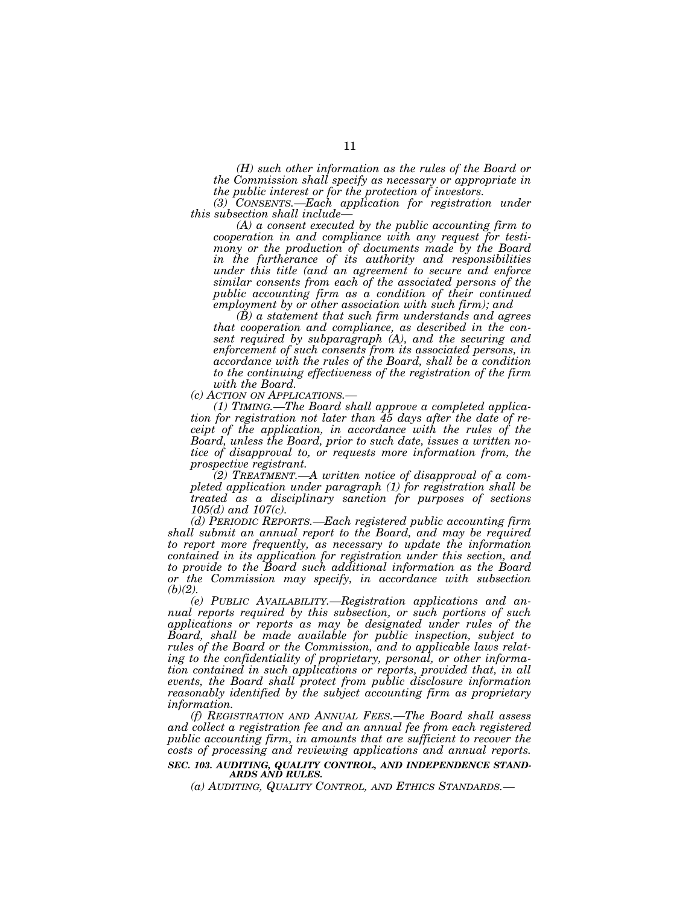*(H) such other information as the rules of the Board or the Commission shall specify as necessary or appropriate in the public interest or for the protection of investors.*

*(3) CONSENTS.—Each application for registration under this subsection shall include—*

*(A) a consent executed by the public accounting firm to cooperation in and compliance with any request for testimony or the production of documents made by the Board in the furtherance of its authority and responsibilities under this title (and an agreement to secure and enforce similar consents from each of the associated persons of the public accounting firm as a condition of their continued employment by or other association with such firm); and*

*(B) a statement that such firm understands and agrees that cooperation and compliance, as described in the consent required by subparagraph (A), and the securing and enforcement of such consents from its associated persons, in accordance with the rules of the Board, shall be a condition to the continuing effectiveness of the registration of the firm with the Board.*

*(c) ACTION ON APPLICATIONS.—*

*(1) TIMING.—The Board shall approve a completed application for registration not later than 45 days after the date of receipt of the application, in accordance with the rules of the Board, unless the Board, prior to such date, issues a written notice of disapproval to, or requests more information from, the prospective registrant.*

*(2) TREATMENT.—A written notice of disapproval of a completed application under paragraph (1) for registration shall be treated as a disciplinary sanction for purposes of sections 105(d) and 107(c).*

*(d) PERIODIC REPORTS.—Each registered public accounting firm shall submit an annual report to the Board, and may be required to report more frequently, as necessary to update the information contained in its application for registration under this section, and to provide to the Board such additional information as the Board or the Commission may specify, in accordance with subsection (b)(2).*

*(e) PUBLIC AVAILABILITY.—Registration applications and annual reports required by this subsection, or such portions of such applications or reports as may be designated under rules of the Board, shall be made available for public inspection, subject to rules of the Board or the Commission, and to applicable laws relating to the confidentiality of proprietary, personal, or other information contained in such applications or reports, provided that, in all events, the Board shall protect from public disclosure information reasonably identified by the subject accounting firm as proprietary information.*

*(f) REGISTRATION AND ANNUAL FEES.—The Board shall assess and collect a registration fee and an annual fee from each registered public accounting firm, in amounts that are sufficient to recover the costs of processing and reviewing applications and annual reports.*

### *SEC. 103. AUDITING, QUALITY CONTROL, AND INDEPENDENCE STANDARDS AND RULES.*

*(a) AUDITING, QUALITY CONTROL, AND ETHICS STANDARDS.—*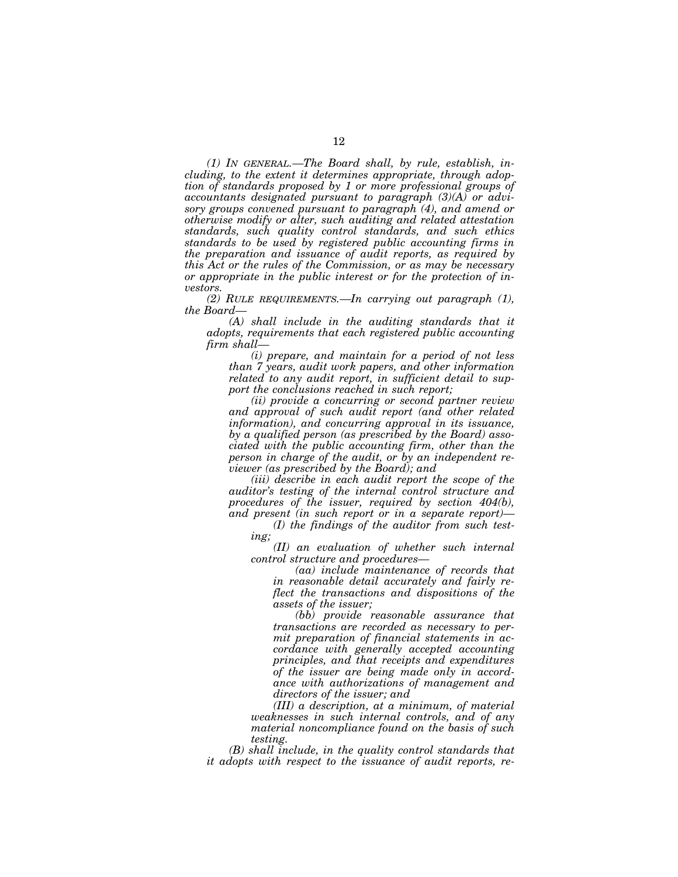*(1) IN GENERAL.—The Board shall, by rule, establish, including, to the extent it determines appropriate, through adoption of standards proposed by 1 or more professional groups of accountants designated pursuant to paragraph (3)(A) or advisory groups convened pursuant to paragraph (4), and amend or otherwise modify or alter, such auditing and related attestation standards, such quality control standards, and such ethics standards to be used by registered public accounting firms in the preparation and issuance of audit reports, as required by this Act or the rules of the Commission, or as may be necessary or appropriate in the public interest or for the protection of investors.*

*(2) RULE REQUIREMENTS.—In carrying out paragraph (1), the Board—*

*(A) shall include in the auditing standards that it adopts, requirements that each registered public accounting firm shall—*

*(i) prepare, and maintain for a period of not less than 7 years, audit work papers, and other information related to any audit report, in sufficient detail to support the conclusions reached in such report;*

*(ii) provide a concurring or second partner review and approval of such audit report (and other related information), and concurring approval in its issuance, by a qualified person (as prescribed by the Board) associated with the public accounting firm, other than the person in charge of the audit, or by an independent reviewer (as prescribed by the Board); and*

*(iii) describe in each audit report the scope of the auditor's testing of the internal control structure and procedures of the issuer, required by section 404(b), and present (in such report or in a separate report)—*

*(I) the findings of the auditor from such testing;*

*(II) an evaluation of whether such internal control structure and procedures—*

*(aa) include maintenance of records that in reasonable detail accurately and fairly reflect the transactions and dispositions of the assets of the issuer;*

*(bb) provide reasonable assurance that transactions are recorded as necessary to permit preparation of financial statements in accordance with generally accepted accounting principles, and that receipts and expenditures of the issuer are being made only in accordance with authorizations of management and directors of the issuer; and*

*(III) a description, at a minimum, of material weaknesses in such internal controls, and of any material noncompliance found on the basis of such testing.*

*(B) shall include, in the quality control standards that it adopts with respect to the issuance of audit reports, re-*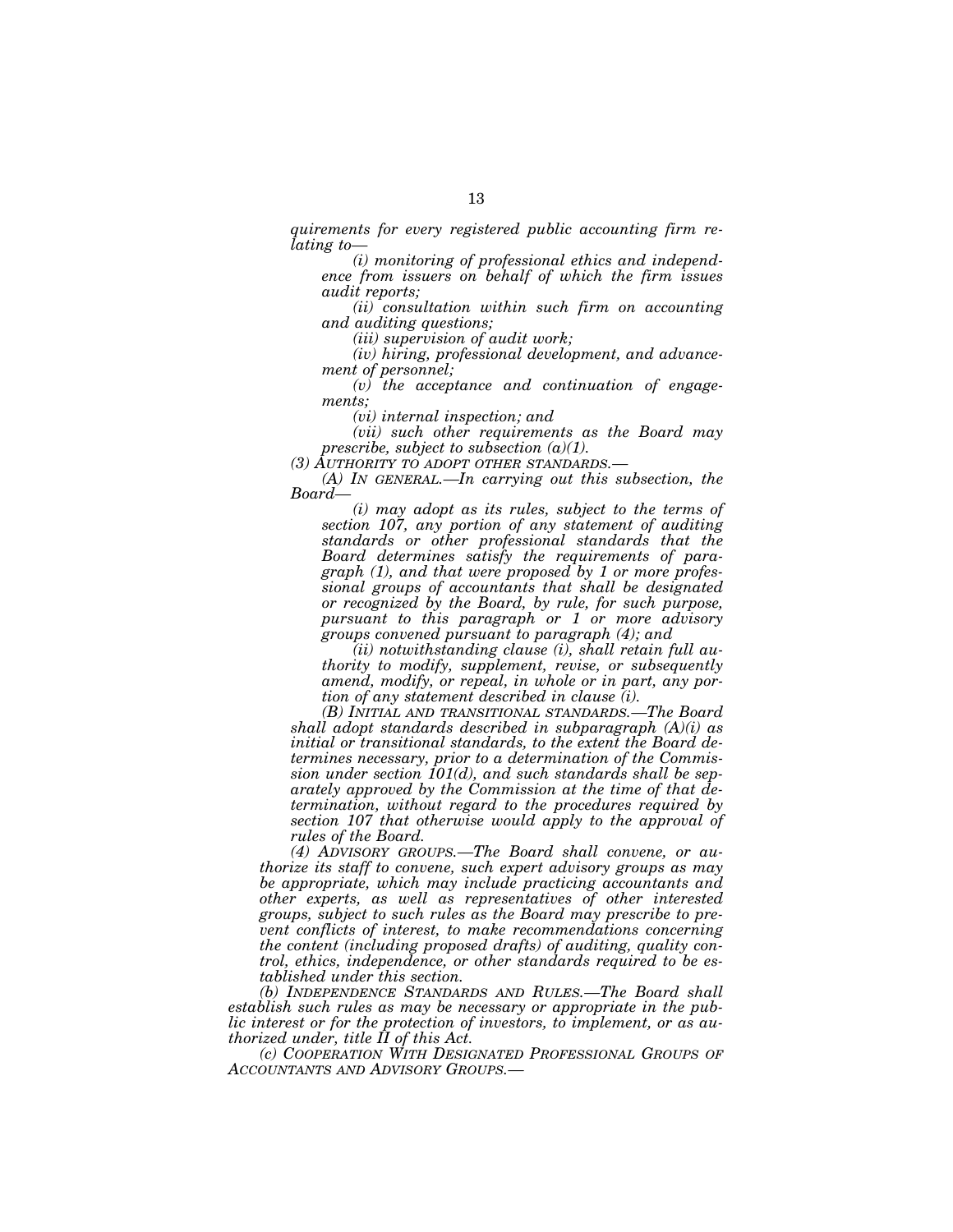*quirements for every registered public accounting firm relating to—*

*(i) monitoring of professional ethics and independence from issuers on behalf of which the firm issues audit reports;*

*(ii) consultation within such firm on accounting and auditing questions;*

*(iii) supervision of audit work;*

*(iv) hiring, professional development, and advancement of personnel;*

*(v) the acceptance and continuation of engagements;*

*(vi) internal inspection; and*

*(vii) such other requirements as the Board may prescribe, subject to subsection (a)(1).*

*(3) AUTHORITY TO ADOPT OTHER STANDARDS.—*

*(A) IN GENERAL.—In carrying out this subsection, the Board—*

*(i) may adopt as its rules, subject to the terms of section 107, any portion of any statement of auditing standards or other professional standards that the Board determines satisfy the requirements of paragraph (1), and that were proposed by 1 or more professional groups of accountants that shall be designated or recognized by the Board, by rule, for such purpose, pursuant to this paragraph or 1 or more advisory groups convened pursuant to paragraph (4); and*

*(ii) notwithstanding clause (i), shall retain full authority to modify, supplement, revise, or subsequently amend, modify, or repeal, in whole or in part, any portion of any statement described in clause (i).*

*(B) INITIAL AND TRANSITIONAL STANDARDS.—The Board shall adopt standards described in subparagraph (A)(i) as initial or transitional standards, to the extent the Board determines necessary, prior to a determination of the Commission under section 101(d), and such standards shall be separately approved by the Commission at the time of that determination, without regard to the procedures required by section 107 that otherwise would apply to the approval of rules of the Board.*

*(4) ADVISORY GROUPS.—The Board shall convene, or authorize its staff to convene, such expert advisory groups as may be appropriate, which may include practicing accountants and other experts, as well as representatives of other interested groups, subject to such rules as the Board may prescribe to prevent conflicts of interest, to make recommendations concerning the content (including proposed drafts) of auditing, quality control, ethics, independence, or other standards required to be established under this section.*

*(b) INDEPENDENCE STANDARDS AND RULES.—The Board shall establish such rules as may be necessary or appropriate in the public interest or for the protection of investors, to implement, or as authorized under, title II of this Act.*

*(c) COOPERATION WITH DESIGNATED PROFESSIONAL GROUPS OF ACCOUNTANTS AND ADVISORY GROUPS.—*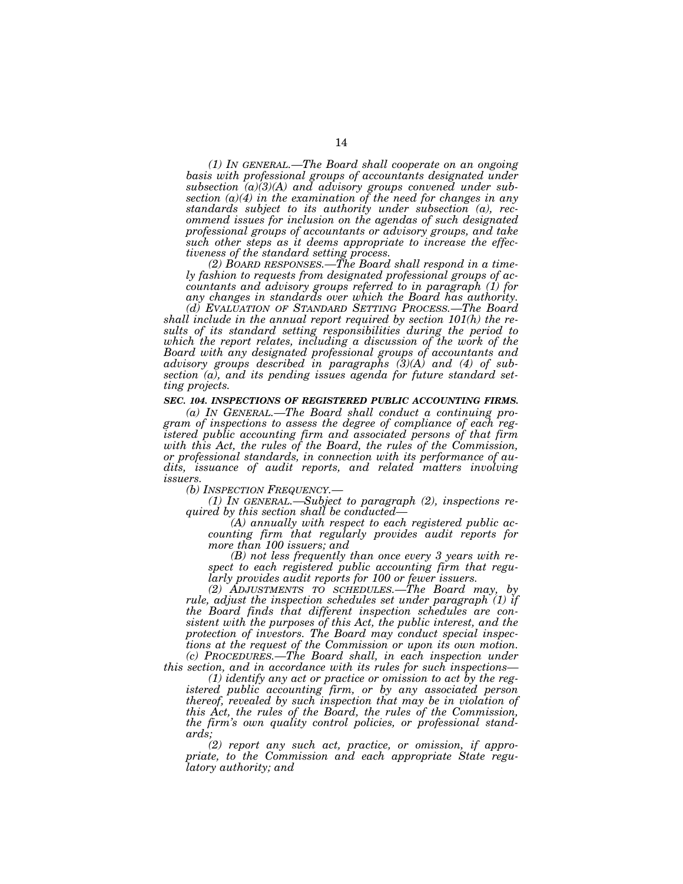*(1) In general.—The Board shall cooperate on an ongoing basis with professional groups of accountants designated under subsection (a)(3)(A) and advisory groups convened under subsection (a)(4) in the examination of the need for changes in any standards subject to its authority under subsection (a), recommend issues for inclusion on the agendas of such designated professional groups of accountants or advisory groups, and take such other steps as it deems appropriate to increase the effectiveness of the standard setting process.*

*(2) Board responses.—The Board shall respond in a timely fashion to requests from designated professional groups of accountants and advisory groups referred to in paragraph (1) for any changes in standards over which the Board has authority.*

*(d) Evaluation of Standard Setting Process.—The Board shall include in the annual report required by section 101(h) the results of its standard setting responsibilities during the period to which the report relates, including a discussion of the work of the Board with any designated professional groups of accountants and advisory groups described in paragraphs (3)(A) and (4) of subsection (a), and its pending issues agenda for future standard setting projects.*

***SEC. 104. INSPECTIONS OF REGISTERED PUBLIC ACCOUNTING FIRMS.***

*(a) In General.—The Board shall conduct a continuing program of inspections to assess the degree of compliance of each registered public accounting firm and associated persons of that firm with this Act, the rules of the Board, the rules of the Commission, or professional standards, in connection with its performance of audits, issuance of audit reports, and related matters involving issuers.*

*(b) Inspection Frequency.—*

*(1) In general.—Subject to paragraph (2), inspections required by this section shall be conducted—*

*(A) annually with respect to each registered public accounting firm that regularly provides audit reports for more than 100 issuers; and*

*(B) not less frequently than once every 3 years with respect to each registered public accounting firm that regularly provides audit reports for 100 or fewer issuers.*

*(2) Adjustments to schedules.—The Board may, by rule, adjust the inspection schedules set under paragraph (1) if the Board finds that different inspection schedules are consistent with the purposes of this Act, the public interest, and the protection of investors. The Board may conduct special inspections at the request of the Commission or upon its own motion.*

*(c) Procedures.—The Board shall, in each inspection under this section, and in accordance with its rules for such inspections—*

*(1) identify any act or practice or omission to act by the registered public accounting firm, or by any associated person thereof, revealed by such inspection that may be in violation of this Act, the rules of the Board, the rules of the Commission, the firm's own quality control policies, or professional standards;*

*(2) report any such act, practice, or omission, if appropriate, to the Commission and each appropriate State regulatory authority; and*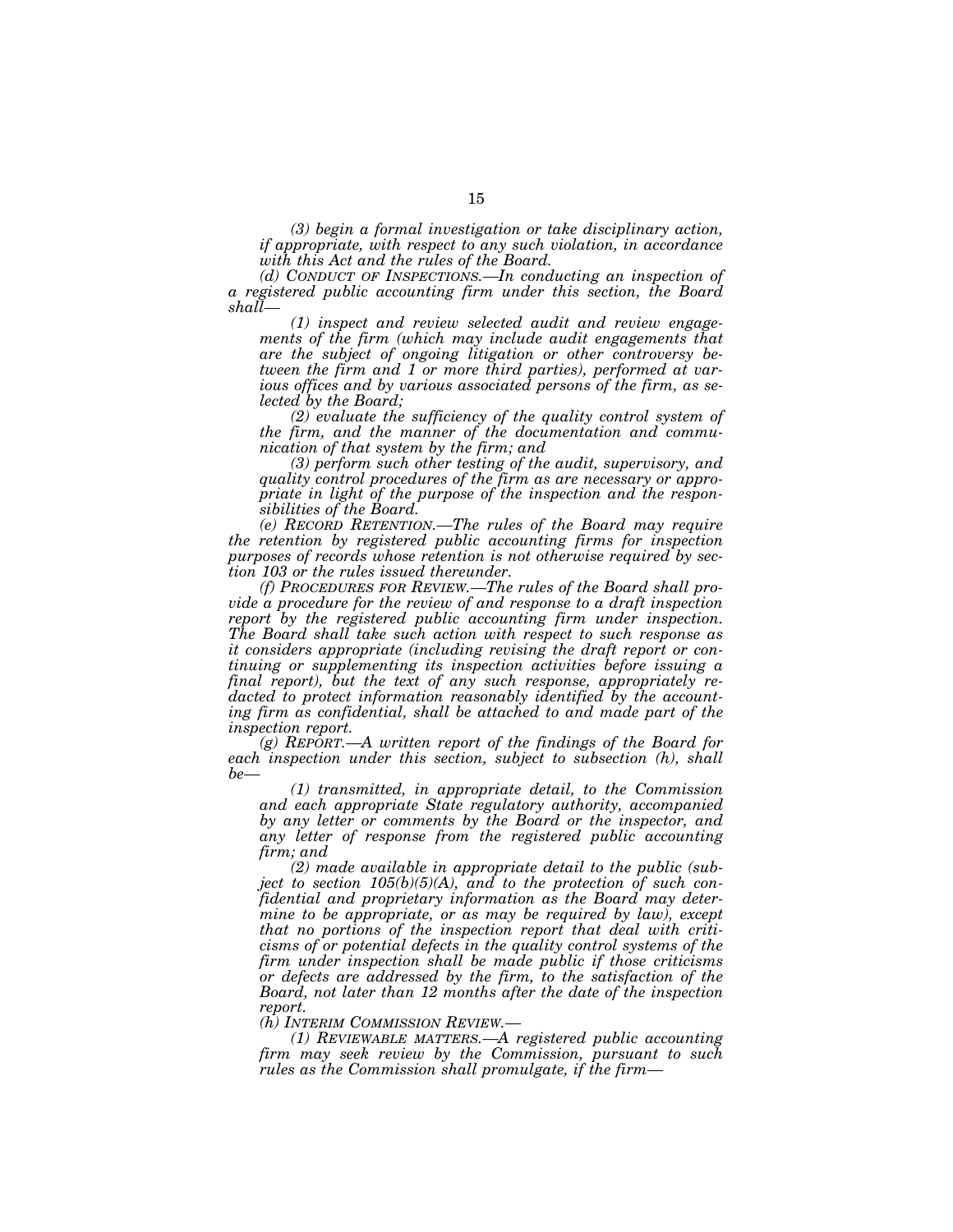*(3) begin a formal investigation or take disciplinary action, if appropriate, with respect to any such violation, in accordance with this Act and the rules of the Board.*

*(d) CONDUCT OF INSPECTIONS.—In conducting an inspection of a registered public accounting firm under this section, the Board shall—*

*(1) inspect and review selected audit and review engagements of the firm (which may include audit engagements that are the subject of ongoing litigation or other controversy between the firm and 1 or more third parties), performed at various offices and by various associated persons of the firm, as selected by the Board;*

*(2) evaluate the sufficiency of the quality control system of the firm, and the manner of the documentation and communication of that system by the firm; and*

*(3) perform such other testing of the audit, supervisory, and quality control procedures of the firm as are necessary or appropriate in light of the purpose of the inspection and the responsibilities of the Board.*

*(e) RECORD RETENTION.—The rules of the Board may require the retention by registered public accounting firms for inspection purposes of records whose retention is not otherwise required by section 103 or the rules issued thereunder.*

*(f) PROCEDURES FOR REVIEW.—The rules of the Board shall provide a procedure for the review of and response to a draft inspection report by the registered public accounting firm under inspection. The Board shall take such action with respect to such response as it considers appropriate (including revising the draft report or continuing or supplementing its inspection activities before issuing a final report), but the text of any such response, appropriately redacted to protect information reasonably identified by the accounting firm as confidential, shall be attached to and made part of the inspection report.*

*(g) REPORT.—A written report of the findings of the Board for each inspection under this section, subject to subsection (h), shall be—*

*(1) transmitted, in appropriate detail, to the Commission and each appropriate State regulatory authority, accompanied by any letter or comments by the Board or the inspector, and any letter of response from the registered public accounting firm; and*

*(2) made available in appropriate detail to the public (subject to section 105(b)(5)(A), and to the protection of such confidential and proprietary information as the Board may determine to be appropriate, or as may be required by law), except that no portions of the inspection report that deal with criticisms of or potential defects in the quality control systems of the firm under inspection shall be made public if those criticisms or defects are addressed by the firm, to the satisfaction of the Board, not later than 12 months after the date of the inspection report.*

*(h) INTERIM COMMISSION REVIEW.—*

*(1) REVIEWABLE MATTERS.—A registered public accounting firm may seek review by the Commission, pursuant to such rules as the Commission shall promulgate, if the firm—*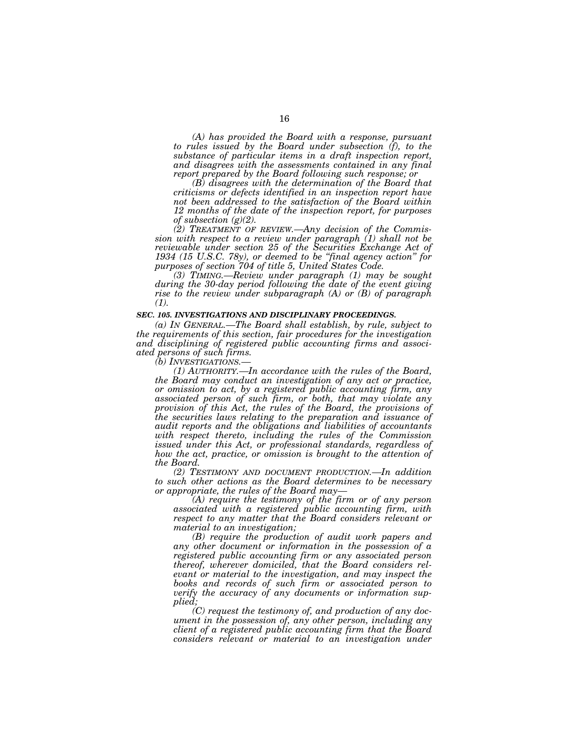*(A) has provided the Board with a response, pursuant to rules issued by the Board under subsection (f), to the substance of particular items in a draft inspection report, and disagrees with the assessments contained in any final report prepared by the Board following such response; or*

*(B) disagrees with the determination of the Board that criticisms or defects identified in an inspection report have not been addressed to the satisfaction of the Board within 12 months of the date of the inspection report, for purposes of subsection (g)(2).*

*(2) TREATMENT OF REVIEW.—Any decision of the Commission with respect to a review under paragraph (1) shall not be reviewable under section 25 of the Securities Exchange Act of 1934 (15 U.S.C. 78y), or deemed to be "final agency action" for purposes of section 704 of title 5, United States Code.*

*(3) TIMING.—Review under paragraph (1) may be sought during the 30-day period following the date of the event giving rise to the review under subparagraph (A) or (B) of paragraph (1).*

***SEC. 105. INVESTIGATIONS AND DISCIPLINARY PROCEEDINGS.***

*(a) IN GENERAL.—The Board shall establish, by rule, subject to the requirements of this section, fair procedures for the investigation and disciplining of registered public accounting firms and associated persons of such firms.*

*(b) INVESTIGATIONS.—*

*(1) AUTHORITY.—In accordance with the rules of the Board, the Board may conduct an investigation of any act or practice, or omission to act, by a registered public accounting firm, any associated person of such firm, or both, that may violate any provision of this Act, the rules of the Board, the provisions of the securities laws relating to the preparation and issuance of audit reports and the obligations and liabilities of accountants with respect thereto, including the rules of the Commission issued under this Act, or professional standards, regardless of how the act, practice, or omission is brought to the attention of the Board.*

*(2) TESTIMONY AND DOCUMENT PRODUCTION.—In addition to such other actions as the Board determines to be necessary or appropriate, the rules of the Board may—*

*(A) require the testimony of the firm or of any person associated with a registered public accounting firm, with respect to any matter that the Board considers relevant or material to an investigation;*

*(B) require the production of audit work papers and any other document or information in the possession of a registered public accounting firm or any associated person thereof, wherever domiciled, that the Board considers relevant or material to the investigation, and may inspect the books and records of such firm or associated person to verify the accuracy of any documents or information supplied;*

*(C) request the testimony of, and production of any document in the possession of, any other person, including any client of a registered public accounting firm that the Board considers relevant or material to an investigation under*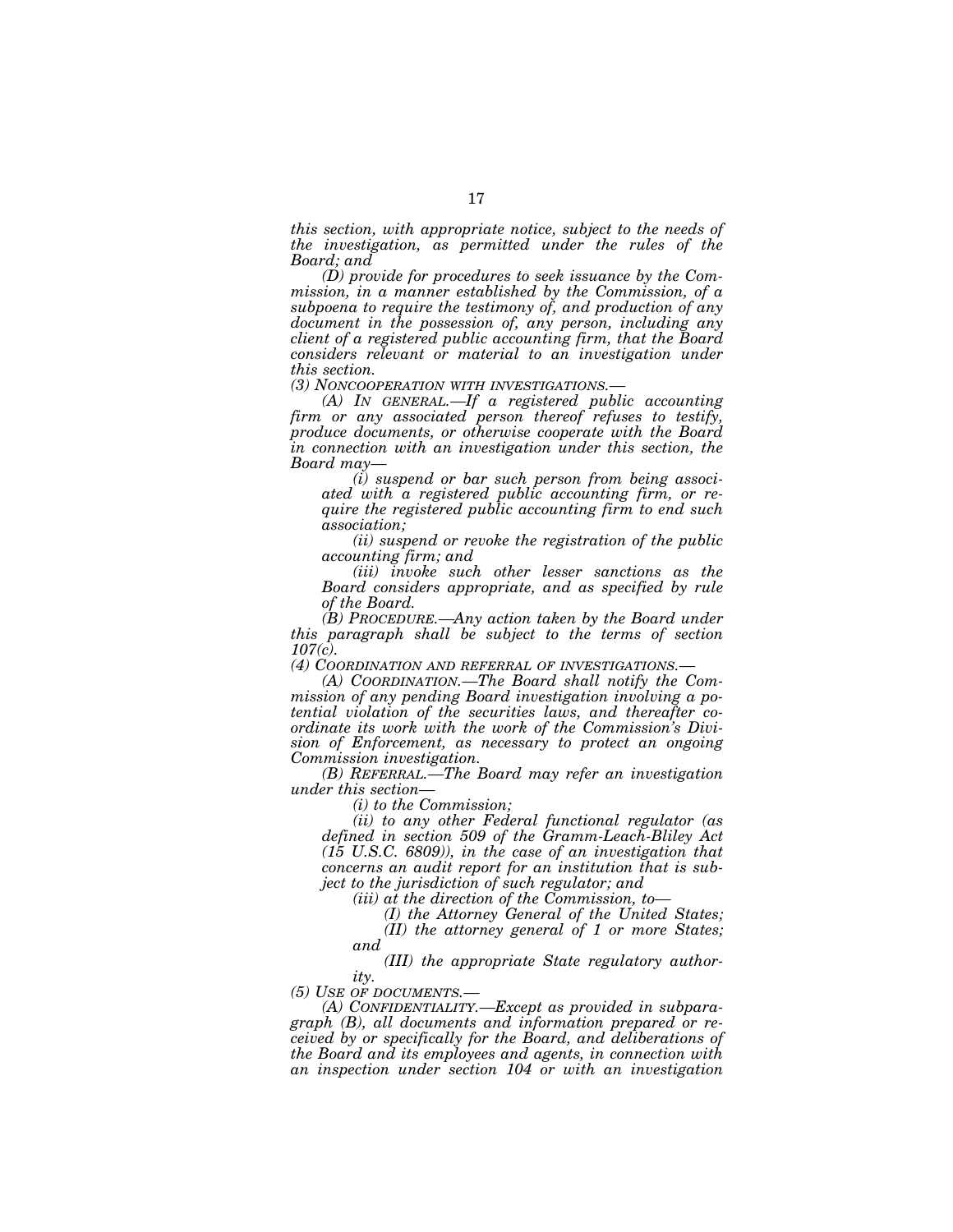*this section, with appropriate notice, subject to the needs of the investigation, as permitted under the rules of the Board; and*

*(D) provide for procedures to seek issuance by the Commission, in a manner established by the Commission, of a subpoena to require the testimony of, and production of any document in the possession of, any person, including any client of a registered public accounting firm, that the Board considers relevant or material to an investigation under this section.*

*(3) NONCOOPERATION WITH INVESTIGATIONS.—*

*(A) IN GENERAL.—If a registered public accounting firm or any associated person thereof refuses to testify, produce documents, or otherwise cooperate with the Board in connection with an investigation under this section, the Board may—*

*(i) suspend or bar such person from being associated with a registered public accounting firm, or require the registered public accounting firm to end such association;*

*(ii) suspend or revoke the registration of the public accounting firm; and*

*(iii) invoke such other lesser sanctions as the Board considers appropriate, and as specified by rule of the Board.*

*(B) PROCEDURE.—Any action taken by the Board under this paragraph shall be subject to the terms of section 107(c).*

*(4) COORDINATION AND REFERRAL OF INVESTIGATIONS.—*

*(A) COORDINATION.—The Board shall notify the Commission of any pending Board investigation involving a potential violation of the securities laws, and thereafter coordinate its work with the work of the Commission's Division of Enforcement, as necessary to protect an ongoing Commission investigation.*

*(B) REFERRAL.—The Board may refer an investigation under this section—*

*(i) to the Commission;*

*(ii) to any other Federal functional regulator (as defined in section 509 of the Gramm-Leach-Bliley Act (15 U.S.C. 6809)), in the case of an investigation that concerns an audit report for an institution that is subject to the jurisdiction of such regulator; and*

*(iii) at the direction of the Commission, to—*

*(I) the Attorney General of the United States;*

*(II) the attorney general of 1 or more States; and*

*(III) the appropriate State regulatory authority.*

*(5) USE OF DOCUMENTS.—*

*(A) CONFIDENTIALITY.—Except as provided in subparagraph (B), all documents and information prepared or received by or specifically for the Board, and deliberations of the Board and its employees and agents, in connection with an inspection under section 104 or with an investigation*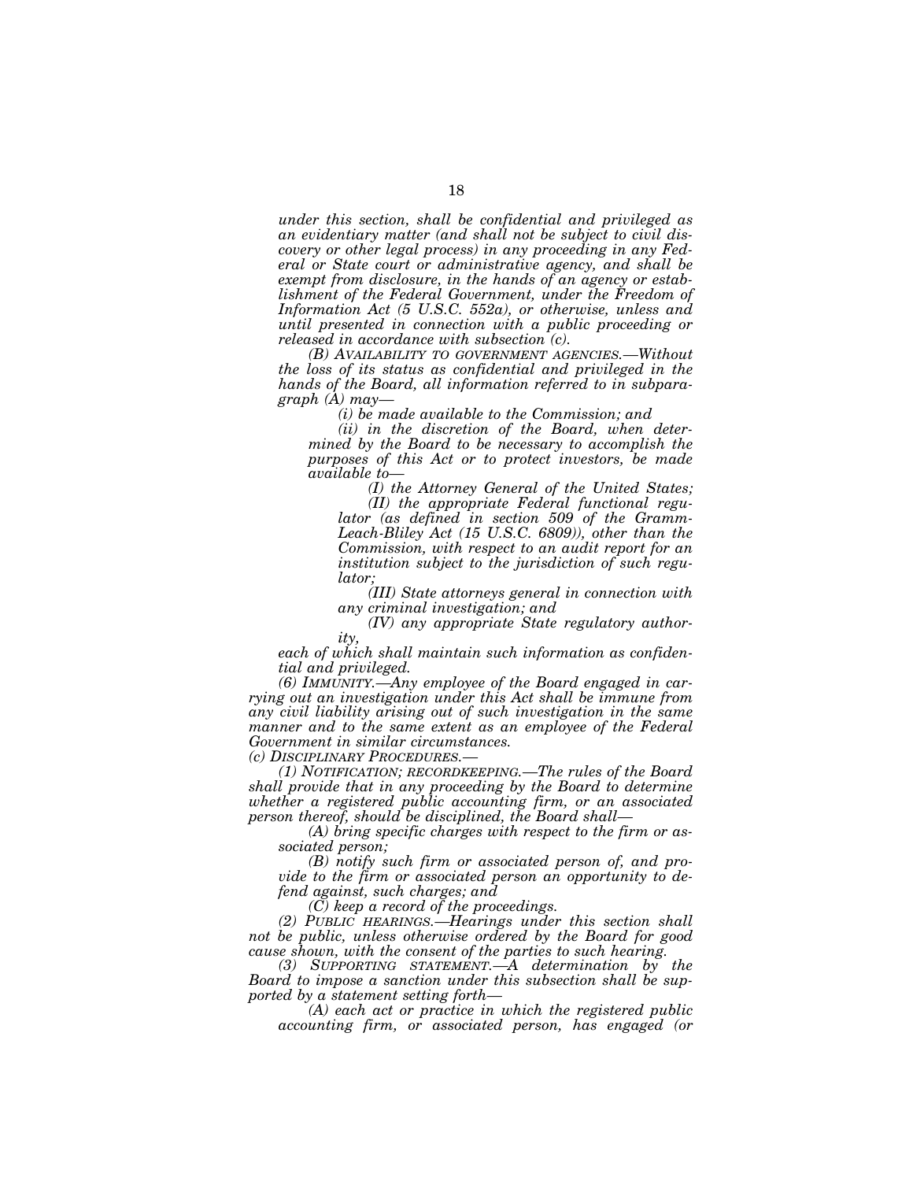*under this section, shall be confidential and privileged as an evidentiary matter (and shall not be subject to civil discovery or other legal process) in any proceeding in any Federal or State court or administrative agency, and shall be exempt from disclosure, in the hands of an agency or establishment of the Federal Government, under the Freedom of Information Act (5 U.S.C. 552a), or otherwise, unless and until presented in connection with a public proceeding or released in accordance with subsection (c).*

*(B) AVAILABILITY TO GOVERNMENT AGENCIES.—Without the loss of its status as confidential and privileged in the hands of the Board, all information referred to in subparagraph (A) may—*

*(i) be made available to the Commission; and*

*(ii) in the discretion of the Board, when determined by the Board to be necessary to accomplish the purposes of this Act or to protect investors, be made available to—*

*(I) the Attorney General of the United States;*

*(II) the appropriate Federal functional regulator (as defined in section 509 of the Gramm-Leach-Bliley Act (15 U.S.C. 6809)), other than the Commission, with respect to an audit report for an institution subject to the jurisdiction of such regulator;*

*(III) State attorneys general in connection with any criminal investigation; and*

*(IV) any appropriate State regulatory authority,*

*each of which shall maintain such information as confidential and privileged.*

*(6) IMMUNITY.—Any employee of the Board engaged in carrying out an investigation under this Act shall be immune from any civil liability arising out of such investigation in the same manner and to the same extent as an employee of the Federal Government in similar circumstances.*

*(c) DISCIPLINARY PROCEDURES.—*

*(1) NOTIFICATION; RECORDKEEPING.—The rules of the Board shall provide that in any proceeding by the Board to determine whether a registered public accounting firm, or an associated person thereof, should be disciplined, the Board shall—*

*(A) bring specific charges with respect to the firm or associated person;*

*(B) notify such firm or associated person of, and provide to the firm or associated person an opportunity to defend against, such charges; and*

*(C) keep a record of the proceedings.*

*(2) PUBLIC HEARINGS.—Hearings under this section shall not be public, unless otherwise ordered by the Board for good cause shown, with the consent of the parties to such hearing.*

*(3) SUPPORTING STATEMENT.—A determination by the Board to impose a sanction under this subsection shall be supported by a statement setting forth—*

*(A) each act or practice in which the registered public accounting firm, or associated person, has engaged (or*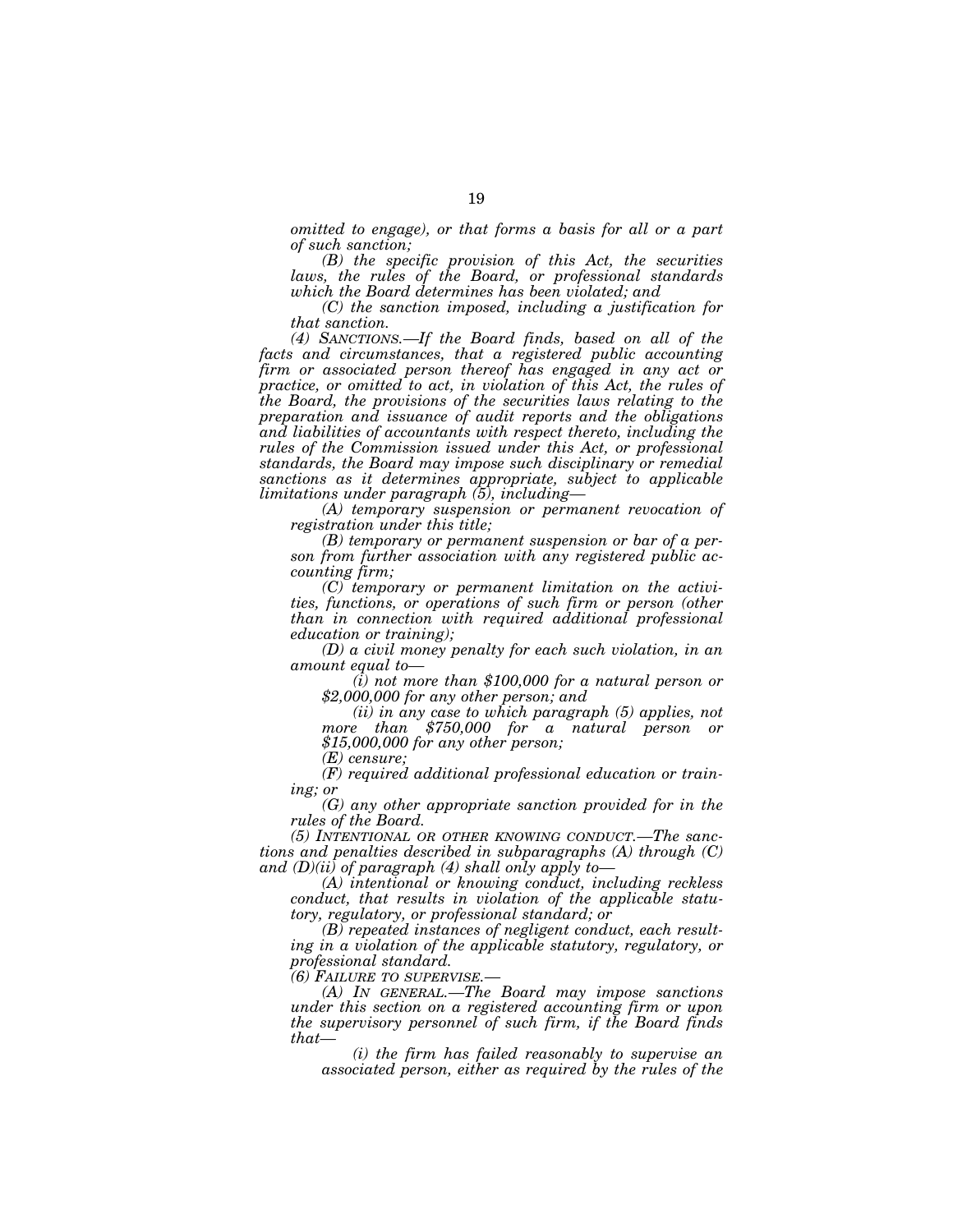*omitted to engage), or that forms a basis for all or a part of such sanction;*

*(B) the specific provision of this Act, the securities laws, the rules of the Board, or professional standards which the Board determines has been violated; and*

*(C) the sanction imposed, including a justification for that sanction.*

*(4) SANCTIONS.—If the Board finds, based on all of the facts and circumstances, that a registered public accounting firm or associated person thereof has engaged in any act or practice, or omitted to act, in violation of this Act, the rules of the Board, the provisions of the securities laws relating to the preparation and issuance of audit reports and the obligations and liabilities of accountants with respect thereto, including the rules of the Commission issued under this Act, or professional standards, the Board may impose such disciplinary or remedial sanctions as it determines appropriate, subject to applicable limitations under paragraph (5), including—*

*(A) temporary suspension or permanent revocation of registration under this title;*

*(B) temporary or permanent suspension or bar of a person from further association with any registered public accounting firm;*

*(C) temporary or permanent limitation on the activities, functions, or operations of such firm or person (other than in connection with required additional professional education or training);*

*(D) a civil money penalty for each such violation, in an amount equal to—*

*(i) not more than $100,000 for a natural person or $2,000,000 for any other person; and*

*(ii) in any case to which paragraph (5) applies, not more than $750,000 for a natural person or $15,000,000 for any other person;*

*(E) censure;*

*(F) required additional professional education or training; or*

*(G) any other appropriate sanction provided for in the rules of the Board.*

*(5) INTENTIONAL OR OTHER KNOWING CONDUCT.—The sanctions and penalties described in subparagraphs (A) through (C) and (D)(ii) of paragraph (4) shall only apply to—*

*(A) intentional or knowing conduct, including reckless conduct, that results in violation of the applicable statutory, regulatory, or professional standard; or*

*(B) repeated instances of negligent conduct, each resulting in a violation of the applicable statutory, regulatory, or professional standard.*

*(6) FAILURE TO SUPERVISE.—*

*(A) IN GENERAL.—The Board may impose sanctions under this section on a registered accounting firm or upon the supervisory personnel of such firm, if the Board finds that—*

*(i) the firm has failed reasonably to supervise an associated person, either as required by the rules of the*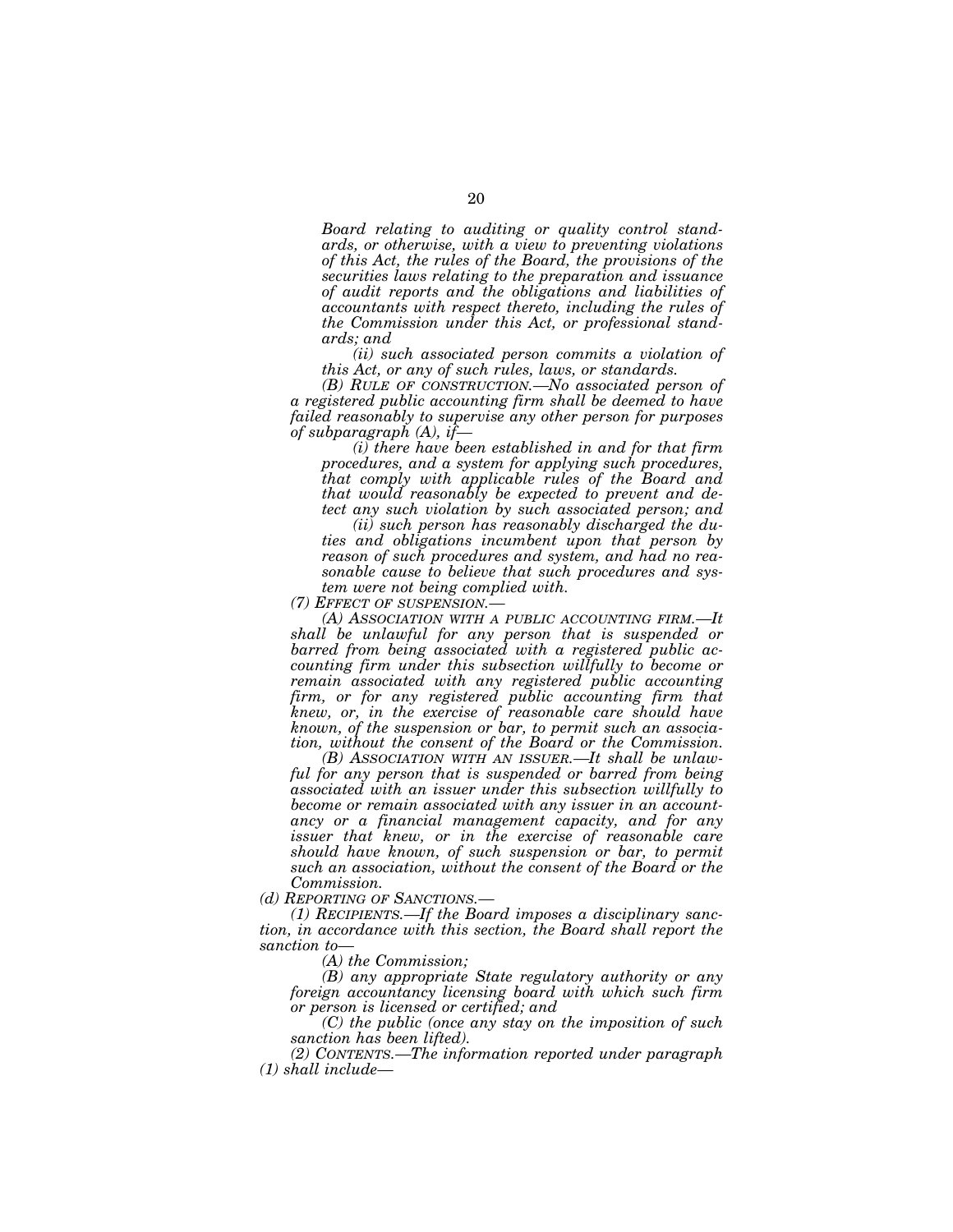*Board relating to auditing or quality control standards, or otherwise, with a view to preventing violations of this Act, the rules of the Board, the provisions of the securities laws relating to the preparation and issuance of audit reports and the obligations and liabilities of accountants with respect thereto, including the rules of the Commission under this Act, or professional standards; and*

*(ii) such associated person commits a violation of this Act, or any of such rules, laws, or standards.*

*(B) RULE OF CONSTRUCTION.—No associated person of a registered public accounting firm shall be deemed to have failed reasonably to supervise any other person for purposes of subparagraph (A), if—*

*(i) there have been established in and for that firm procedures, and a system for applying such procedures, that comply with applicable rules of the Board and that would reasonably be expected to prevent and detect any such violation by such associated person; and*

*(ii) such person has reasonably discharged the duties and obligations incumbent upon that person by reason of such procedures and system, and had no reasonable cause to believe that such procedures and system were not being complied with.*

*(7) EFFECT OF SUSPENSION.—*

*(A) ASSOCIATION WITH A PUBLIC ACCOUNTING FIRM.—It shall be unlawful for any person that is suspended or barred from being associated with a registered public accounting firm under this subsection willfully to become or remain associated with any registered public accounting firm, or for any registered public accounting firm that knew, or, in the exercise of reasonable care should have known, of the suspension or bar, to permit such an association, without the consent of the Board or the Commission.*

*(B) ASSOCIATION WITH AN ISSUER.—It shall be unlawful for any person that is suspended or barred from being associated with an issuer under this subsection willfully to become or remain associated with any issuer in an accountancy or a financial management capacity, and for any issuer that knew, or in the exercise of reasonable care should have known, of such suspension or bar, to permit such an association, without the consent of the Board or the Commission.*

*(d) REPORTING OF SANCTIONS.—*

*(1) RECIPIENTS.—If the Board imposes a disciplinary sanction, in accordance with this section, the Board shall report the sanction to—*

*(A) the Commission;*

*(B) any appropriate State regulatory authority or any foreign accountancy licensing board with which such firm or person is licensed or certified; and*

*(C) the public (once any stay on the imposition of such sanction has been lifted).*

*(2) CONTENTS.—The information reported under paragraph (1) shall include—*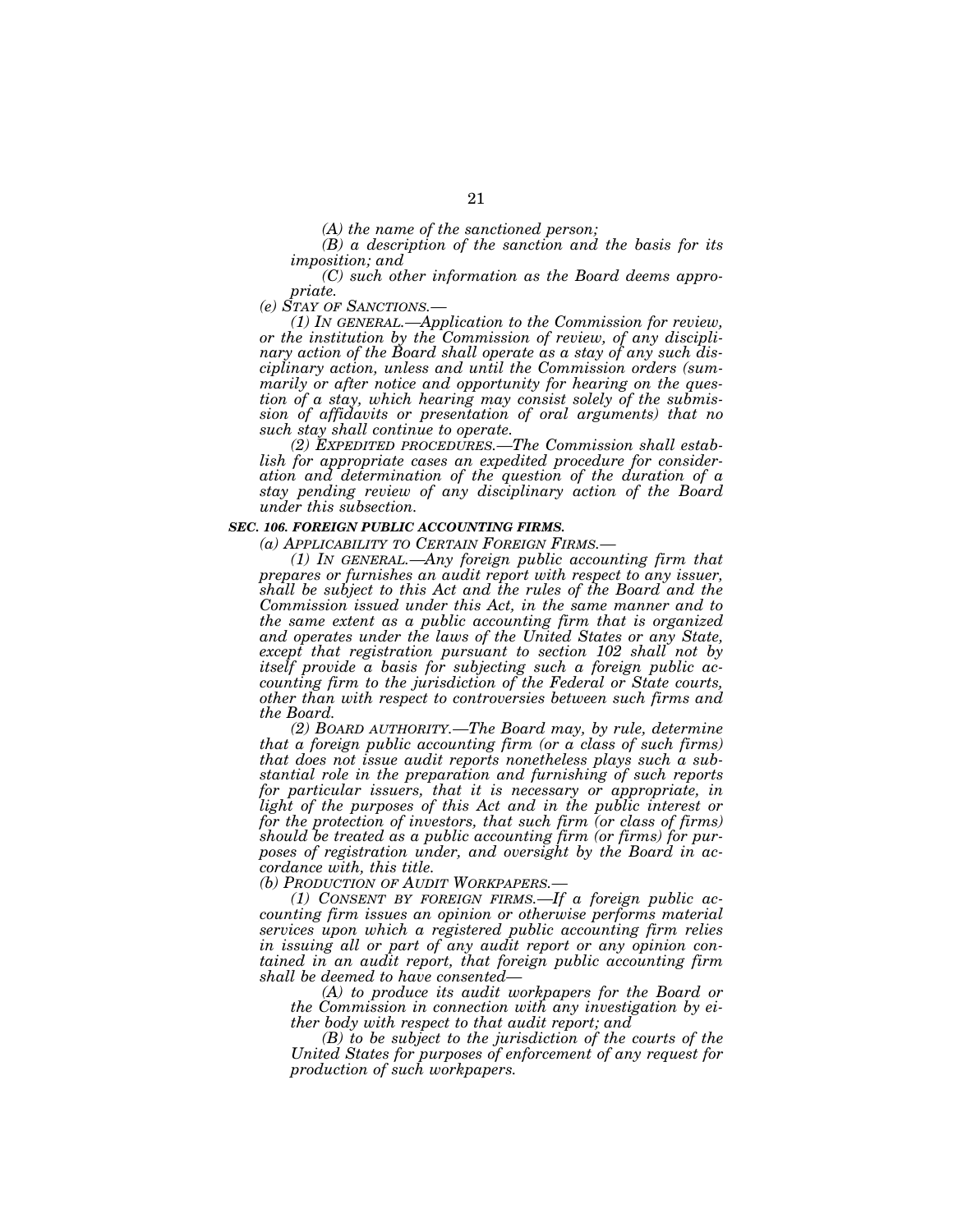*(A) the name of the sanctioned person;*

*(B) a description of the sanction and the basis for its imposition; and*

*(C) such other information as the Board deems appropriate.*

*(e) STAY OF SANCTIONS.—*

*(1) IN GENERAL.—Application to the Commission for review, or the institution by the Commission of review, of any disciplinary action of the Board shall operate as a stay of any such disciplinary action, unless and until the Commission orders (summarily or after notice and opportunity for hearing on the question of a stay, which hearing may consist solely of the submission of affidavits or presentation of oral arguments) that no such stay shall continue to operate.*

*(2) EXPEDITED PROCEDURES.—The Commission shall establish for appropriate cases an expedited procedure for consideration and determination of the question of the duration of a stay pending review of any disciplinary action of the Board under this subsection.*

***SEC. 106. FOREIGN PUBLIC ACCOUNTING FIRMS.***

*(a) APPLICABILITY TO CERTAIN FOREIGN FIRMS.—*

*(1) IN GENERAL.—Any foreign public accounting firm that prepares or furnishes an audit report with respect to any issuer, shall be subject to this Act and the rules of the Board and the Commission issued under this Act, in the same manner and to the same extent as a public accounting firm that is organized and operates under the laws of the United States or any State, except that registration pursuant to section 102 shall not by itself provide a basis for subjecting such a foreign public accounting firm to the jurisdiction of the Federal or State courts, other than with respect to controversies between such firms and the Board.*

*(2) BOARD AUTHORITY.—The Board may, by rule, determine that a foreign public accounting firm (or a class of such firms) that does not issue audit reports nonetheless plays such a substantial role in the preparation and furnishing of such reports for particular issuers, that it is necessary or appropriate, in light of the purposes of this Act and in the public interest or for the protection of investors, that such firm (or class of firms) should be treated as a public accounting firm (or firms) for purposes of registration under, and oversight by the Board in accordance with, this title.*

*(b) PRODUCTION OF AUDIT WORKPAPERS.—*

*(1) CONSENT BY FOREIGN FIRMS.—If a foreign public accounting firm issues an opinion or otherwise performs material services upon which a registered public accounting firm relies in issuing all or part of any audit report or any opinion contained in an audit report, that foreign public accounting firm shall be deemed to have consented—*

*(A) to produce its audit workpapers for the Board or the Commission in connection with any investigation by either body with respect to that audit report; and*

*(B) to be subject to the jurisdiction of the courts of the United States for purposes of enforcement of any request for production of such workpapers.*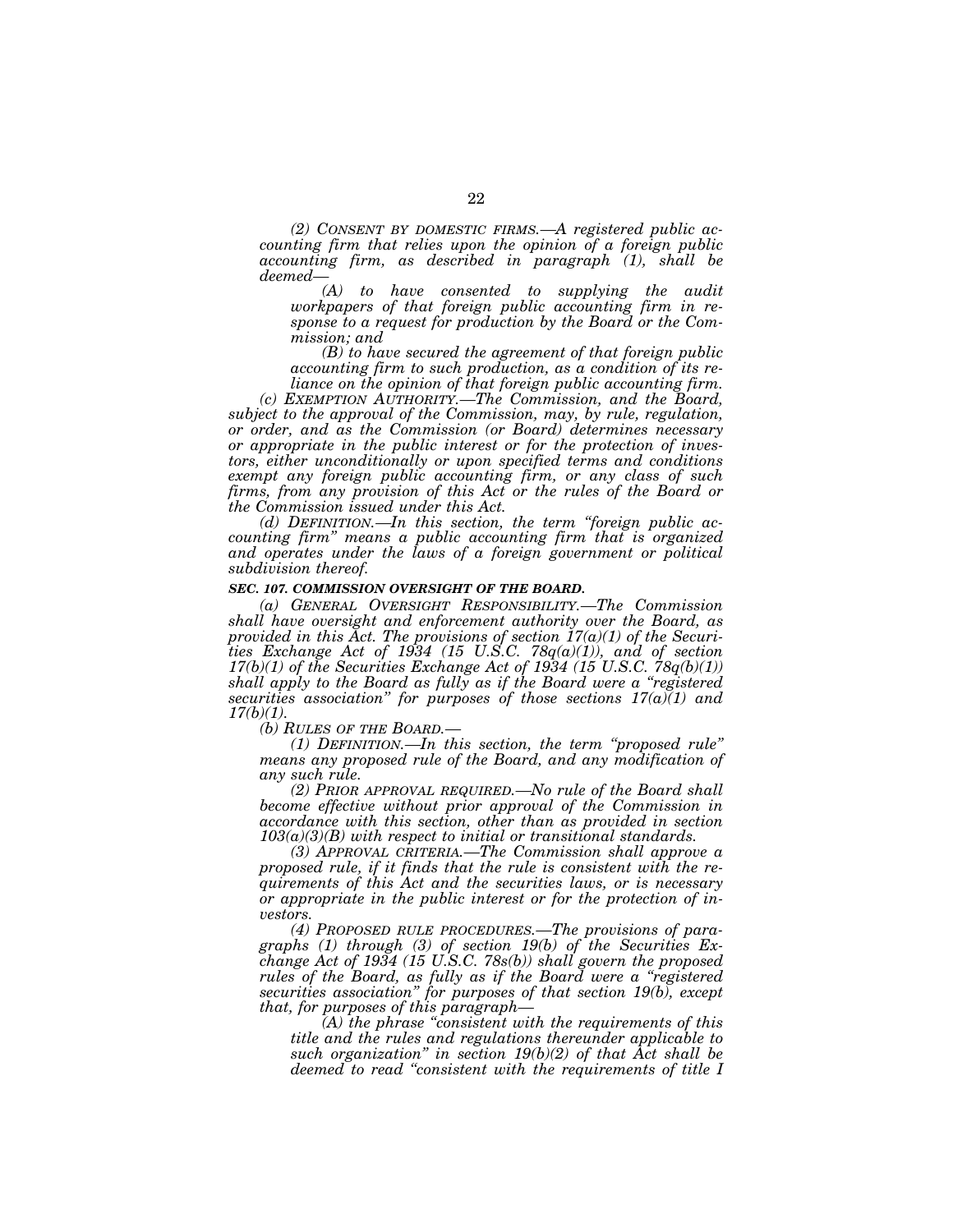*(2) CONSENT BY DOMESTIC FIRMS.—A registered public accounting firm that relies upon the opinion of a foreign public accounting firm, as described in paragraph (1), shall be deemed—*

*(A) to have consented to supplying the audit workpapers of that foreign public accounting firm in response to a request for production by the Board or the Commission; and*

*(B) to have secured the agreement of that foreign public accounting firm to such production, as a condition of its reliance on the opinion of that foreign public accounting firm.*

*(c) EXEMPTION AUTHORITY.—The Commission, and the Board, subject to the approval of the Commission, may, by rule, regulation, or order, and as the Commission (or Board) determines necessary or appropriate in the public interest or for the protection of investors, either unconditionally or upon specified terms and conditions exempt any foreign public accounting firm, or any class of such firms, from any provision of this Act or the rules of the Board or the Commission issued under this Act.*

*(d) DEFINITION.—In this section, the term "foreign public accounting firm" means a public accounting firm that is organized and operates under the laws of a foreign government or political subdivision thereof.*

***SEC. 107. COMMISSION OVERSIGHT OF THE BOARD.***

*(a) GENERAL OVERSIGHT RESPONSIBILITY.—The Commission shall have oversight and enforcement authority over the Board, as provided in this Act. The provisions of section 17(a)(1) of the Securities Exchange Act of 1934 (15 U.S.C. 78q(a)(1)), and of section 17(b)(1) of the Securities Exchange Act of 1934 (15 U.S.C. 78q(b)(1)) shall apply to the Board as fully as if the Board were a "registered securities association" for purposes of those sections 17(a)(1) and 17(b)(1).*

*(b) RULES OF THE BOARD.—*

*(1) DEFINITION.—In this section, the term "proposed rule" means any proposed rule of the Board, and any modification of any such rule.*

*(2) PRIOR APPROVAL REQUIRED.—No rule of the Board shall become effective without prior approval of the Commission in accordance with this section, other than as provided in section 103(a)(3)(B) with respect to initial or transitional standards.*

*(3) APPROVAL CRITERIA.—The Commission shall approve a proposed rule, if it finds that the rule is consistent with the requirements of this Act and the securities laws, or is necessary or appropriate in the public interest or for the protection of investors.*

*(4) PROPOSED RULE PROCEDURES.—The provisions of paragraphs (1) through (3) of section 19(b) of the Securities Exchange Act of 1934 (15 U.S.C. 78s(b)) shall govern the proposed rules of the Board, as fully as if the Board were a "registered securities association" for purposes of that section 19(b), except that, for purposes of this paragraph—*

*(A) the phrase "consistent with the requirements of this title and the rules and regulations thereunder applicable to such organization" in section 19(b)(2) of that Act shall be deemed to read "consistent with the requirements of title I*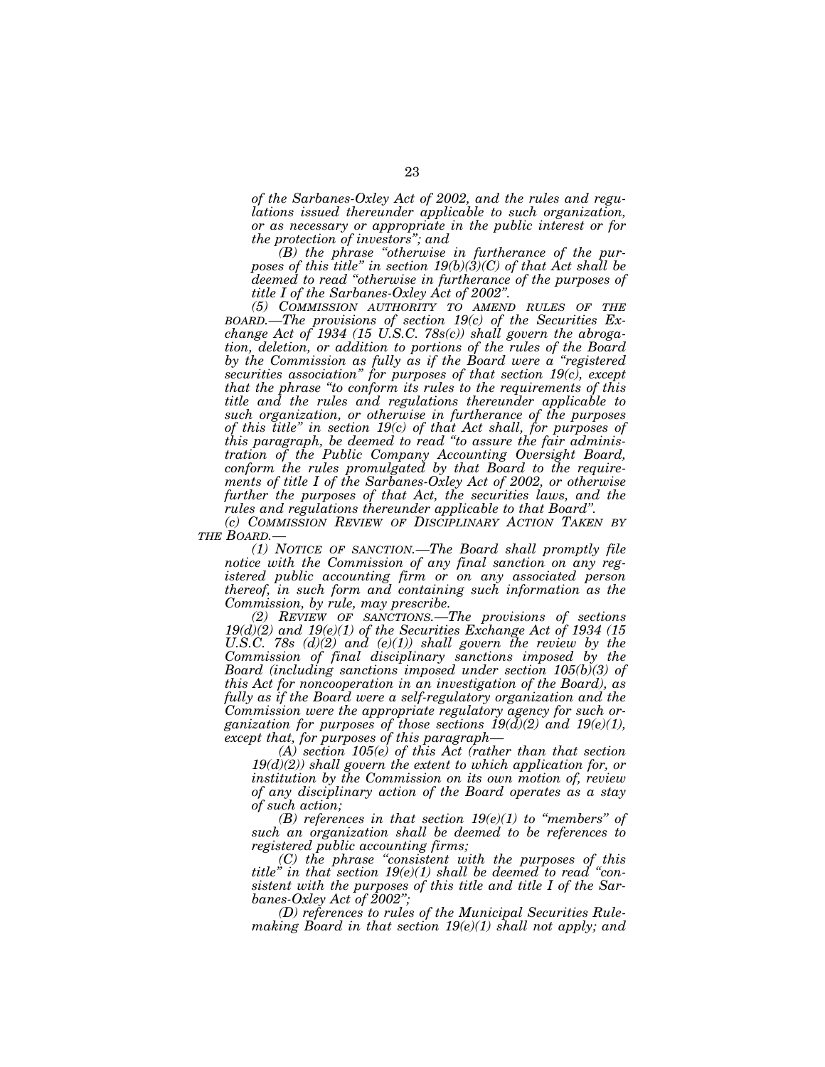*of the Sarbanes-Oxley Act of 2002, and the rules and regulations issued thereunder applicable to such organization, or as necessary or appropriate in the public interest or for the protection of investors"; and*

*(B) the phrase "otherwise in furtherance of the purposes of this title" in section 19(b)(3)(C) of that Act shall be deemed to read "otherwise in furtherance of the purposes of title I of the Sarbanes-Oxley Act of 2002".*

*(5) COMMISSION AUTHORITY TO AMEND RULES OF THE BOARD.—The provisions of section 19(c) of the Securities Exchange Act of 1934 (15 U.S.C. 78s(c)) shall govern the abrogation, deletion, or addition to portions of the rules of the Board by the Commission as fully as if the Board were a "registered securities association" for purposes of that section 19(c), except that the phrase "to conform its rules to the requirements of this title and the rules and regulations thereunder applicable to such organization, or otherwise in furtherance of the purposes of this title" in section 19(c) of that Act shall, for purposes of this paragraph, be deemed to read "to assure the fair administration of the Public Company Accounting Oversight Board, conform the rules promulgated by that Board to the requirements of title I of the Sarbanes-Oxley Act of 2002, or otherwise further the purposes of that Act, the securities laws, and the rules and regulations thereunder applicable to that Board".*

*(c) COMMISSION REVIEW OF DISCIPLINARY ACTION TAKEN BY THE BOARD.—*

*(1) NOTICE OF SANCTION.—The Board shall promptly file notice with the Commission of any final sanction on any registered public accounting firm or on any associated person thereof, in such form and containing such information as the Commission, by rule, may prescribe.*

*(2) REVIEW OF SANCTIONS.—The provisions of sections 19(d)(2) and 19(e)(1) of the Securities Exchange Act of 1934 (15 U.S.C. 78s (d)(2) and (e)(1)) shall govern the review by the Commission of final disciplinary sanctions imposed by the Board (including sanctions imposed under section 105(b)(3) of this Act for noncooperation in an investigation of the Board), as fully as if the Board were a self-regulatory organization and the Commission were the appropriate regulatory agency for such organization for purposes of those sections 19(d)(2) and 19(e)(1), except that, for purposes of this paragraph—*

*(A) section 105(e) of this Act (rather than that section 19(d)(2)) shall govern the extent to which application for, or institution by the Commission on its own motion of, review of any disciplinary action of the Board operates as a stay of such action;*

*(B) references in that section 19(e)(1) to "members" of such an organization shall be deemed to be references to registered public accounting firms;*

*(C) the phrase "consistent with the purposes of this title" in that section 19(e)(1) shall be deemed to read "consistent with the purposes of this title and title I of the Sarbanes-Oxley Act of 2002";*

*(D) references to rules of the Municipal Securities Rulemaking Board in that section 19(e)(1) shall not apply; and*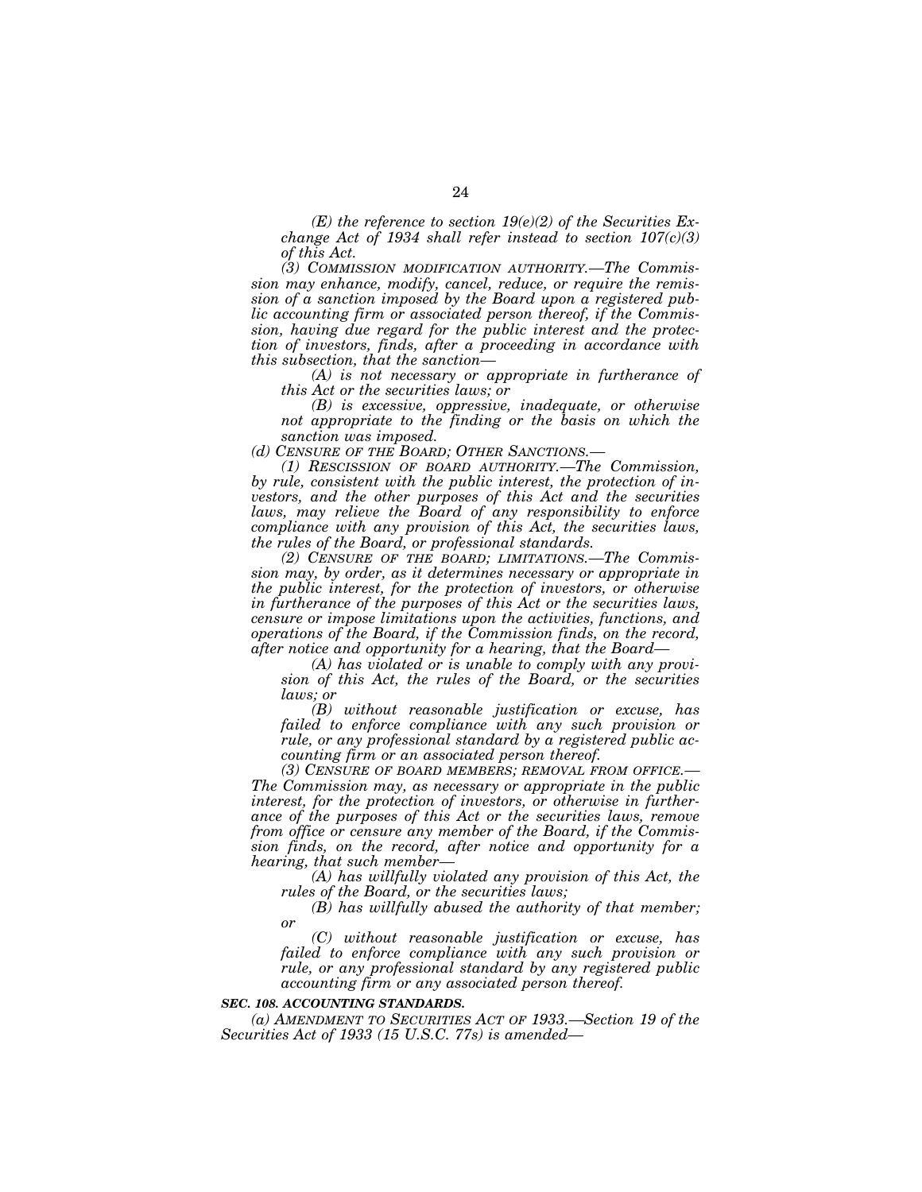*(E) the reference to section 19(e)(2) of the Securities Exchange Act of 1934 shall refer instead to section 107(c)(3) of this Act.*

*(3) COMMISSION MODIFICATION AUTHORITY.—The Commission may enhance, modify, cancel, reduce, or require the remission of a sanction imposed by the Board upon a registered public accounting firm or associated person thereof, if the Commission, having due regard for the public interest and the protection of investors, finds, after a proceeding in accordance with this subsection, that the sanction—*

*(A) is not necessary or appropriate in furtherance of this Act or the securities laws; or*

*(B) is excessive, oppressive, inadequate, or otherwise not appropriate to the finding or the basis on which the sanction was imposed.*

*(d) CENSURE OF THE BOARD; OTHER SANCTIONS.—*

*(1) RESCISSION OF BOARD AUTHORITY.—The Commission, by rule, consistent with the public interest, the protection of investors, and the other purposes of this Act and the securities laws, may relieve the Board of any responsibility to enforce compliance with any provision of this Act, the securities laws, the rules of the Board, or professional standards.*

*(2) CENSURE OF THE BOARD; LIMITATIONS.—The Commission may, by order, as it determines necessary or appropriate in the public interest, for the protection of investors, or otherwise in furtherance of the purposes of this Act or the securities laws, censure or impose limitations upon the activities, functions, and operations of the Board, if the Commission finds, on the record, after notice and opportunity for a hearing, that the Board—*

*(A) has violated or is unable to comply with any provision of this Act, the rules of the Board, or the securities laws; or*

*(B) without reasonable justification or excuse, has failed to enforce compliance with any such provision or rule, or any professional standard by a registered public accounting firm or an associated person thereof.*

*(3) CENSURE OF BOARD MEMBERS; REMOVAL FROM OFFICE.—The Commission may, as necessary or appropriate in the public interest, for the protection of investors, or otherwise in furtherance of the purposes of this Act or the securities laws, remove from office or censure any member of the Board, if the Commission finds, on the record, after notice and opportunity for a hearing, that such member—*

*(A) has willfully violated any provision of this Act, the rules of the Board, or the securities laws;*

*(B) has willfully abused the authority of that member; or*

*(C) without reasonable justification or excuse, has failed to enforce compliance with any such provision or rule, or any professional standard by any registered public accounting firm or any associated person thereof.*

***SEC. 108. ACCOUNTING STANDARDS.***

*(a) AMENDMENT TO SECURITIES ACT OF 1933.—Section 19 of the Securities Act of 1933 (15 U.S.C. 77s) is amended—*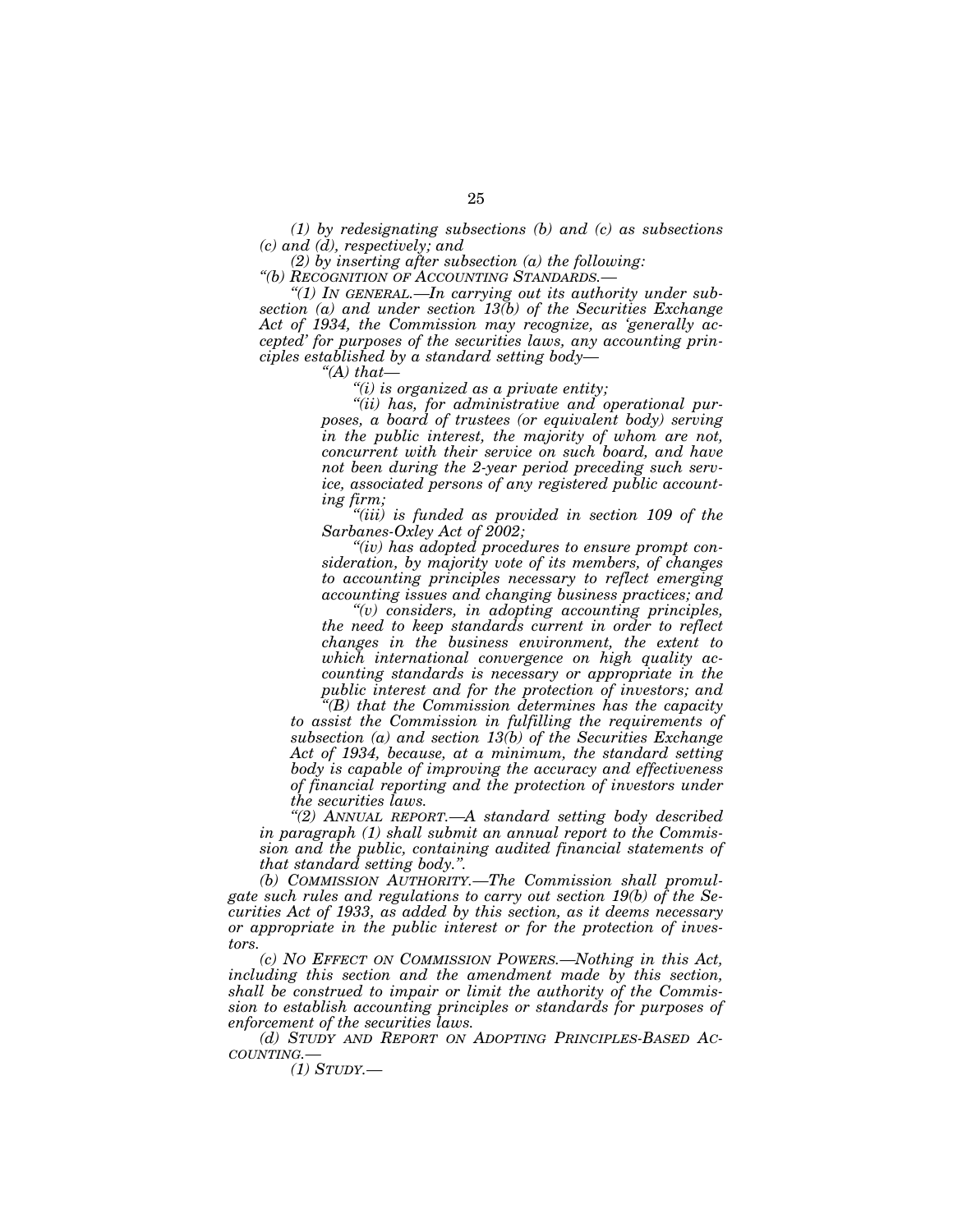*(1) by redesignating subsections (b) and (c) as subsections (c) and (d), respectively; and*

*(2) by inserting after subsection (a) the following:*

*"(b) RECOGNITION OF ACCOUNTING STANDARDS.—*

*"(1) IN GENERAL.—In carrying out its authority under subsection (a) and under section 13(b) of the Securities Exchange Act of 1934, the Commission may recognize, as 'generally accepted' for purposes of the securities laws, any accounting principles established by a standard setting body—*

*"(A) that—*

*"(i) is organized as a private entity;*

*"(ii) has, for administrative and operational purposes, a board of trustees (or equivalent body) serving in the public interest, the majority of whom are not, concurrent with their service on such board, and have not been during the 2-year period preceding such service, associated persons of any registered public accounting firm;*

*"(iii) is funded as provided in section 109 of the Sarbanes-Oxley Act of 2002;*

*"(iv) has adopted procedures to ensure prompt consideration, by majority vote of its members, of changes to accounting principles necessary to reflect emerging accounting issues and changing business practices; and*

*"(v) considers, in adopting accounting principles, the need to keep standards current in order to reflect changes in the business environment, the extent to which international convergence on high quality accounting standards is necessary or appropriate in the public interest and for the protection of investors; and*

*"(B) that the Commission determines has the capacity to assist the Commission in fulfilling the requirements of subsection (a) and section 13(b) of the Securities Exchange Act of 1934, because, at a minimum, the standard setting body is capable of improving the accuracy and effectiveness of financial reporting and the protection of investors under the securities laws.*

*"(2) ANNUAL REPORT.—A standard setting body described in paragraph (1) shall submit an annual report to the Commission and the public, containing audited financial statements of that standard setting body.".*

*(b) COMMISSION AUTHORITY.—The Commission shall promulgate such rules and regulations to carry out section 19(b) of the Securities Act of 1933, as added by this section, as it deems necessary or appropriate in the public interest or for the protection of investors.*

*(c) NO EFFECT ON COMMISSION POWERS.—Nothing in this Act, including this section and the amendment made by this section, shall be construed to impair or limit the authority of the Commission to establish accounting principles or standards for purposes of enforcement of the securities laws.*

*(d) STUDY AND REPORT ON ADOPTING PRINCIPLES-BASED ACCOUNTING.—*

*(1) STUDY.—*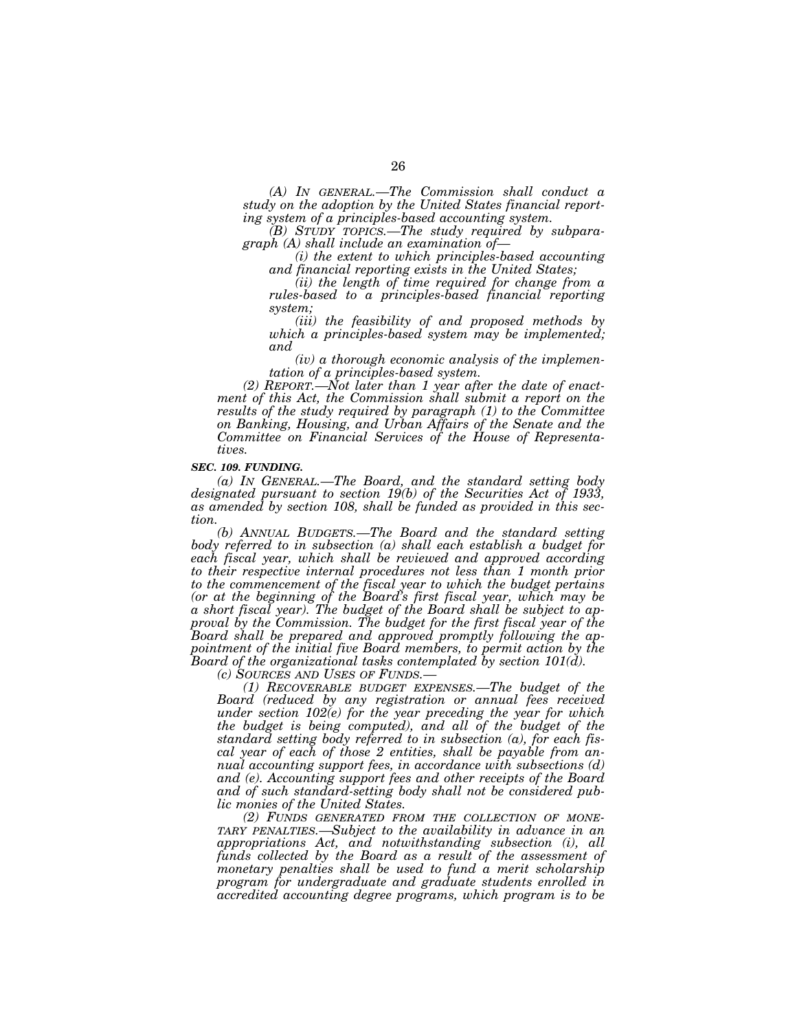*(A) IN GENERAL.—The Commission shall conduct a study on the adoption by the United States financial reporting system of a principles-based accounting system.*

*(B) STUDY TOPICS.—The study required by subparagraph (A) shall include an examination of—*

*(i) the extent to which principles-based accounting and financial reporting exists in the United States;*

*(ii) the length of time required for change from a rules-based to a principles-based financial reporting system;*

*(iii) the feasibility of and proposed methods by which a principles-based system may be implemented; and*

*(iv) a thorough economic analysis of the implementation of a principles-based system.*

*(2) REPORT.—Not later than 1 year after the date of enactment of this Act, the Commission shall submit a report on the results of the study required by paragraph (1) to the Committee on Banking, Housing, and Urban Affairs of the Senate and the Committee on Financial Services of the House of Representatives.*

***SEC. 109. FUNDING.***

*(a) IN GENERAL.—The Board, and the standard setting body designated pursuant to section 19(b) of the Securities Act of 1933, as amended by section 108, shall be funded as provided in this section.*

*(b) ANNUAL BUDGETS.—The Board and the standard setting body referred to in subsection (a) shall each establish a budget for each fiscal year, which shall be reviewed and approved according to their respective internal procedures not less than 1 month prior to the commencement of the fiscal year to which the budget pertains (or at the beginning of the Board's first fiscal year, which may be a short fiscal year). The budget of the Board shall be subject to approval by the Commission. The budget for the first fiscal year of the Board shall be prepared and approved promptly following the appointment of the initial five Board members, to permit action by the Board of the organizational tasks contemplated by section 101(d).*

*(c) SOURCES AND USES OF FUNDS.—*

*(1) RECOVERABLE BUDGET EXPENSES.—The budget of the Board (reduced by any registration or annual fees received under section 102(e) for the year preceding the year for which the budget is being computed), and all of the budget of the standard setting body referred to in subsection (a), for each fiscal year of each of those 2 entities, shall be payable from annual accounting support fees, in accordance with subsections (d) and (e). Accounting support fees and other receipts of the Board and of such standard-setting body shall not be considered public monies of the United States.*

*(2) FUNDS GENERATED FROM THE COLLECTION OF MONETARY PENALTIES.—Subject to the availability in advance in an appropriations Act, and notwithstanding subsection (i), all funds collected by the Board as a result of the assessment of monetary penalties shall be used to fund a merit scholarship program for undergraduate and graduate students enrolled in accredited accounting degree programs, which program is to be*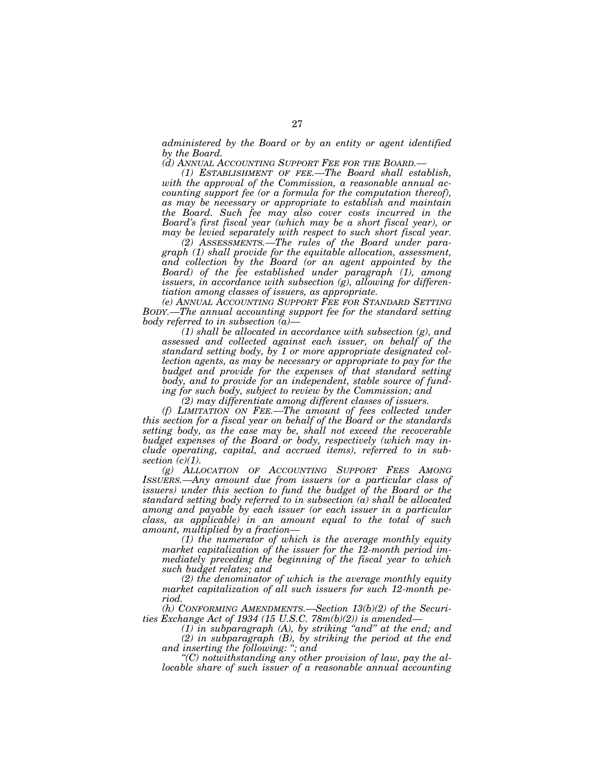*administered by the Board or by an entity or agent identified by the Board.*

*(d) ANNUAL ACCOUNTING SUPPORT FEE FOR THE BOARD.—*

*(1) ESTABLISHMENT OF FEE.—The Board shall establish, with the approval of the Commission, a reasonable annual accounting support fee (or a formula for the computation thereof), as may be necessary or appropriate to establish and maintain the Board. Such fee may also cover costs incurred in the Board's first fiscal year (which may be a short fiscal year), or may be levied separately with respect to such short fiscal year.*

*(2) ASSESSMENTS.—The rules of the Board under paragraph (1) shall provide for the equitable allocation, assessment, and collection by the Board (or an agent appointed by the Board) of the fee established under paragraph (1), among issuers, in accordance with subsection (g), allowing for differentiation among classes of issuers, as appropriate.*

*(e) ANNUAL ACCOUNTING SUPPORT FEE FOR STANDARD SETTING BODY.—The annual accounting support fee for the standard setting body referred to in subsection (a)—*

*(1) shall be allocated in accordance with subsection (g), and assessed and collected against each issuer, on behalf of the standard setting body, by 1 or more appropriate designated collection agents, as may be necessary or appropriate to pay for the budget and provide for the expenses of that standard setting body, and to provide for an independent, stable source of funding for such body, subject to review by the Commission; and*

*(2) may differentiate among different classes of issuers.*

*(f) LIMITATION ON FEE.—The amount of fees collected under this section for a fiscal year on behalf of the Board or the standards setting body, as the case may be, shall not exceed the recoverable budget expenses of the Board or body, respectively (which may include operating, capital, and accrued items), referred to in subsection (c)(1).*

*(g) ALLOCATION OF ACCOUNTING SUPPORT FEES AMONG ISSUERS.—Any amount due from issuers (or a particular class of issuers) under this section to fund the budget of the Board or the standard setting body referred to in subsection (a) shall be allocated among and payable by each issuer (or each issuer in a particular class, as applicable) in an amount equal to the total of such amount, multiplied by a fraction—*

*(1) the numerator of which is the average monthly equity market capitalization of the issuer for the 12-month period immediately preceding the beginning of the fiscal year to which such budget relates; and*

*(2) the denominator of which is the average monthly equity market capitalization of all such issuers for such 12-month period.*

*(h) CONFORMING AMENDMENTS.—Section 13(b)(2) of the Securities Exchange Act of 1934 (15 U.S.C. 78m(b)(2)) is amended—*

*(1) in subparagraph (A), by striking "and" at the end; and*

*(2) in subparagraph (B), by striking the period at the end and inserting the following: "; and*

*"(C) notwithstanding any other provision of law, pay the allocable share of such issuer of a reasonable annual accounting*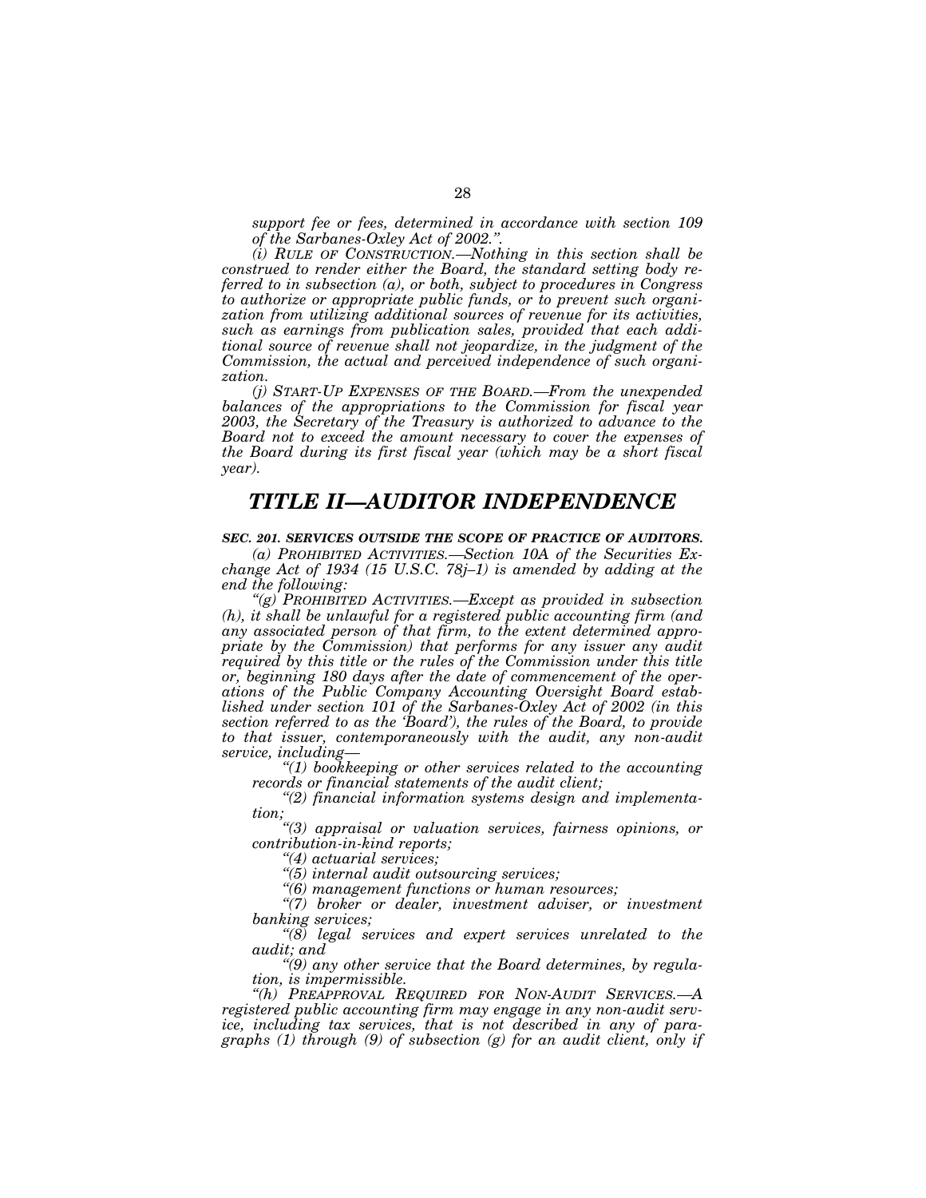*support fee or fees, determined in accordance with section 109 of the Sarbanes-Oxley Act of 2002.".*

*(i) RULE OF CONSTRUCTION.—Nothing in this section shall be construed to render either the Board, the standard setting body referred to in subsection (a), or both, subject to procedures in Congress to authorize or appropriate public funds, or to prevent such organization from utilizing additional sources of revenue for its activities, such as earnings from publication sales, provided that each additional source of revenue shall not jeopardize, in the judgment of the Commission, the actual and perceived independence of such organization.*

*(j) START-UP EXPENSES OF THE BOARD.—From the unexpended balances of the appropriations to the Commission for fiscal year 2003, the Secretary of the Treasury is authorized to advance to the Board not to exceed the amount necessary to cover the expenses of the Board during its first fiscal year (which may be a short fiscal year).*

# *TITLE II—AUDITOR INDEPENDENCE*

***SEC. 201. SERVICES OUTSIDE THE SCOPE OF PRACTICE OF AUDITORS.***

*(a) PROHIBITED ACTIVITIES.—Section 10A of the Securities Exchange Act of 1934 (15 U.S.C. 78j–1) is amended by adding at the end the following:*

*"(g) PROHIBITED ACTIVITIES.—Except as provided in subsection (h), it shall be unlawful for a registered public accounting firm (and any associated person of that firm, to the extent determined appropriate by the Commission) that performs for any issuer any audit required by this title or the rules of the Commission under this title or, beginning 180 days after the date of commencement of the operations of the Public Company Accounting Oversight Board established under section 101 of the Sarbanes-Oxley Act of 2002 (in this section referred to as the 'Board'), the rules of the Board, to provide to that issuer, contemporaneously with the audit, any non-audit service, including—*

*"(1) bookkeeping or other services related to the accounting records or financial statements of the audit client;*

*"(2) financial information systems design and implementation;*

*"(3) appraisal or valuation services, fairness opinions, or contribution-in-kind reports;*

*"(4) actuarial services;*

*"(5) internal audit outsourcing services;*

*"(6) management functions or human resources;*

*"(7) broker or dealer, investment adviser, or investment banking services;*

*"(8) legal services and expert services unrelated to the audit; and*

*"(9) any other service that the Board determines, by regulation, is impermissible.*

*"(h) PREAPPROVAL REQUIRED FOR NON-AUDIT SERVICES.—A registered public accounting firm may engage in any non-audit service, including tax services, that is not described in any of paragraphs (1) through (9) of subsection (g) for an audit client, only if*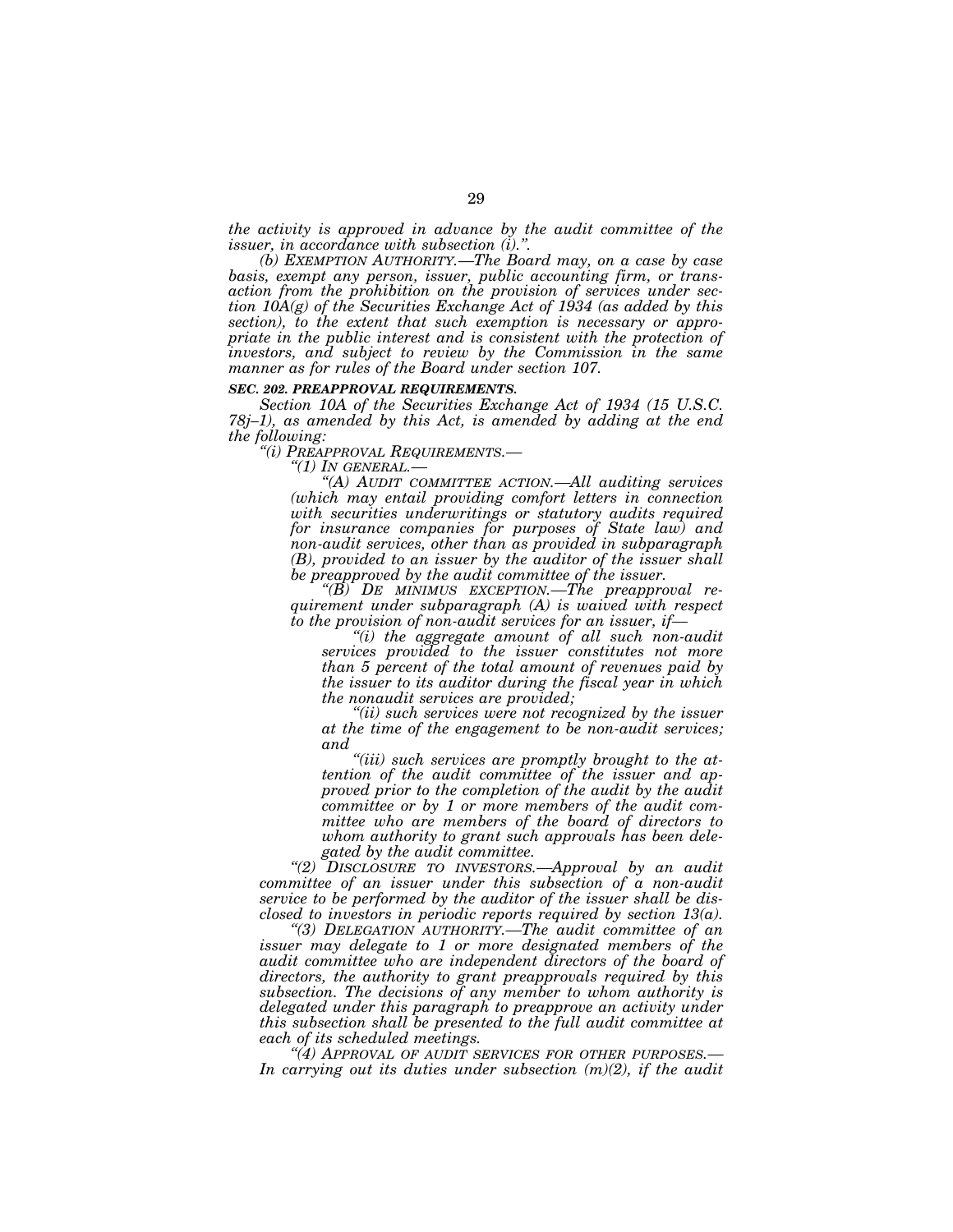*the activity is approved in advance by the audit committee of the issuer, in accordance with subsection (i).".*

*(b) EXEMPTION AUTHORITY.—The Board may, on a case by case basis, exempt any person, issuer, public accounting firm, or transaction from the prohibition on the provision of services under section 10A(g) of the Securities Exchange Act of 1934 (as added by this section), to the extent that such exemption is necessary or appropriate in the public interest and is consistent with the protection of investors, and subject to review by the Commission in the same manner as for rules of the Board under section 107.*

***SEC. 202. PREAPPROVAL REQUIREMENTS.***

*Section 10A of the Securities Exchange Act of 1934 (15 U.S.C. 78j–1), as amended by this Act, is amended by adding at the end the following:*

*"(i) PREAPPROVAL REQUIREMENTS.—*

*"(1) IN GENERAL.—*

*"(A) AUDIT COMMITTEE ACTION.—All auditing services (which may entail providing comfort letters in connection with securities underwritings or statutory audits required for insurance companies for purposes of State law) and non-audit services, other than as provided in subparagraph (B), provided to an issuer by the auditor of the issuer shall be preapproved by the audit committee of the issuer.*

*"(B) DE MINIMUS EXCEPTION.—The preapproval requirement under subparagraph (A) is waived with respect to the provision of non-audit services for an issuer, if—*

*"(i) the aggregate amount of all such non-audit services provided to the issuer constitutes not more than 5 percent of the total amount of revenues paid by the issuer to its auditor during the fiscal year in which the nonaudit services are provided;*

*"(ii) such services were not recognized by the issuer at the time of the engagement to be non-audit services; and*

*"(iii) such services are promptly brought to the attention of the audit committee of the issuer and approved prior to the completion of the audit by the audit committee or by 1 or more members of the audit committee who are members of the board of directors to whom authority to grant such approvals has been delegated by the audit committee.*

*"(2) DISCLOSURE TO INVESTORS.—Approval by an audit committee of an issuer under this subsection of a non-audit service to be performed by the auditor of the issuer shall be disclosed to investors in periodic reports required by section 13(a).*

*"(3) DELEGATION AUTHORITY.—The audit committee of an issuer may delegate to 1 or more designated members of the audit committee who are independent directors of the board of directors, the authority to grant preapprovals required by this subsection. The decisions of any member to whom authority is delegated under this paragraph to preapprove an activity under this subsection shall be presented to the full audit committee at each of its scheduled meetings.*

*"(4) APPROVAL OF AUDIT SERVICES FOR OTHER PURPOSES.—In carrying out its duties under subsection (m)(2), if the audit*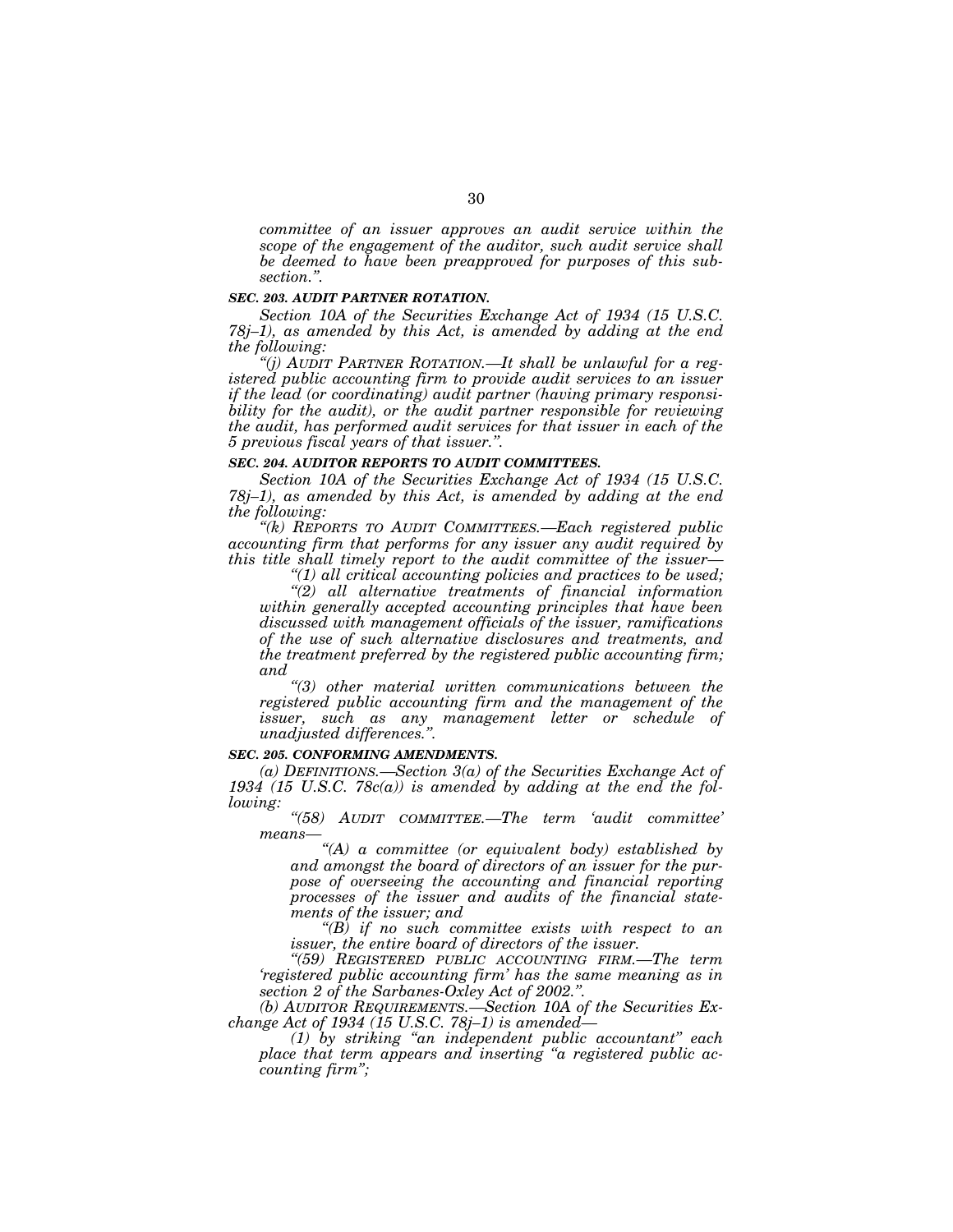*committee of an issuer approves an audit service within the scope of the engagement of the auditor, such audit service shall be deemed to have been preapproved for purposes of this subsection.".*

### *SEC. 203. AUDIT PARTNER ROTATION.*

*Section 10A of the Securities Exchange Act of 1934 (15 U.S.C. 78j–1), as amended by this Act, is amended by adding at the end the following:*

*"(j) AUDIT PARTNER ROTATION.—It shall be unlawful for a registered public accounting firm to provide audit services to an issuer if the lead (or coordinating) audit partner (having primary responsibility for the audit), or the audit partner responsible for reviewing the audit, has performed audit services for that issuer in each of the 5 previous fiscal years of that issuer.".*

### *SEC. 204. AUDITOR REPORTS TO AUDIT COMMITTEES.*

*Section 10A of the Securities Exchange Act of 1934 (15 U.S.C. 78j–1), as amended by this Act, is amended by adding at the end the following:*

*"(k) REPORTS TO AUDIT COMMITTEES.—Each registered public accounting firm that performs for any issuer any audit required by this title shall timely report to the audit committee of the issuer—*

*"(1) all critical accounting policies and practices to be used;*

*"(2) all alternative treatments of financial information within generally accepted accounting principles that have been discussed with management officials of the issuer, ramifications of the use of such alternative disclosures and treatments, and the treatment preferred by the registered public accounting firm; and*

*"(3) other material written communications between the registered public accounting firm and the management of the issuer, such as any management letter or schedule of unadjusted differences.".*

### *SEC. 205. CONFORMING AMENDMENTS.*

*(a) DEFINITIONS.—Section 3(a) of the Securities Exchange Act of 1934 (15 U.S.C. 78c(a)) is amended by adding at the end the following:*

*"(58) AUDIT COMMITTEE.—The term 'audit committee' means—*

*"(A) a committee (or equivalent body) established by and amongst the board of directors of an issuer for the purpose of overseeing the accounting and financial reporting processes of the issuer and audits of the financial statements of the issuer; and*

*"(B) if no such committee exists with respect to an issuer, the entire board of directors of the issuer.*

*"(59) REGISTERED PUBLIC ACCOUNTING FIRM.—The term 'registered public accounting firm' has the same meaning as in section 2 of the Sarbanes-Oxley Act of 2002.".*

*(b) AUDITOR REQUIREMENTS.—Section 10A of the Securities Exchange Act of 1934 (15 U.S.C. 78j–1) is amended—*

*(1) by striking "an independent public accountant" each place that term appears and inserting "a registered public accounting firm";*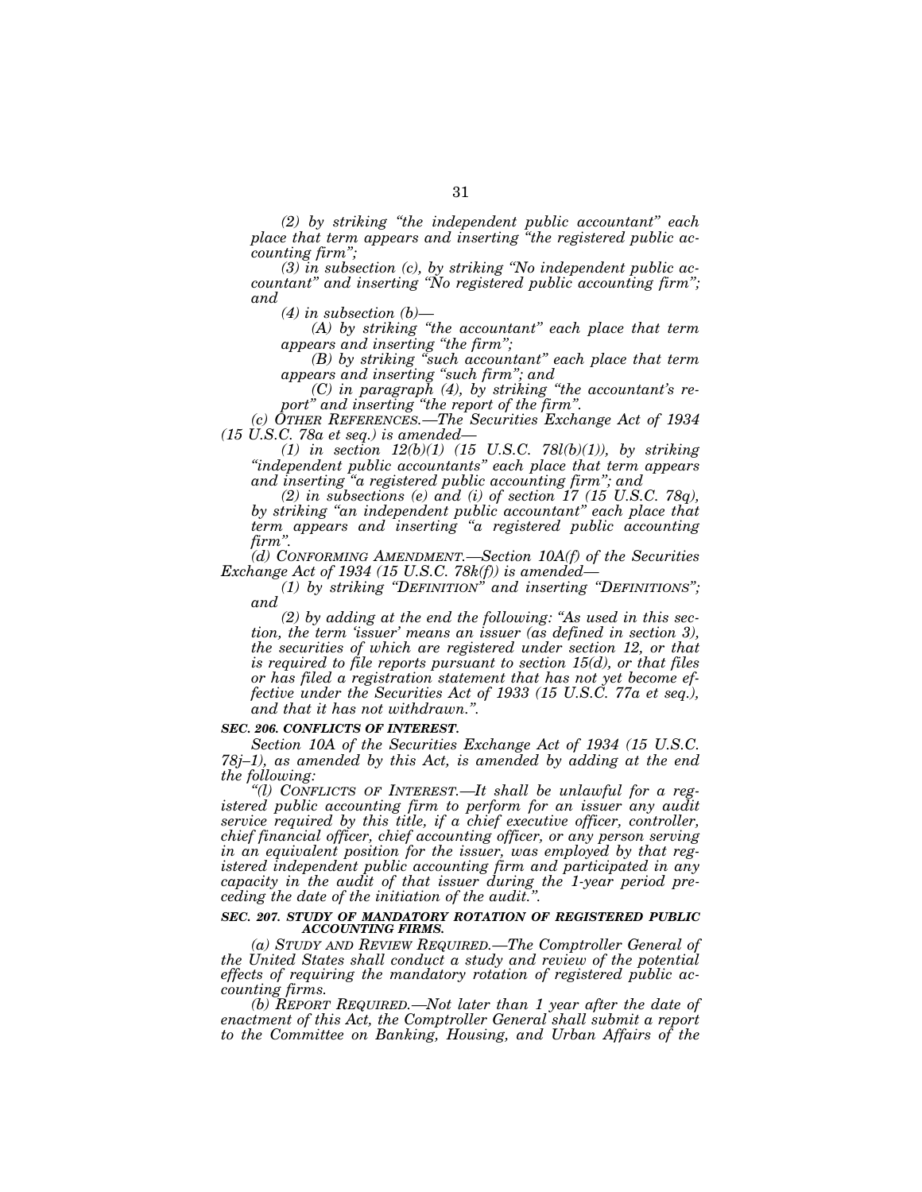*(2) by striking "the independent public accountant" each place that term appears and inserting "the registered public accounting firm";*

*(3) in subsection (c), by striking "No independent public accountant" and inserting "No registered public accounting firm"; and*

*(4) in subsection (b)—*

*(A) by striking "the accountant" each place that term appears and inserting "the firm";*

*(B) by striking "such accountant" each place that term appears and inserting "such firm"; and*

*(C) in paragraph (4), by striking "the accountant's report" and inserting "the report of the firm".*

*(c) OTHER REFERENCES.—The Securities Exchange Act of 1934 (15 U.S.C. 78a et seq.) is amended—*

*(1) in section 12(b)(1) (15 U.S.C. 78l(b)(1)), by striking "independent public accountants" each place that term appears and inserting "a registered public accounting firm"; and*

*(2) in subsections (e) and (i) of section 17 (15 U.S.C. 78q), by striking "an independent public accountant" each place that term appears and inserting "a registered public accounting firm".*

*(d) CONFORMING AMENDMENT.—Section 10A(f) of the Securities Exchange Act of 1934 (15 U.S.C. 78k(f)) is amended—*

*(1) by striking "DEFINITION" and inserting "DEFINITIONS"; and*

*(2) by adding at the end the following: "As used in this section, the term 'issuer' means an issuer (as defined in section 3), the securities of which are registered under section 12, or that is required to file reports pursuant to section 15(d), or that files or has filed a registration statement that has not yet become effective under the Securities Act of 1933 (15 U.S.C. 77a et seq.), and that it has not withdrawn.".*

***SEC. 206. CONFLICTS OF INTEREST.***

*Section 10A of the Securities Exchange Act of 1934 (15 U.S.C. 78j–1), as amended by this Act, is amended by adding at the end the following:*

*"(l) CONFLICTS OF INTEREST.—It shall be unlawful for a registered public accounting firm to perform for an issuer any audit service required by this title, if a chief executive officer, controller, chief financial officer, chief accounting officer, or any person serving in an equivalent position for the issuer, was employed by that registered independent public accounting firm and participated in any capacity in the audit of that issuer during the 1-year period preceding the date of the initiation of the audit.".*

***SEC. 207. STUDY OF MANDATORY ROTATION OF REGISTERED PUBLIC ACCOUNTING FIRMS.***

*(a) STUDY AND REVIEW REQUIRED.—The Comptroller General of the United States shall conduct a study and review of the potential effects of requiring the mandatory rotation of registered public accounting firms.*

*(b) REPORT REQUIRED.—Not later than 1 year after the date of enactment of this Act, the Comptroller General shall submit a report to the Committee on Banking, Housing, and Urban Affairs of the*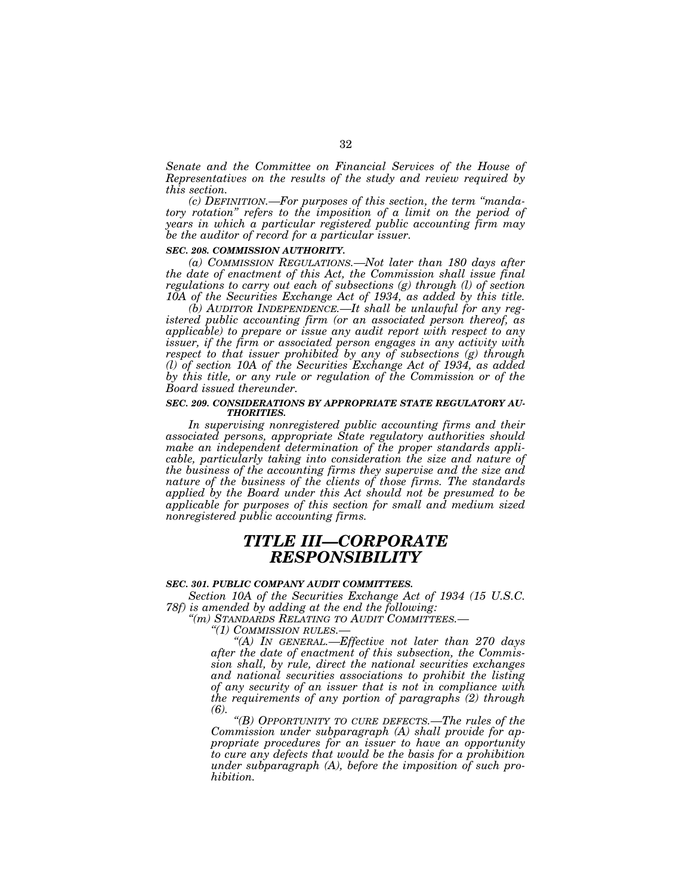*Senate and the Committee on Financial Services of the House of Representatives on the results of the study and review required by this section.*

*(c) DEFINITION.—For purposes of this section, the term "mandatory rotation" refers to the imposition of a limit on the period of years in which a particular registered public accounting firm may be the auditor of record for a particular issuer.*

***SEC. 208. COMMISSION AUTHORITY.***

*(a) COMMISSION REGULATIONS.—Not later than 180 days after the date of enactment of this Act, the Commission shall issue final regulations to carry out each of subsections (g) through (l) of section 10A of the Securities Exchange Act of 1934, as added by this title.*

*(b) AUDITOR INDEPENDENCE.—It shall be unlawful for any registered public accounting firm (or an associated person thereof, as applicable) to prepare or issue any audit report with respect to any issuer, if the firm or associated person engages in any activity with respect to that issuer prohibited by any of subsections (g) through (l) of section 10A of the Securities Exchange Act of 1934, as added by this title, or any rule or regulation of the Commission or of the Board issued thereunder.*

***SEC. 209. CONSIDERATIONS BY APPROPRIATE STATE REGULATORY AUTHORITIES.***

*In supervising nonregistered public accounting firms and their associated persons, appropriate State regulatory authorities should make an independent determination of the proper standards applicable, particularly taking into consideration the size and nature of the business of the accounting firms they supervise and the size and nature of the business of the clients of those firms. The standards applied by the Board under this Act should not be presumed to be applicable for purposes of this section for small and medium sized nonregistered public accounting firms.*

# *TITLE III—CORPORATE RESPONSIBILITY*

***SEC. 301. PUBLIC COMPANY AUDIT COMMITTEES.***

*Section 10A of the Securities Exchange Act of 1934 (15 U.S.C. 78f) is amended by adding at the end the following:*

*"(m) STANDARDS RELATING TO AUDIT COMMITTEES.—*

*"(1) COMMISSION RULES.—*

*"(A) IN GENERAL.—Effective not later than 270 days after the date of enactment of this subsection, the Commission shall, by rule, direct the national securities exchanges and national securities associations to prohibit the listing of any security of an issuer that is not in compliance with the requirements of any portion of paragraphs (2) through (6).*

*"(B) OPPORTUNITY TO CURE DEFECTS.—The rules of the Commission under subparagraph (A) shall provide for appropriate procedures for an issuer to have an opportunity to cure any defects that would be the basis for a prohibition under subparagraph (A), before the imposition of such prohibition.*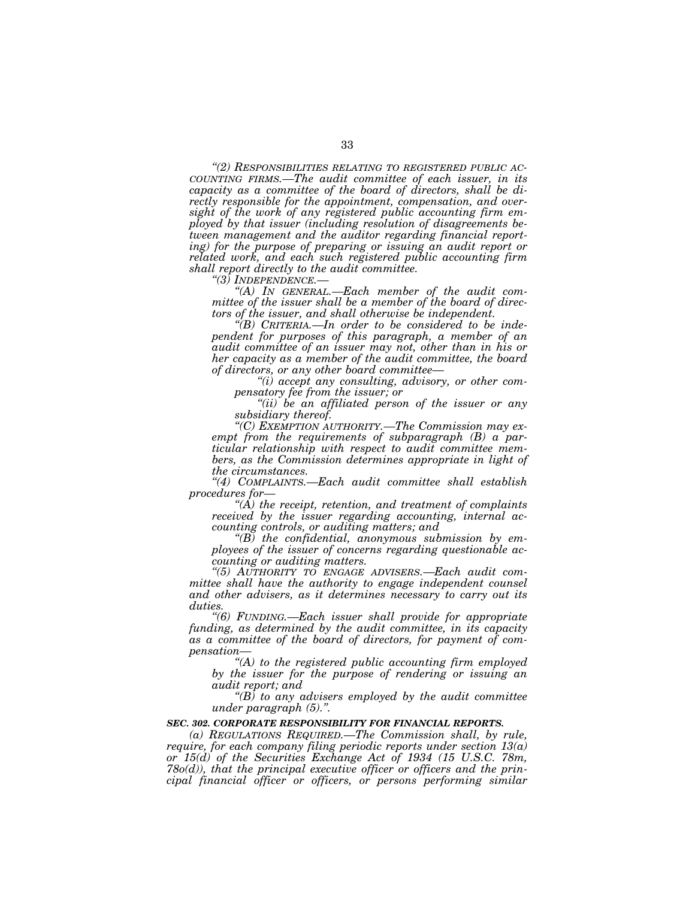*"(2) RESPONSIBILITIES RELATING TO REGISTERED PUBLIC ACCOUNTING FIRMS.—The audit committee of each issuer, in its capacity as a committee of the board of directors, shall be directly responsible for the appointment, compensation, and oversight of the work of any registered public accounting firm employed by that issuer (including resolution of disagreements between management and the auditor regarding financial reporting) for the purpose of preparing or issuing an audit report or related work, and each such registered public accounting firm shall report directly to the audit committee.*

*"(3) INDEPENDENCE.—*

*"(A) IN GENERAL.—Each member of the audit committee of the issuer shall be a member of the board of directors of the issuer, and shall otherwise be independent.*

*"(B) CRITERIA.—In order to be considered to be independent for purposes of this paragraph, a member of an audit committee of an issuer may not, other than in his or her capacity as a member of the audit committee, the board of directors, or any other board committee—*

*"(i) accept any consulting, advisory, or other compensatory fee from the issuer; or*

*"(ii) be an affiliated person of the issuer or any subsidiary thereof.*

*"(C) EXEMPTION AUTHORITY.—The Commission may exempt from the requirements of subparagraph (B) a particular relationship with respect to audit committee members, as the Commission determines appropriate in light of the circumstances.*

*"(4) COMPLAINTS.—Each audit committee shall establish procedures for—*

*"(A) the receipt, retention, and treatment of complaints received by the issuer regarding accounting, internal accounting controls, or auditing matters; and*

*"(B) the confidential, anonymous submission by employees of the issuer of concerns regarding questionable accounting or auditing matters.*

*"(5) AUTHORITY TO ENGAGE ADVISERS.—Each audit committee shall have the authority to engage independent counsel and other advisers, as it determines necessary to carry out its duties.*

*"(6) FUNDING.—Each issuer shall provide for appropriate funding, as determined by the audit committee, in its capacity as a committee of the board of directors, for payment of compensation—*

*"(A) to the registered public accounting firm employed by the issuer for the purpose of rendering or issuing an audit report; and*

*"(B) to any advisers employed by the audit committee under paragraph (5).".*

### *SEC. 302. CORPORATE RESPONSIBILITY FOR FINANCIAL REPORTS.*

*(a) REGULATIONS REQUIRED.—The Commission shall, by rule, require, for each company filing periodic reports under section 13(a) or 15(d) of the Securities Exchange Act of 1934 (15 U.S.C. 78m, 78o(d)), that the principal executive officer or officers and the principal financial officer or officers, or persons performing similar*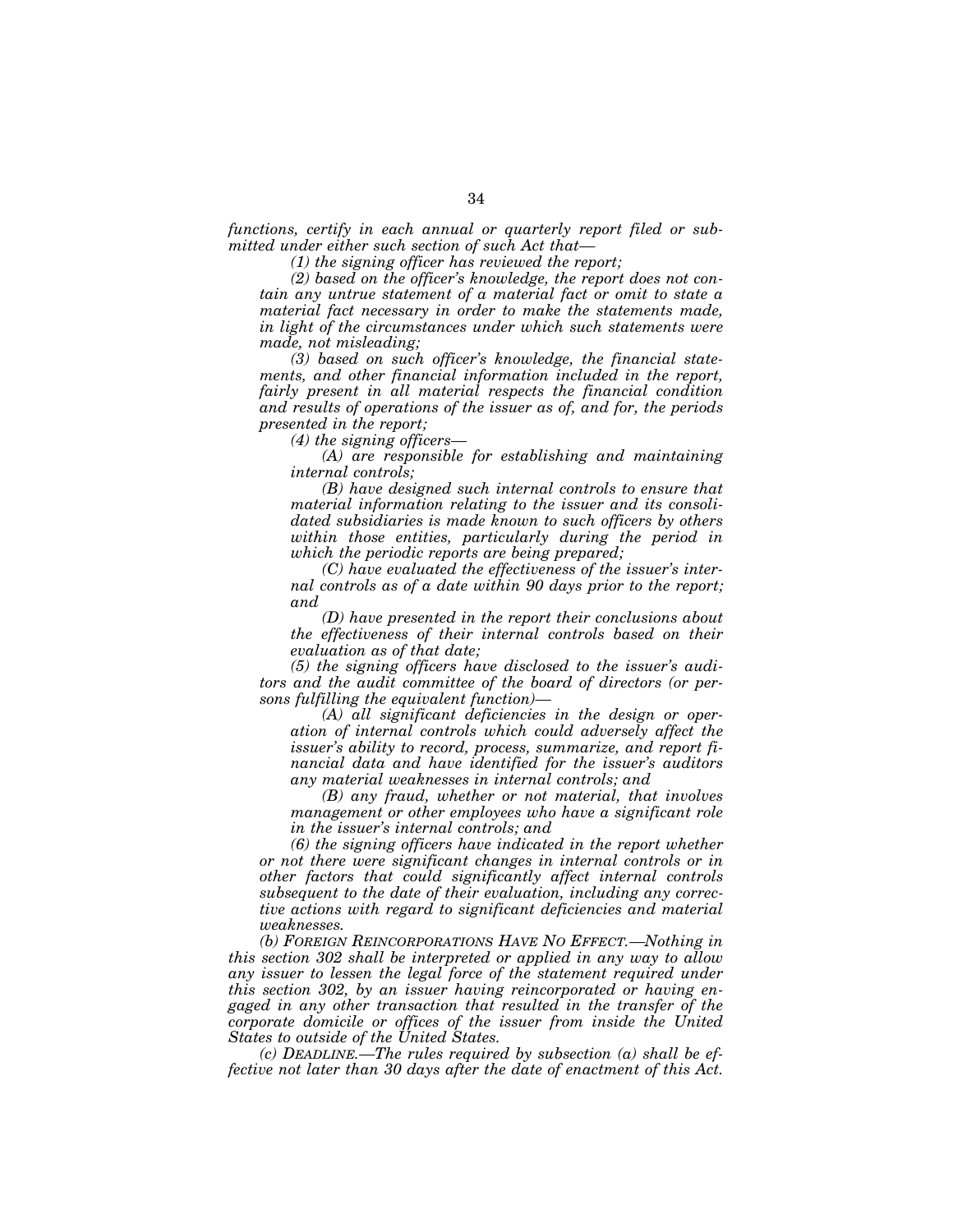*functions, certify in each annual or quarterly report filed or submitted under either such section of such Act that—*

*(1) the signing officer has reviewed the report;*

*(2) based on the officer's knowledge, the report does not contain any untrue statement of a material fact or omit to state a material fact necessary in order to make the statements made, in light of the circumstances under which such statements were made, not misleading;*

*(3) based on such officer's knowledge, the financial statements, and other financial information included in the report, fairly present in all material respects the financial condition and results of operations of the issuer as of, and for, the periods presented in the report;*

*(4) the signing officers—*

*(A) are responsible for establishing and maintaining internal controls;*

*(B) have designed such internal controls to ensure that material information relating to the issuer and its consolidated subsidiaries is made known to such officers by others within those entities, particularly during the period in which the periodic reports are being prepared;*

*(C) have evaluated the effectiveness of the issuer's internal controls as of a date within 90 days prior to the report; and*

*(D) have presented in the report their conclusions about the effectiveness of their internal controls based on their evaluation as of that date;*

*(5) the signing officers have disclosed to the issuer's auditors and the audit committee of the board of directors (or persons fulfilling the equivalent function)—*

*(A) all significant deficiencies in the design or operation of internal controls which could adversely affect the issuer's ability to record, process, summarize, and report financial data and have identified for the issuer's auditors any material weaknesses in internal controls; and*

*(B) any fraud, whether or not material, that involves management or other employees who have a significant role in the issuer's internal controls; and*

*(6) the signing officers have indicated in the report whether or not there were significant changes in internal controls or in other factors that could significantly affect internal controls subsequent to the date of their evaluation, including any corrective actions with regard to significant deficiencies and material weaknesses.*

*(b) FOREIGN REINCORPORATIONS HAVE NO EFFECT.—Nothing in this section 302 shall be interpreted or applied in any way to allow any issuer to lessen the legal force of the statement required under this section 302, by an issuer having reincorporated or having engaged in any other transaction that resulted in the transfer of the corporate domicile or offices of the issuer from inside the United States to outside of the United States.*

*(c) DEADLINE.—The rules required by subsection (a) shall be effective not later than 30 days after the date of enactment of this Act.*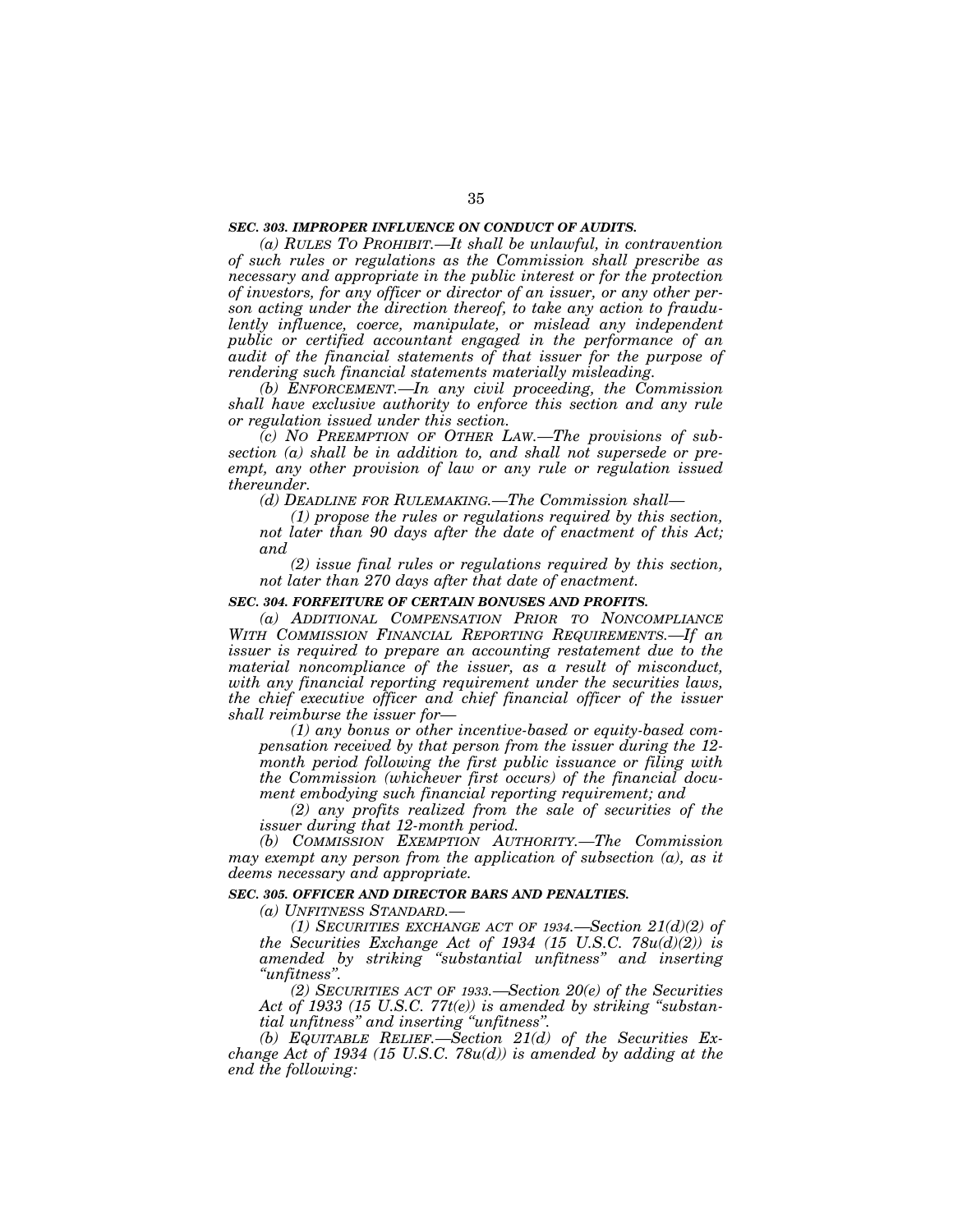### *SEC. 303. IMPROPER INFLUENCE ON CONDUCT OF AUDITS.*

*(a) RULES TO PROHIBIT.—It shall be unlawful, in contravention of such rules or regulations as the Commission shall prescribe as necessary and appropriate in the public interest or for the protection of investors, for any officer or director of an issuer, or any other person acting under the direction thereof, to take any action to fraudulently influence, coerce, manipulate, or mislead any independent public or certified accountant engaged in the performance of an audit of the financial statements of that issuer for the purpose of rendering such financial statements materially misleading.*

*(b) ENFORCEMENT.—In any civil proceeding, the Commission shall have exclusive authority to enforce this section and any rule or regulation issued under this section.*

*(c) NO PREEMPTION OF OTHER LAW.—The provisions of subsection (a) shall be in addition to, and shall not supersede or preempt, any other provision of law or any rule or regulation issued thereunder.*

*(d) DEADLINE FOR RULEMAKING.—The Commission shall—*

*(1) propose the rules or regulations required by this section, not later than 90 days after the date of enactment of this Act; and*

*(2) issue final rules or regulations required by this section, not later than 270 days after that date of enactment.*

### *SEC. 304. FORFEITURE OF CERTAIN BONUSES AND PROFITS.*

*(a) ADDITIONAL COMPENSATION PRIOR TO NONCOMPLIANCE WITH COMMISSION FINANCIAL REPORTING REQUIREMENTS.—If an issuer is required to prepare an accounting restatement due to the material noncompliance of the issuer, as a result of misconduct, with any financial reporting requirement under the securities laws, the chief executive officer and chief financial officer of the issuer shall reimburse the issuer for—*

*(1) any bonus or other incentive-based or equity-based compensation received by that person from the issuer during the 12-month period following the first public issuance or filing with the Commission (whichever first occurs) of the financial document embodying such financial reporting requirement; and*

*(2) any profits realized from the sale of securities of the issuer during that 12-month period.*

*(b) COMMISSION EXEMPTION AUTHORITY.—The Commission may exempt any person from the application of subsection (a), as it deems necessary and appropriate.*

### *SEC. 305. OFFICER AND DIRECTOR BARS AND PENALTIES.*

*(a) UNFITNESS STANDARD.—*

*(1) SECURITIES EXCHANGE ACT OF 1934.—Section 21(d)(2) of the Securities Exchange Act of 1934 (15 U.S.C. 78u(d)(2)) is amended by striking "substantial unfitness" and inserting "unfitness".*

*(2) SECURITIES ACT OF 1933.—Section 20(e) of the Securities Act of 1933 (15 U.S.C. 77t(e)) is amended by striking "substantial unfitness" and inserting "unfitness".*

*(b) EQUITABLE RELIEF.—Section 21(d) of the Securities Exchange Act of 1934 (15 U.S.C. 78u(d)) is amended by adding at the end the following:*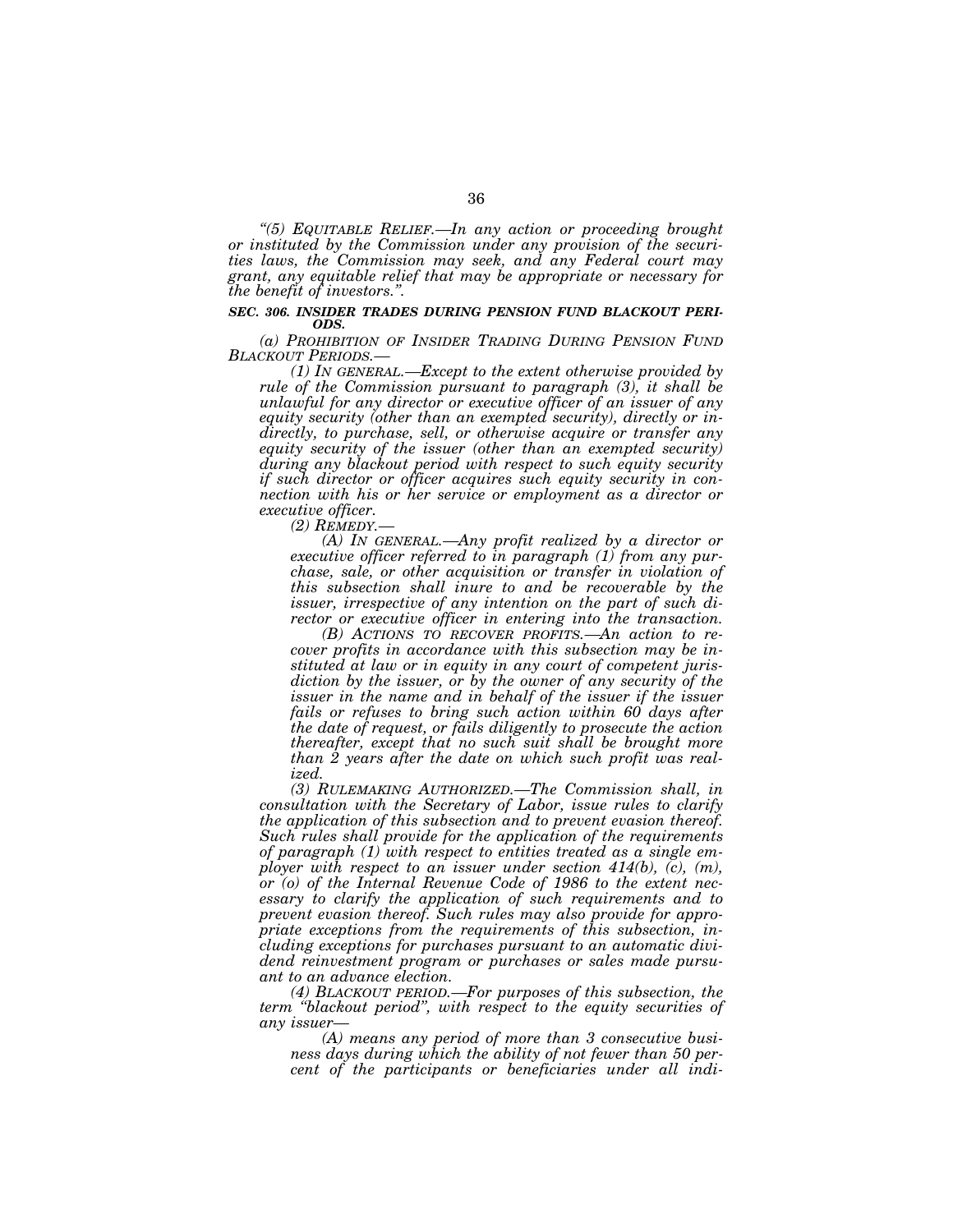*"(5) EQUITABLE RELIEF.—In any action or proceeding brought or instituted by the Commission under any provision of the securities laws, the Commission may seek, and any Federal court may grant, any equitable relief that may be appropriate or necessary for the benefit of investors.".*

***SEC. 306. INSIDER TRADES DURING PENSION FUND BLACKOUT PERIODS.***

*(a) PROHIBITION OF INSIDER TRADING DURING PENSION FUND BLACKOUT PERIODS.—*

*(1) IN GENERAL.—Except to the extent otherwise provided by rule of the Commission pursuant to paragraph (3), it shall be unlawful for any director or executive officer of an issuer of any equity security (other than an exempted security), directly or indirectly, to purchase, sell, or otherwise acquire or transfer any equity security of the issuer (other than an exempted security) during any blackout period with respect to such equity security if such director or officer acquires such equity security in connection with his or her service or employment as a director or executive officer.*

*(2) REMEDY.—*

*(A) IN GENERAL.—Any profit realized by a director or executive officer referred to in paragraph (1) from any purchase, sale, or other acquisition or transfer in violation of this subsection shall inure to and be recoverable by the issuer, irrespective of any intention on the part of such director or executive officer in entering into the transaction.*

*(B) ACTIONS TO RECOVER PROFITS.—An action to recover profits in accordance with this subsection may be instituted at law or in equity in any court of competent jurisdiction by the issuer, or by the owner of any security of the issuer in the name and in behalf of the issuer if the issuer fails or refuses to bring such action within 60 days after the date of request, or fails diligently to prosecute the action thereafter, except that no such suit shall be brought more than 2 years after the date on which such profit was realized.*

*(3) RULEMAKING AUTHORIZED.—The Commission shall, in consultation with the Secretary of Labor, issue rules to clarify the application of this subsection and to prevent evasion thereof. Such rules shall provide for the application of the requirements of paragraph (1) with respect to entities treated as a single employer with respect to an issuer under section 414(b), (c), (m), or (o) of the Internal Revenue Code of 1986 to the extent necessary to clarify the application of such requirements and to prevent evasion thereof. Such rules may also provide for appropriate exceptions from the requirements of this subsection, including exceptions for purchases pursuant to an automatic dividend reinvestment program or purchases or sales made pursuant to an advance election.*

*(4) BLACKOUT PERIOD.—For purposes of this subsection, the term "blackout period", with respect to the equity securities of any issuer—*

*(A) means any period of more than 3 consecutive business days during which the ability of not fewer than 50 percent of the participants or beneficiaries under all indi-*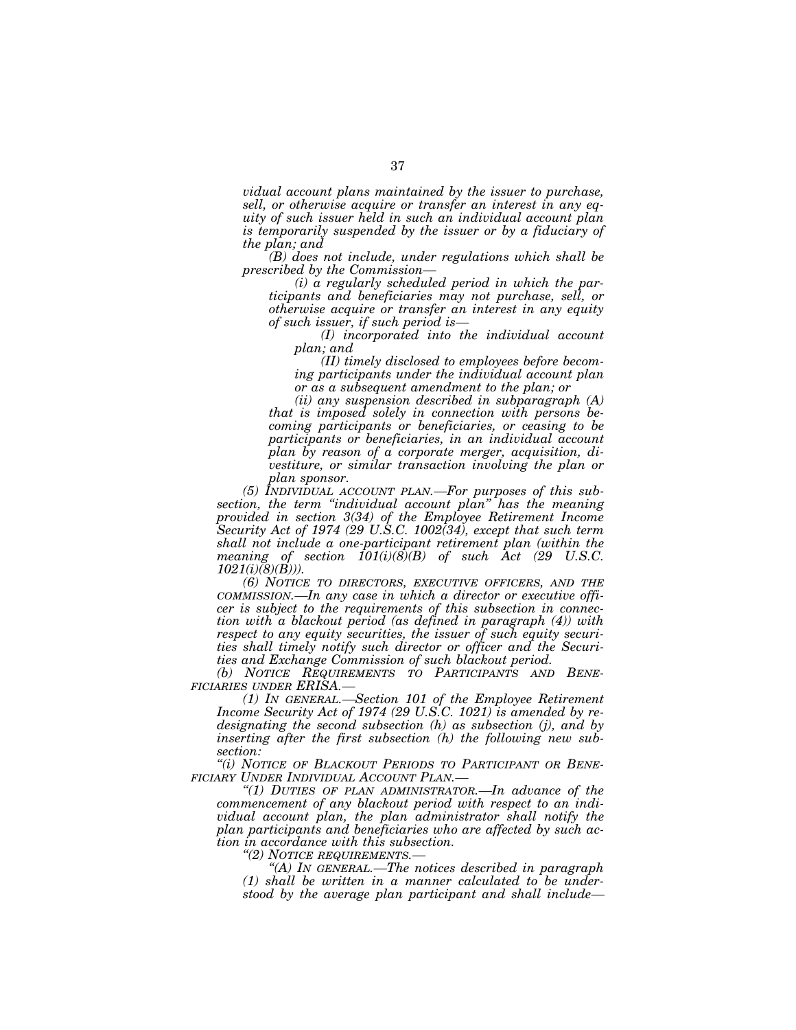*vidual account plans maintained by the issuer to purchase, sell, or otherwise acquire or transfer an interest in any equity of such issuer held in such an individual account plan is temporarily suspended by the issuer or by a fiduciary of the plan; and*

*(B) does not include, under regulations which shall be prescribed by the Commission—*

*(i) a regularly scheduled period in which the participants and beneficiaries may not purchase, sell, or otherwise acquire or transfer an interest in any equity of such issuer, if such period is—*

*(I) incorporated into the individual account plan; and*

*(II) timely disclosed to employees before becoming participants under the individual account plan or as a subsequent amendment to the plan; or*

*(ii) any suspension described in subparagraph (A) that is imposed solely in connection with persons becoming participants or beneficiaries, or ceasing to be participants or beneficiaries, in an individual account plan by reason of a corporate merger, acquisition, divestiture, or similar transaction involving the plan or plan sponsor.*

*(5) INDIVIDUAL ACCOUNT PLAN.—For purposes of this subsection, the term "individual account plan" has the meaning provided in section 3(34) of the Employee Retirement Income Security Act of 1974 (29 U.S.C. 1002(34), except that such term shall not include a one-participant retirement plan (within the meaning of section 101(i)(8)(B) of such Act (29 U.S.C. 1021(i)(8)(B))).*

*(6) NOTICE TO DIRECTORS, EXECUTIVE OFFICERS, AND THE COMMISSION.—In any case in which a director or executive officer is subject to the requirements of this subsection in connection with a blackout period (as defined in paragraph (4)) with respect to any equity securities, the issuer of such equity securities shall timely notify such director or officer and the Securities and Exchange Commission of such blackout period.*

*(b) NOTICE REQUIREMENTS TO PARTICIPANTS AND BENEFICIARIES UNDER ERISA.—*

*(1) IN GENERAL.—Section 101 of the Employee Retirement Income Security Act of 1974 (29 U.S.C. 1021) is amended by redesignating the second subsection (h) as subsection (j), and by inserting after the first subsection (h) the following new subsection:*

*"(i) NOTICE OF BLACKOUT PERIODS TO PARTICIPANT OR BENEFICIARY UNDER INDIVIDUAL ACCOUNT PLAN.—*

*"(1) DUTIES OF PLAN ADMINISTRATOR.—In advance of the commencement of any blackout period with respect to an individual account plan, the plan administrator shall notify the plan participants and beneficiaries who are affected by such action in accordance with this subsection.*

*"(2) NOTICE REQUIREMENTS.—*

*"(A) IN GENERAL.—The notices described in paragraph (1) shall be written in a manner calculated to be understood by the average plan participant and shall include—*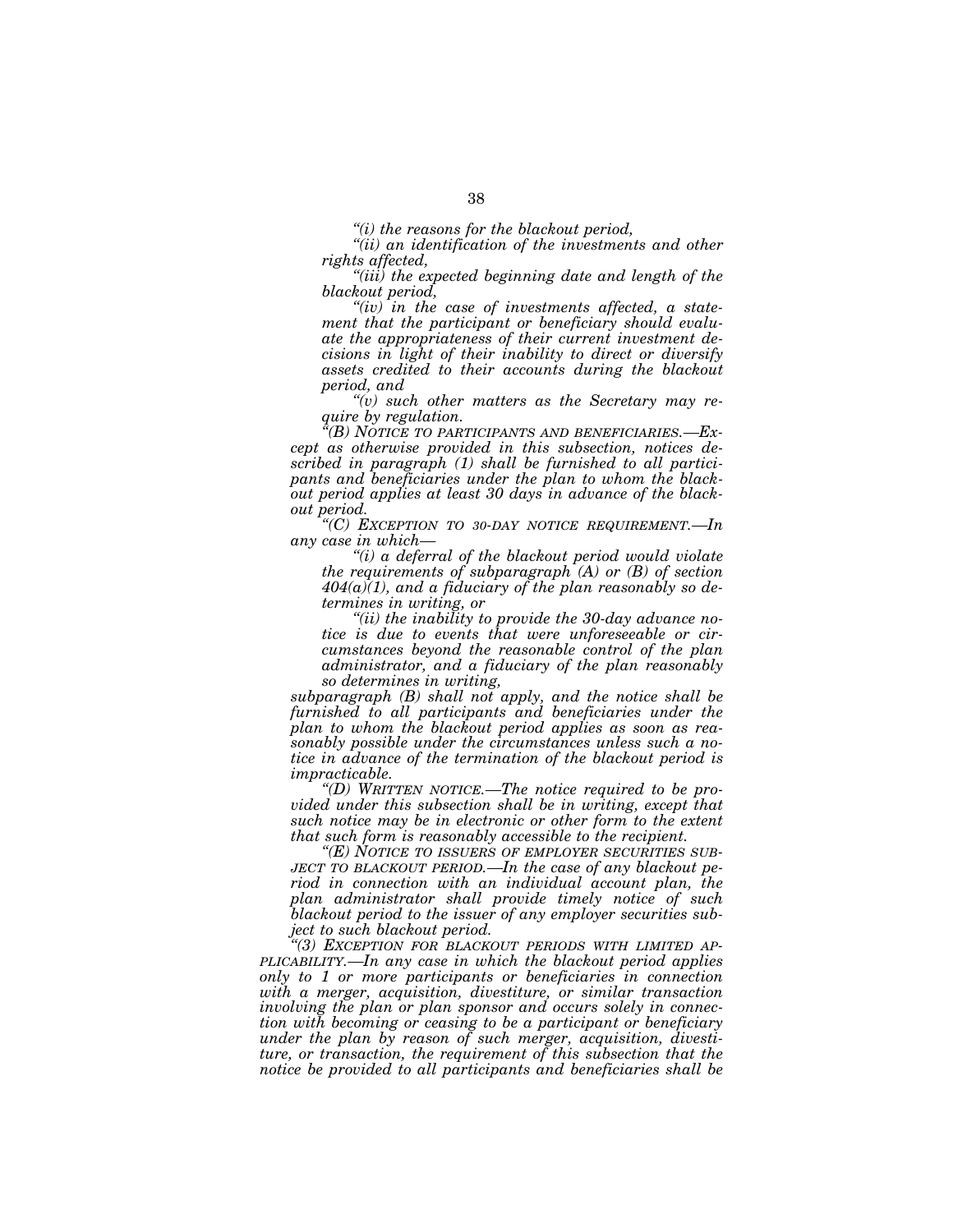*"(i) the reasons for the blackout period,*

*"(ii) an identification of the investments and other rights affected,*

*"(iii) the expected beginning date and length of the blackout period,*

*"(iv) in the case of investments affected, a statement that the participant or beneficiary should evaluate the appropriateness of their current investment decisions in light of their inability to direct or diversify assets credited to their accounts during the blackout period, and*

*"(v) such other matters as the Secretary may require by regulation.*

*"(B) NOTICE TO PARTICIPANTS AND BENEFICIARIES.—Except as otherwise provided in this subsection, notices described in paragraph (1) shall be furnished to all participants and beneficiaries under the plan to whom the blackout period applies at least 30 days in advance of the blackout period.*

*"(C) EXCEPTION TO 30-DAY NOTICE REQUIREMENT.—In any case in which—*

*"(i) a deferral of the blackout period would violate the requirements of subparagraph (A) or (B) of section 404(a)(1), and a fiduciary of the plan reasonably so determines in writing, or*

*"(ii) the inability to provide the 30-day advance notice is due to events that were unforeseeable or circumstances beyond the reasonable control of the plan administrator, and a fiduciary of the plan reasonably so determines in writing,*

*subparagraph (B) shall not apply, and the notice shall be furnished to all participants and beneficiaries under the plan to whom the blackout period applies as soon as reasonably possible under the circumstances unless such a notice in advance of the termination of the blackout period is impracticable.*

*"(D) WRITTEN NOTICE.—The notice required to be provided under this subsection shall be in writing, except that such notice may be in electronic or other form to the extent that such form is reasonably accessible to the recipient.*

*"(E) NOTICE TO ISSUERS OF EMPLOYER SECURITIES SUBJECT TO BLACKOUT PERIOD.—In the case of any blackout period in connection with an individual account plan, the plan administrator shall provide timely notice of such blackout period to the issuer of any employer securities subject to such blackout period.*

*"(3) EXCEPTION FOR BLACKOUT PERIODS WITH LIMITED APPLICABILITY.—In any case in which the blackout period applies only to 1 or more participants or beneficiaries in connection with a merger, acquisition, divestiture, or similar transaction involving the plan or plan sponsor and occurs solely in connection with becoming or ceasing to be a participant or beneficiary under the plan by reason of such merger, acquisition, divestiture, or transaction, the requirement of this subsection that the notice be provided to all participants and beneficiaries shall be*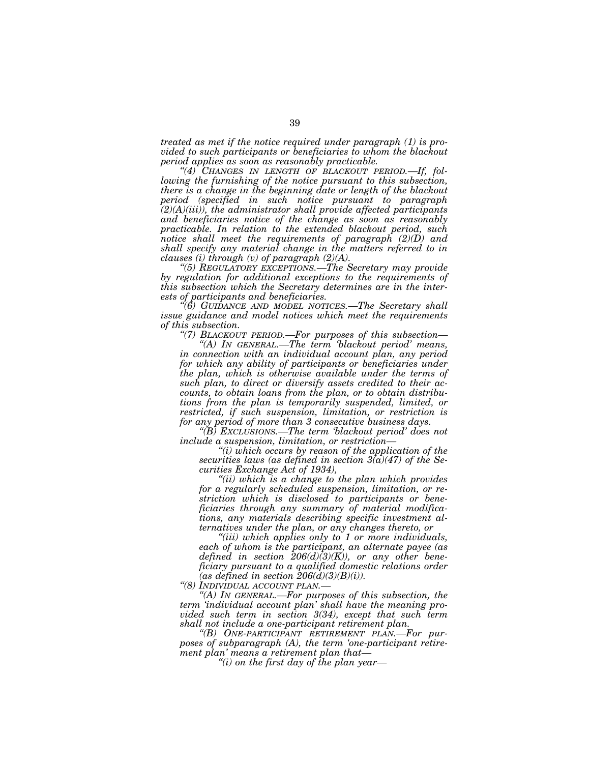*treated as met if the notice required under paragraph (1) is provided to such participants or beneficiaries to whom the blackout period applies as soon as reasonably practicable.*

*"(4) CHANGES IN LENGTH OF BLACKOUT PERIOD.—If, following the furnishing of the notice pursuant to this subsection, there is a change in the beginning date or length of the blackout period (specified in such notice pursuant to paragraph (2)(A)(iii)), the administrator shall provide affected participants and beneficiaries notice of the change as soon as reasonably practicable. In relation to the extended blackout period, such notice shall meet the requirements of paragraph (2)(D) and shall specify any material change in the matters referred to in clauses (i) through (v) of paragraph (2)(A).*

*"(5) REGULATORY EXCEPTIONS.—The Secretary may provide by regulation for additional exceptions to the requirements of this subsection which the Secretary determines are in the interests of participants and beneficiaries.*

*"(6) GUIDANCE AND MODEL NOTICES.—The Secretary shall issue guidance and model notices which meet the requirements of this subsection.*

*"(7) BLACKOUT PERIOD.—For purposes of this subsection—*

*"(A) IN GENERAL.—The term 'blackout period' means, in connection with an individual account plan, any period for which any ability of participants or beneficiaries under the plan, which is otherwise available under the terms of such plan, to direct or diversify assets credited to their accounts, to obtain loans from the plan, or to obtain distributions from the plan is temporarily suspended, limited, or restricted, if such suspension, limitation, or restriction is for any period of more than 3 consecutive business days.*

*"(B) EXCLUSIONS.—The term 'blackout period' does not include a suspension, limitation, or restriction—*

*"(i) which occurs by reason of the application of the securities laws (as defined in section 3(a)(47) of the Securities Exchange Act of 1934),*

*"(ii) which is a change to the plan which provides for a regularly scheduled suspension, limitation, or restriction which is disclosed to participants or beneficiaries through any summary of material modifications, any materials describing specific investment alternatives under the plan, or any changes thereto, or*

*"(iii) which applies only to 1 or more individuals, each of whom is the participant, an alternate payee (as defined in section 206(d)(3)(K)), or any other beneficiary pursuant to a qualified domestic relations order (as defined in section 206(d)(3)(B)(i)).*

*"(8) INDIVIDUAL ACCOUNT PLAN.—*

*"(A) IN GENERAL.—For purposes of this subsection, the term 'individual account plan' shall have the meaning provided such term in section 3(34), except that such term shall not include a one-participant retirement plan.*

*"(B) ONE-PARTICIPANT RETIREMENT PLAN.—For purposes of subparagraph (A), the term 'one-participant retirement plan' means a retirement plan that—*

*"(i) on the first day of the plan year—*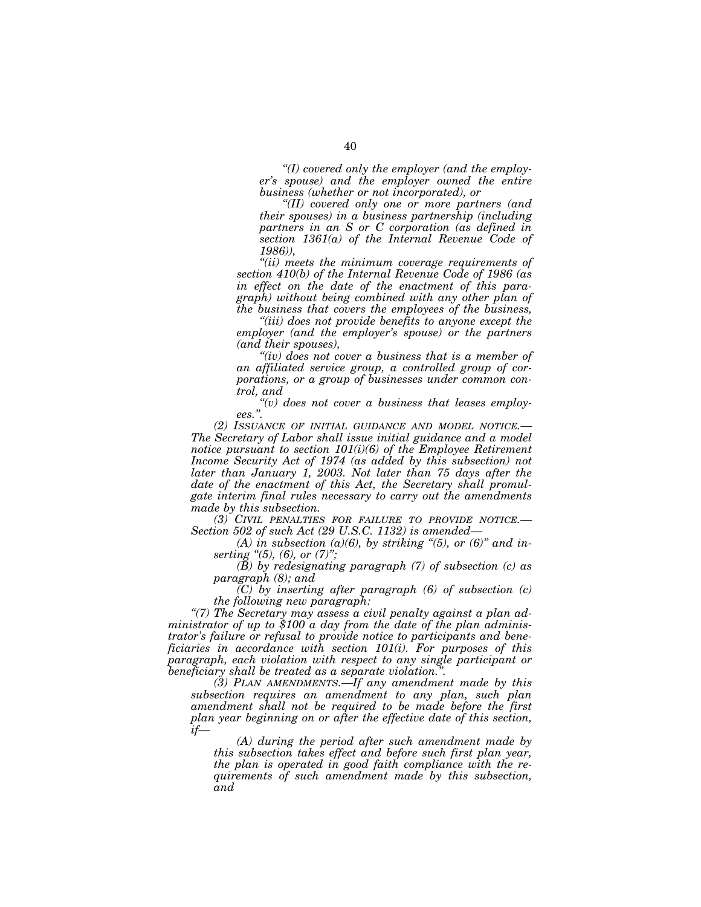*"(I) covered only the employer (and the employer's spouse) and the employer owned the entire business (whether or not incorporated), or*

*"(II) covered only one or more partners (and their spouses) in a business partnership (including partners in an S or C corporation (as defined in section 1361(a) of the Internal Revenue Code of 1986)),*

*"(ii) meets the minimum coverage requirements of section 410(b) of the Internal Revenue Code of 1986 (as in effect on the date of the enactment of this paragraph) without being combined with any other plan of the business that covers the employees of the business,*

*"(iii) does not provide benefits to anyone except the employer (and the employer's spouse) or the partners (and their spouses),*

*"(iv) does not cover a business that is a member of an affiliated service group, a controlled group of corporations, or a group of businesses under common control, and*

*"(v) does not cover a business that leases employees.".*

*(2) ISSUANCE OF INITIAL GUIDANCE AND MODEL NOTICE.—The Secretary of Labor shall issue initial guidance and a model notice pursuant to section 101(i)(6) of the Employee Retirement Income Security Act of 1974 (as added by this subsection) not later than January 1, 2003. Not later than 75 days after the date of the enactment of this Act, the Secretary shall promulgate interim final rules necessary to carry out the amendments made by this subsection.*

*(3) CIVIL PENALTIES FOR FAILURE TO PROVIDE NOTICE.—Section 502 of such Act (29 U.S.C. 1132) is amended—*

*(A) in subsection (a)(6), by striking "(5), or (6)" and inserting "(5), (6), or (7)";*

*(B) by redesignating paragraph (7) of subsection (c) as paragraph (8); and*

*(C) by inserting after paragraph (6) of subsection (c) the following new paragraph:*

*"(7) The Secretary may assess a civil penalty against a plan administrator of up to $100 a day from the date of the plan administrator's failure or refusal to provide notice to participants and beneficiaries in accordance with section 101(i). For purposes of this paragraph, each violation with respect to any single participant or beneficiary shall be treated as a separate violation.".*

*(3) PLAN AMENDMENTS.—If any amendment made by this subsection requires an amendment to any plan, such plan amendment shall not be required to be made before the first plan year beginning on or after the effective date of this section, if—*

*(A) during the period after such amendment made by this subsection takes effect and before such first plan year, the plan is operated in good faith compliance with the requirements of such amendment made by this subsection, and*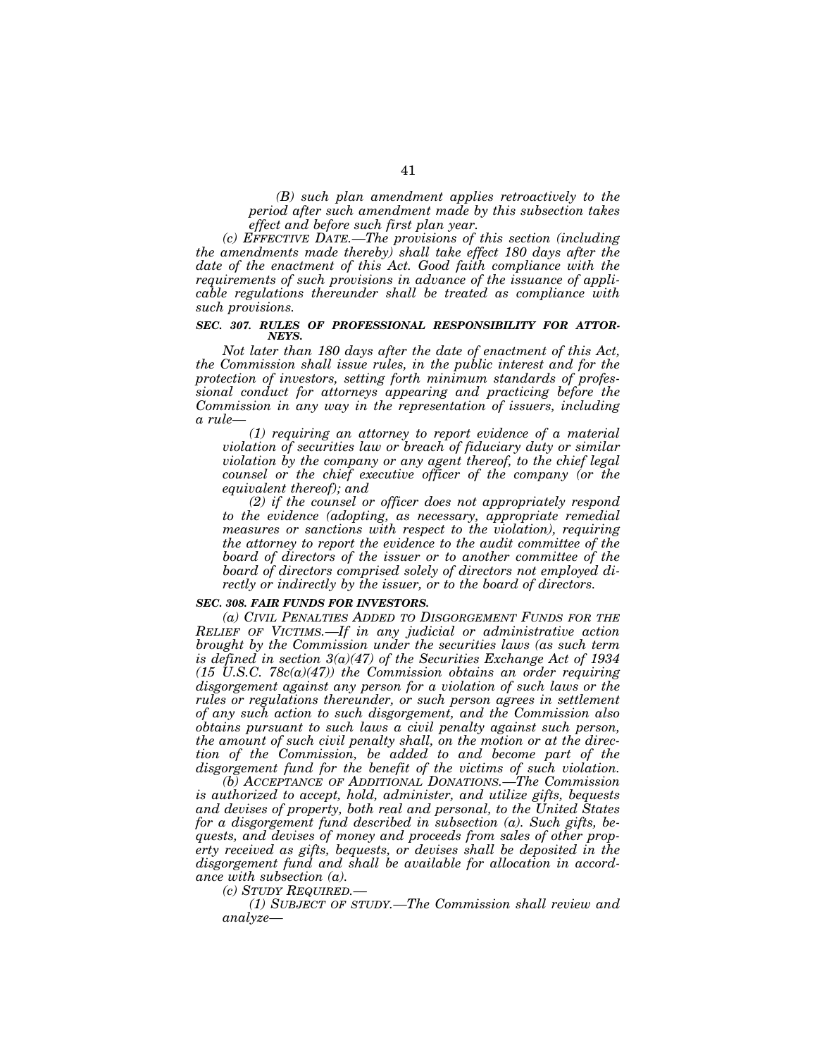*(B) such plan amendment applies retroactively to the period after such amendment made by this subsection takes effect and before such first plan year.*

*(c) EFFECTIVE DATE.—The provisions of this section (including the amendments made thereby) shall take effect 180 days after the date of the enactment of this Act. Good faith compliance with the requirements of such provisions in advance of the issuance of applicable regulations thereunder shall be treated as compliance with such provisions.*

***SEC. 307. RULES OF PROFESSIONAL RESPONSIBILITY FOR ATTORNEYS.***

*Not later than 180 days after the date of enactment of this Act, the Commission shall issue rules, in the public interest and for the protection of investors, setting forth minimum standards of professional conduct for attorneys appearing and practicing before the Commission in any way in the representation of issuers, including a rule—*

*(1) requiring an attorney to report evidence of a material violation of securities law or breach of fiduciary duty or similar violation by the company or any agent thereof, to the chief legal counsel or the chief executive officer of the company (or the equivalent thereof); and*

*(2) if the counsel or officer does not appropriately respond to the evidence (adopting, as necessary, appropriate remedial measures or sanctions with respect to the violation), requiring the attorney to report the evidence to the audit committee of the board of directors of the issuer or to another committee of the board of directors comprised solely of directors not employed directly or indirectly by the issuer, or to the board of directors.*

***SEC. 308. FAIR FUNDS FOR INVESTORS.***

*(a) CIVIL PENALTIES ADDED TO DISGORGEMENT FUNDS FOR THE RELIEF OF VICTIMS.—If in any judicial or administrative action brought by the Commission under the securities laws (as such term is defined in section 3(a)(47) of the Securities Exchange Act of 1934 (15 U.S.C. 78c(a)(47)) the Commission obtains an order requiring disgorgement against any person for a violation of such laws or the rules or regulations thereunder, or such person agrees in settlement of any such action to such disgorgement, and the Commission also obtains pursuant to such laws a civil penalty against such person, the amount of such civil penalty shall, on the motion or at the direction of the Commission, be added to and become part of the disgorgement fund for the benefit of the victims of such violation.*

*(b) ACCEPTANCE OF ADDITIONAL DONATIONS.—The Commission is authorized to accept, hold, administer, and utilize gifts, bequests and devises of property, both real and personal, to the United States for a disgorgement fund described in subsection (a). Such gifts, bequests, and devises of money and proceeds from sales of other property received as gifts, bequests, or devises shall be deposited in the disgorgement fund and shall be available for allocation in accordance with subsection (a).*

*(c) STUDY REQUIRED.—*

*(1) SUBJECT OF STUDY.—The Commission shall review and analyze—*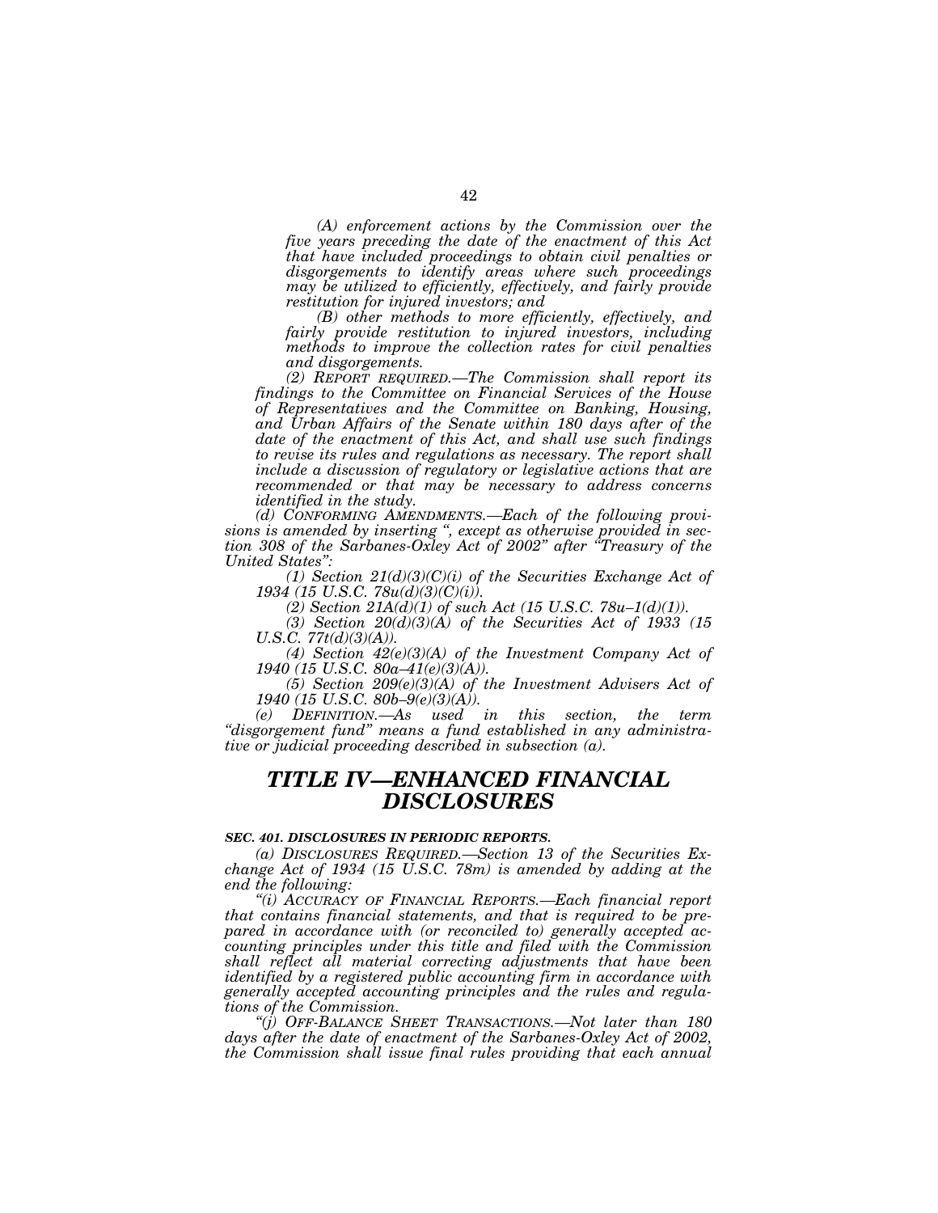*(A) enforcement actions by the Commission over the five years preceding the date of the enactment of this Act that have included proceedings to obtain civil penalties or disgorgements to identify areas where such proceedings may be utilized to efficiently, effectively, and fairly provide restitution for injured investors; and*

*(B) other methods to more efficiently, effectively, and fairly provide restitution to injured investors, including methods to improve the collection rates for civil penalties and disgorgements.*

*(2) REPORT REQUIRED.—The Commission shall report its findings to the Committee on Financial Services of the House of Representatives and the Committee on Banking, Housing, and Urban Affairs of the Senate within 180 days after of the date of the enactment of this Act, and shall use such findings to revise its rules and regulations as necessary. The report shall include a discussion of regulatory or legislative actions that are recommended or that may be necessary to address concerns identified in the study.*

*(d) CONFORMING AMENDMENTS.—Each of the following provisions is amended by inserting ", except as otherwise provided in section 308 of the Sarbanes-Oxley Act of 2002" after "Treasury of the United States":*

*(1) Section 21(d)(3)(C)(i) of the Securities Exchange Act of 1934 (15 U.S.C. 78u(d)(3)(C)(i)).*

*(2) Section 21A(d)(1) of such Act (15 U.S.C. 78u–1(d)(1)).*

*(3) Section 20(d)(3)(A) of the Securities Act of 1933 (15 U.S.C. 77t(d)(3)(A)).*

*(4) Section 42(e)(3)(A) of the Investment Company Act of 1940 (15 U.S.C. 80a–41(e)(3)(A)).*

*(5) Section 209(e)(3)(A) of the Investment Advisers Act of 1940 (15 U.S.C. 80b–9(e)(3)(A)).*

*(e) DEFINITION.—As used in this section, the term "disgorgement fund" means a fund established in any administrative or judicial proceeding described in subsection (a).*

# *TITLE IV—ENHANCED FINANCIAL DISCLOSURES*

### *SEC. 401. DISCLOSURES IN PERIODIC REPORTS.*

*(a) DISCLOSURES REQUIRED.—Section 13 of the Securities Exchange Act of 1934 (15 U.S.C. 78m) is amended by adding at the end the following:*

*"(i) ACCURACY OF FINANCIAL REPORTS.—Each financial report that contains financial statements, and that is required to be prepared in accordance with (or reconciled to) generally accepted accounting principles under this title and filed with the Commission shall reflect all material correcting adjustments that have been identified by a registered public accounting firm in accordance with generally accepted accounting principles and the rules and regulations of the Commission.*

*"(j) OFF-BALANCE SHEET TRANSACTIONS.—Not later than 180 days after the date of enactment of the Sarbanes-Oxley Act of 2002, the Commission shall issue final rules providing that each annual*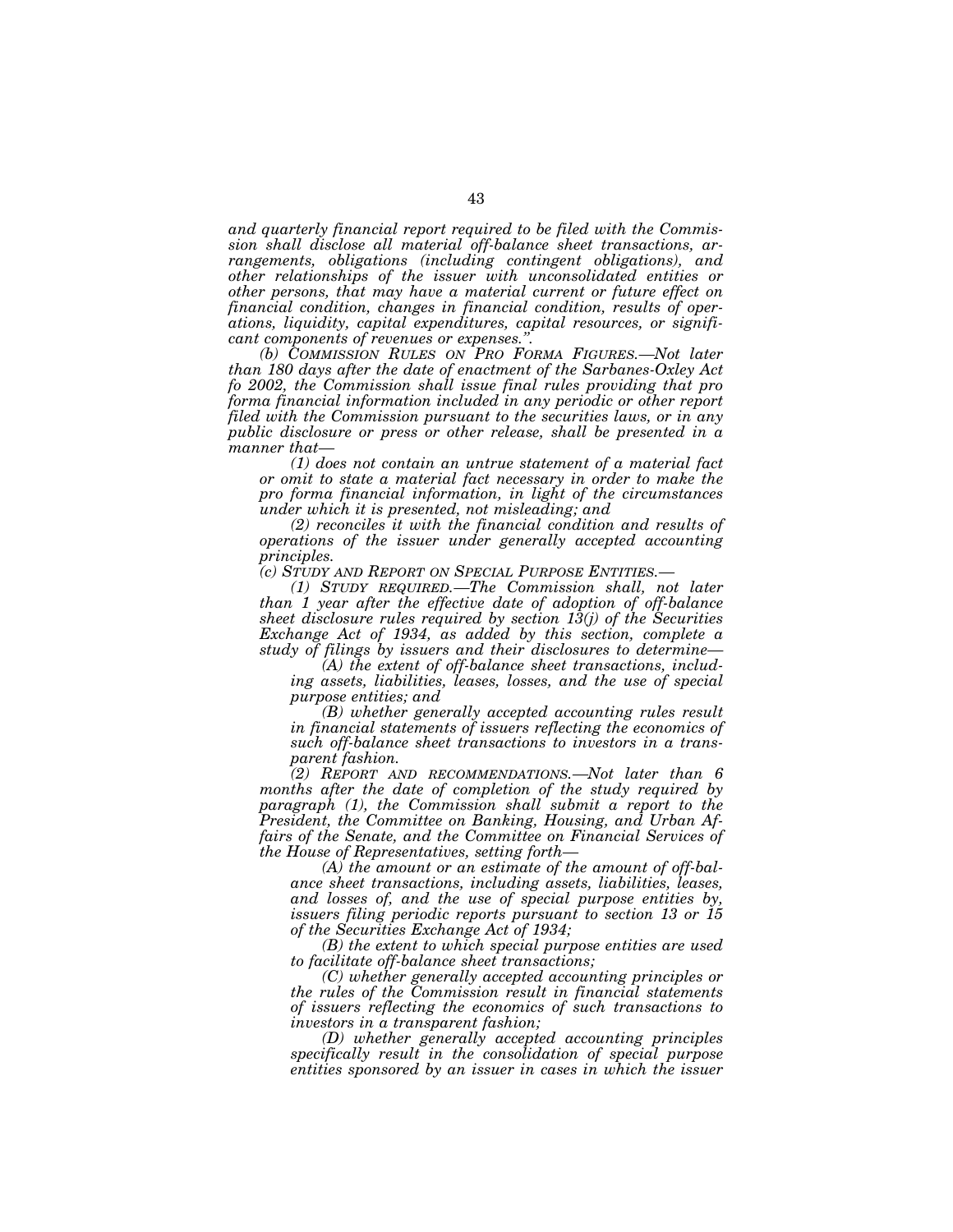*and quarterly financial report required to be filed with the Commission shall disclose all material off-balance sheet transactions, arrangements, obligations (including contingent obligations), and other relationships of the issuer with unconsolidated entities or other persons, that may have a material current or future effect on financial condition, changes in financial condition, results of operations, liquidity, capital expenditures, capital resources, or significant components of revenues or expenses.".*

*(b) COMMISSION RULES ON PRO FORMA FIGURES.—Not later than 180 days after the date of enactment of the Sarbanes-Oxley Act fo 2002, the Commission shall issue final rules providing that pro forma financial information included in any periodic or other report filed with the Commission pursuant to the securities laws, or in any public disclosure or press or other release, shall be presented in a manner that—*

*(1) does not contain an untrue statement of a material fact or omit to state a material fact necessary in order to make the pro forma financial information, in light of the circumstances under which it is presented, not misleading; and*

*(2) reconciles it with the financial condition and results of operations of the issuer under generally accepted accounting principles.*

*(c) STUDY AND REPORT ON SPECIAL PURPOSE ENTITIES.—*

*(1) STUDY REQUIRED.—The Commission shall, not later than 1 year after the effective date of adoption of off-balance sheet disclosure rules required by section 13(j) of the Securities Exchange Act of 1934, as added by this section, complete a study of filings by issuers and their disclosures to determine—*

*(A) the extent of off-balance sheet transactions, including assets, liabilities, leases, losses, and the use of special purpose entities; and*

*(B) whether generally accepted accounting rules result in financial statements of issuers reflecting the economics of such off-balance sheet transactions to investors in a transparent fashion.*

*(2) REPORT AND RECOMMENDATIONS.—Not later than 6 months after the date of completion of the study required by paragraph (1), the Commission shall submit a report to the President, the Committee on Banking, Housing, and Urban Affairs of the Senate, and the Committee on Financial Services of the House of Representatives, setting forth—*

*(A) the amount or an estimate of the amount of off-balance sheet transactions, including assets, liabilities, leases, and losses of, and the use of special purpose entities by, issuers filing periodic reports pursuant to section 13 or 15 of the Securities Exchange Act of 1934;*

*(B) the extent to which special purpose entities are used to facilitate off-balance sheet transactions;*

*(C) whether generally accepted accounting principles or the rules of the Commission result in financial statements of issuers reflecting the economics of such transactions to investors in a transparent fashion;*

*(D) whether generally accepted accounting principles specifically result in the consolidation of special purpose entities sponsored by an issuer in cases in which the issuer*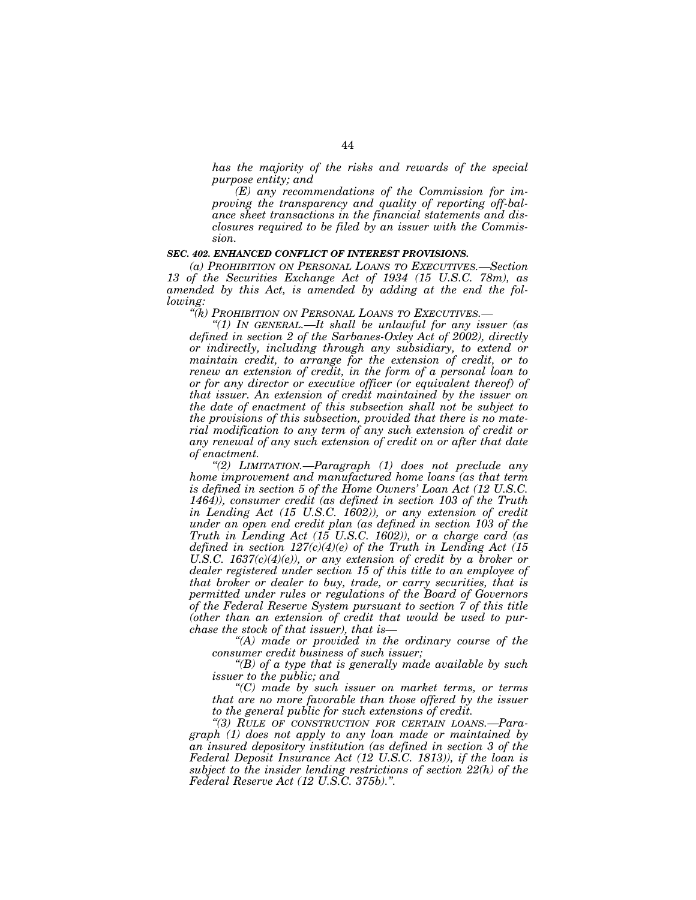*has the majority of the risks and rewards of the special purpose entity; and*

*(E) any recommendations of the Commission for improving the transparency and quality of reporting off-balance sheet transactions in the financial statements and disclosures required to be filed by an issuer with the Commission.*

***SEC. 402. ENHANCED CONFLICT OF INTEREST PROVISIONS.***

*(a) PROHIBITION ON PERSONAL LOANS TO EXECUTIVES.—Section 13 of the Securities Exchange Act of 1934 (15 U.S.C. 78m), as amended by this Act, is amended by adding at the end the following:*

*"(k) PROHIBITION ON PERSONAL LOANS TO EXECUTIVES.—*

*"(1) IN GENERAL.—It shall be unlawful for any issuer (as defined in section 2 of the Sarbanes-Oxley Act of 2002), directly or indirectly, including through any subsidiary, to extend or maintain credit, to arrange for the extension of credit, or to renew an extension of credit, in the form of a personal loan to or for any director or executive officer (or equivalent thereof) of that issuer. An extension of credit maintained by the issuer on the date of enactment of this subsection shall not be subject to the provisions of this subsection, provided that there is no material modification to any term of any such extension of credit or any renewal of any such extension of credit on or after that date of enactment.*

*"(2) LIMITATION.—Paragraph (1) does not preclude any home improvement and manufactured home loans (as that term is defined in section 5 of the Home Owners' Loan Act (12 U.S.C. 1464)), consumer credit (as defined in section 103 of the Truth in Lending Act (15 U.S.C. 1602)), or any extension of credit under an open end credit plan (as defined in section 103 of the Truth in Lending Act (15 U.S.C. 1602)), or a charge card (as defined in section 127(c)(4)(e) of the Truth in Lending Act (15 U.S.C. 1637(c)(4)(e)), or any extension of credit by a broker or dealer registered under section 15 of this title to an employee of that broker or dealer to buy, trade, or carry securities, that is permitted under rules or regulations of the Board of Governors of the Federal Reserve System pursuant to section 7 of this title (other than an extension of credit that would be used to purchase the stock of that issuer), that is—*

*"(A) made or provided in the ordinary course of the consumer credit business of such issuer;*

*"(B) of a type that is generally made available by such issuer to the public; and*

*"(C) made by such issuer on market terms, or terms that are no more favorable than those offered by the issuer to the general public for such extensions of credit.*

*"(3) RULE OF CONSTRUCTION FOR CERTAIN LOANS.—Paragraph (1) does not apply to any loan made or maintained by an insured depository institution (as defined in section 3 of the Federal Deposit Insurance Act (12 U.S.C. 1813)), if the loan is subject to the insider lending restrictions of section 22(h) of the Federal Reserve Act (12 U.S.C. 375b).".*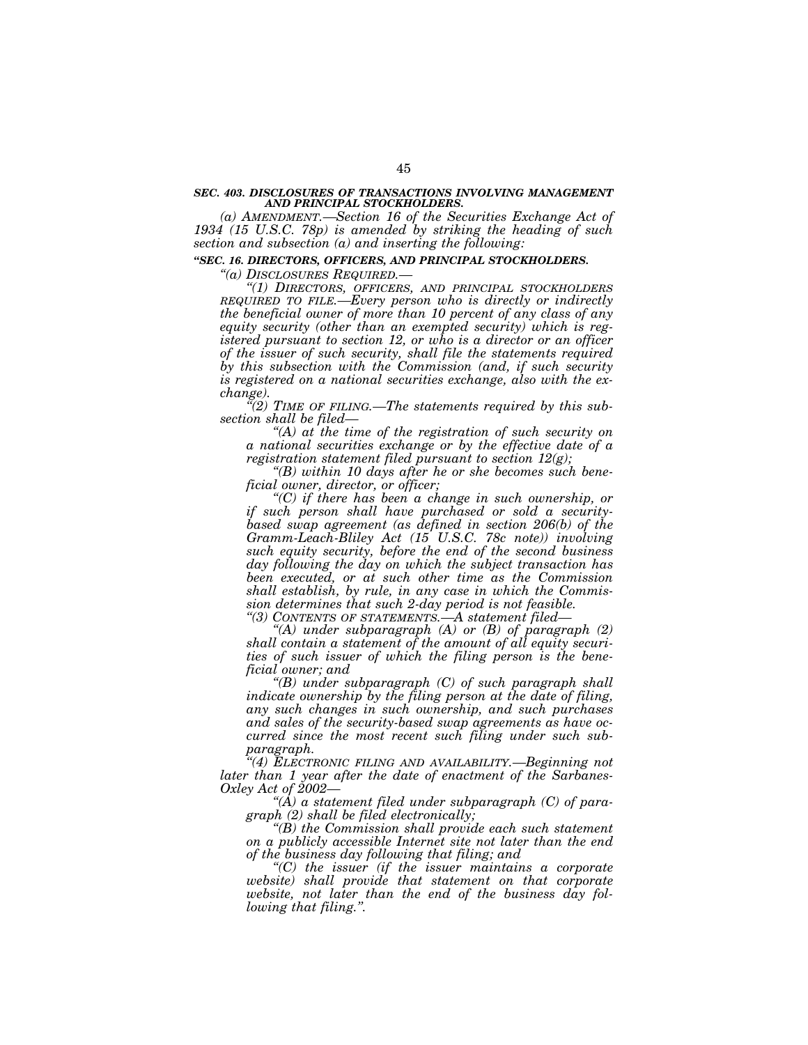### *SEC. 403. DISCLOSURES OF TRANSACTIONS INVOLVING MANAGEMENT AND PRINCIPAL STOCKHOLDERS.*

*(a) AMENDMENT.—Section 16 of the Securities Exchange Act of 1934 (15 U.S.C. 78p) is amended by striking the heading of such section and subsection (a) and inserting the following:*

### *"SEC. 16. DIRECTORS, OFFICERS, AND PRINCIPAL STOCKHOLDERS.*

*"(a) DISCLOSURES REQUIRED.—*

*"(1) DIRECTORS, OFFICERS, AND PRINCIPAL STOCKHOLDERS REQUIRED TO FILE.—Every person who is directly or indirectly the beneficial owner of more than 10 percent of any class of any equity security (other than an exempted security) which is registered pursuant to section 12, or who is a director or an officer of the issuer of such security, shall file the statements required by this subsection with the Commission (and, if such security is registered on a national securities exchange, also with the exchange).*

*"(2) TIME OF FILING.—The statements required by this subsection shall be filed—*

*"(A) at the time of the registration of such security on a national securities exchange or by the effective date of a registration statement filed pursuant to section 12(g);*

*"(B) within 10 days after he or she becomes such beneficial owner, director, or officer;*

*"(C) if there has been a change in such ownership, or if such person shall have purchased or sold a security-based swap agreement (as defined in section 206(b) of the Gramm-Leach-Bliley Act (15 U.S.C. 78c note)) involving such equity security, before the end of the second business day following the day on which the subject transaction has been executed, or at such other time as the Commission shall establish, by rule, in any case in which the Commission determines that such 2-day period is not feasible.*

*"(3) CONTENTS OF STATEMENTS.—A statement filed—*

*"(A) under subparagraph (A) or (B) of paragraph (2) shall contain a statement of the amount of all equity securities of such issuer of which the filing person is the beneficial owner; and*

*"(B) under subparagraph (C) of such paragraph shall indicate ownership by the filing person at the date of filing, any such changes in such ownership, and such purchases and sales of the security-based swap agreements as have occurred since the most recent such filing under such subparagraph.*

*"(4) ELECTRONIC FILING AND AVAILABILITY.—Beginning not later than 1 year after the date of enactment of the Sarbanes-Oxley Act of 2002—*

*"(A) a statement filed under subparagraph (C) of paragraph (2) shall be filed electronically;*

*"(B) the Commission shall provide each such statement on a publicly accessible Internet site not later than the end of the business day following that filing; and*

*"(C) the issuer (if the issuer maintains a corporate website) shall provide that statement on that corporate website, not later than the end of the business day following that filing.".*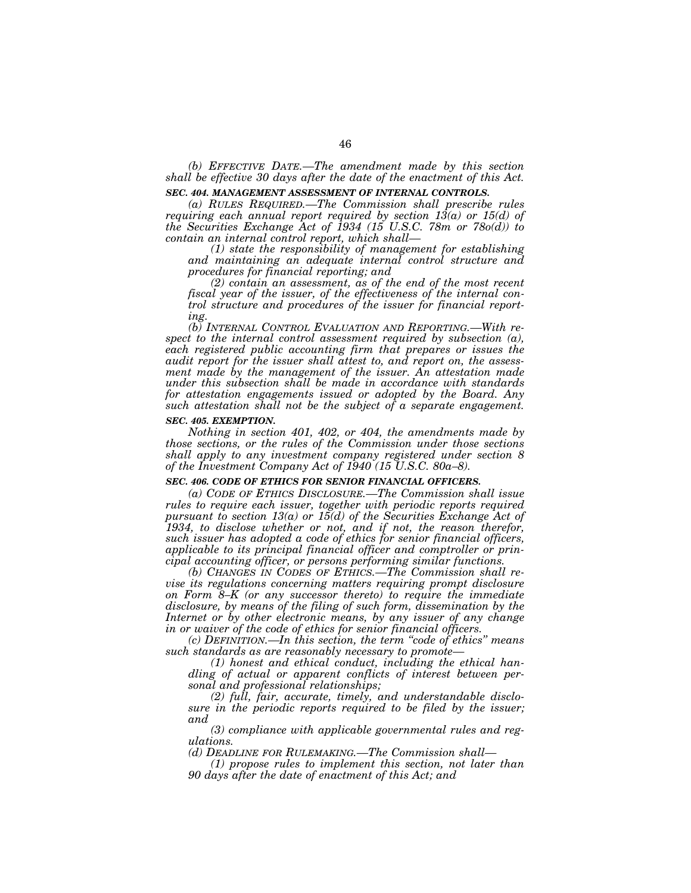*(b) EFFECTIVE DATE.—The amendment made by this section shall be effective 30 days after the date of the enactment of this Act.*

### *SEC. 404. MANAGEMENT ASSESSMENT OF INTERNAL CONTROLS.*

*(a) RULES REQUIRED.—The Commission shall prescribe rules requiring each annual report required by section 13(a) or 15(d) of the Securities Exchange Act of 1934 (15 U.S.C. 78m or 78o(d)) to contain an internal control report, which shall—*

*(1) state the responsibility of management for establishing and maintaining an adequate internal control structure and procedures for financial reporting; and*

*(2) contain an assessment, as of the end of the most recent fiscal year of the issuer, of the effectiveness of the internal control structure and procedures of the issuer for financial reporting.*

*(b) INTERNAL CONTROL EVALUATION AND REPORTING.—With respect to the internal control assessment required by subsection (a), each registered public accounting firm that prepares or issues the audit report for the issuer shall attest to, and report on, the assessment made by the management of the issuer. An attestation made under this subsection shall be made in accordance with standards for attestation engagements issued or adopted by the Board. Any such attestation shall not be the subject of a separate engagement.*

### *SEC. 405. EXEMPTION.*

*Nothing in section 401, 402, or 404, the amendments made by those sections, or the rules of the Commission under those sections shall apply to any investment company registered under section 8 of the Investment Company Act of 1940 (15 U.S.C. 80a–8).*

### *SEC. 406. CODE OF ETHICS FOR SENIOR FINANCIAL OFFICERS.*

*(a) CODE OF ETHICS DISCLOSURE.—The Commission shall issue rules to require each issuer, together with periodic reports required pursuant to section 13(a) or 15(d) of the Securities Exchange Act of 1934, to disclose whether or not, and if not, the reason therefor, such issuer has adopted a code of ethics for senior financial officers, applicable to its principal financial officer and comptroller or principal accounting officer, or persons performing similar functions.*

*(b) CHANGES IN CODES OF ETHICS.—The Commission shall revise its regulations concerning matters requiring prompt disclosure on Form 8–K (or any successor thereto) to require the immediate disclosure, by means of the filing of such form, dissemination by the Internet or by other electronic means, by any issuer of any change in or waiver of the code of ethics for senior financial officers.*

*(c) DEFINITION.—In this section, the term "code of ethics" means such standards as are reasonably necessary to promote—*

*(1) honest and ethical conduct, including the ethical handling of actual or apparent conflicts of interest between personal and professional relationships;*

*(2) full, fair, accurate, timely, and understandable disclosure in the periodic reports required to be filed by the issuer; and*

*(3) compliance with applicable governmental rules and regulations.*

*(d) DEADLINE FOR RULEMAKING.—The Commission shall—*

*(1) propose rules to implement this section, not later than 90 days after the date of enactment of this Act; and*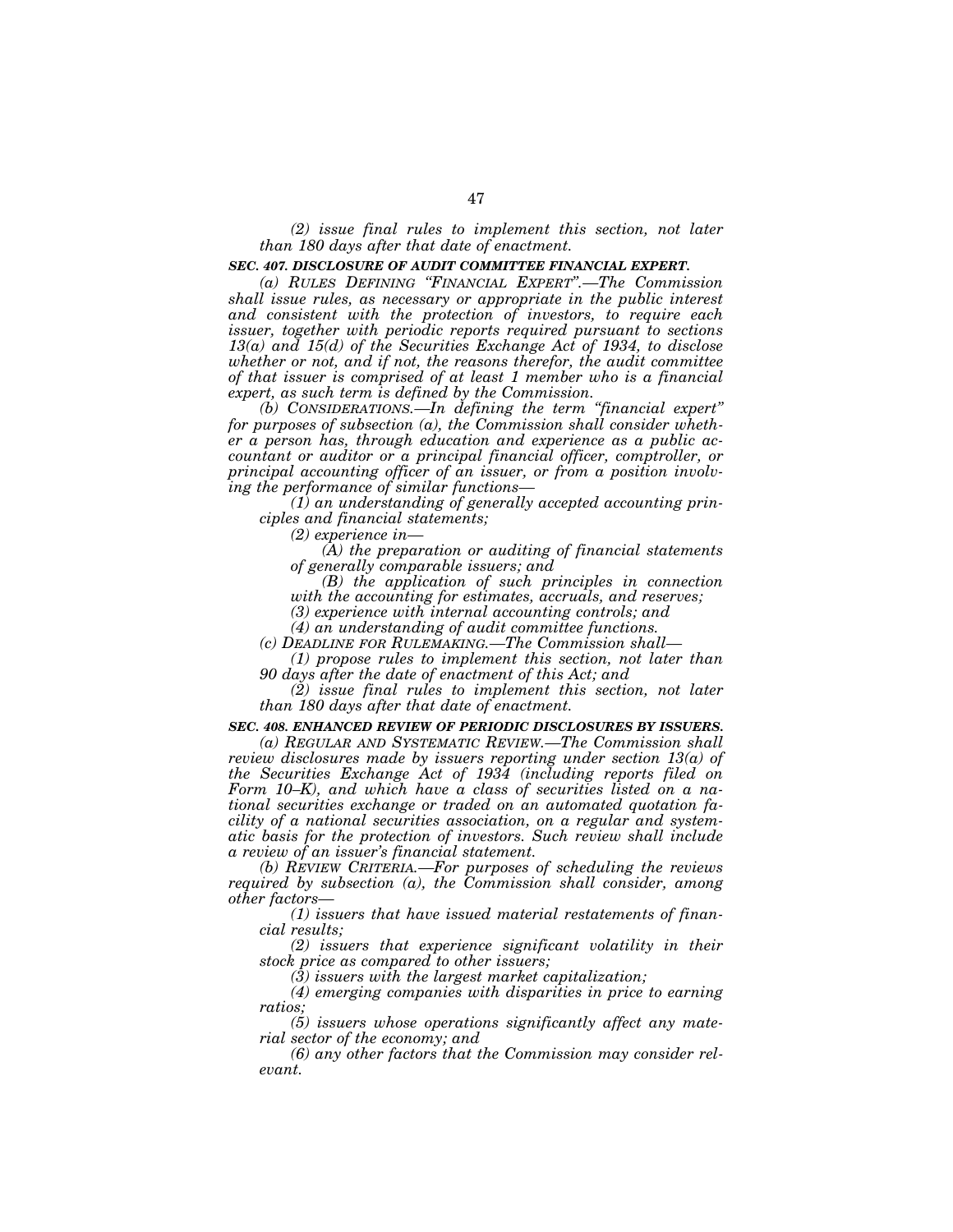*(2) issue final rules to implement this section, not later than 180 days after that date of enactment.*

***SEC. 407. DISCLOSURE OF AUDIT COMMITTEE FINANCIAL EXPERT.***

*(a) RULES DEFINING "FINANCIAL EXPERT".—The Commission shall issue rules, as necessary or appropriate in the public interest and consistent with the protection of investors, to require each issuer, together with periodic reports required pursuant to sections 13(a) and 15(d) of the Securities Exchange Act of 1934, to disclose whether or not, and if not, the reasons therefor, the audit committee of that issuer is comprised of at least 1 member who is a financial expert, as such term is defined by the Commission.*

*(b) CONSIDERATIONS.—In defining the term "financial expert" for purposes of subsection (a), the Commission shall consider whether a person has, through education and experience as a public accountant or auditor or a principal financial officer, comptroller, or principal accounting officer of an issuer, or from a position involving the performance of similar functions—*

*(1) an understanding of generally accepted accounting principles and financial statements;*

*(2) experience in—*

*(A) the preparation or auditing of financial statements of generally comparable issuers; and*

*(B) the application of such principles in connection with the accounting for estimates, accruals, and reserves;*

*(3) experience with internal accounting controls; and*

*(4) an understanding of audit committee functions.*

*(c) DEADLINE FOR RULEMAKING.—The Commission shall—*

*(1) propose rules to implement this section, not later than 90 days after the date of enactment of this Act; and*

*(2) issue final rules to implement this section, not later than 180 days after that date of enactment.*

***SEC. 408. ENHANCED REVIEW OF PERIODIC DISCLOSURES BY ISSUERS.***

*(a) REGULAR AND SYSTEMATIC REVIEW.—The Commission shall review disclosures made by issuers reporting under section 13(a) of the Securities Exchange Act of 1934 (including reports filed on Form 10–K), and which have a class of securities listed on a national securities exchange or traded on an automated quotation facility of a national securities association, on a regular and systematic basis for the protection of investors. Such review shall include a review of an issuer's financial statement.*

*(b) REVIEW CRITERIA.—For purposes of scheduling the reviews required by subsection (a), the Commission shall consider, among other factors—*

*(1) issuers that have issued material restatements of financial results;*

*(2) issuers that experience significant volatility in their stock price as compared to other issuers;*

*(3) issuers with the largest market capitalization;*

*(4) emerging companies with disparities in price to earning ratios;*

*(5) issuers whose operations significantly affect any material sector of the economy; and*

*(6) any other factors that the Commission may consider relevant.*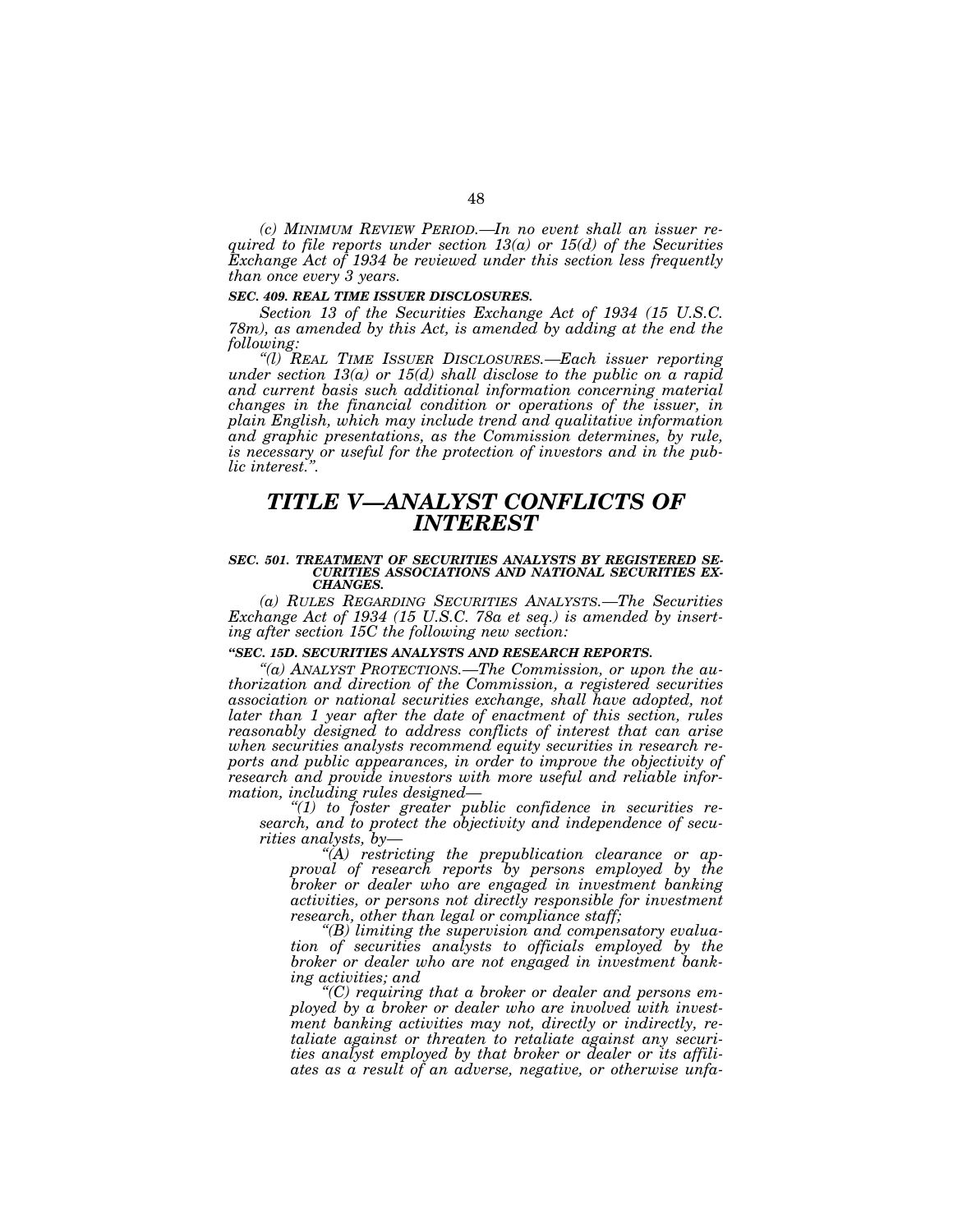*(c) MINIMUM REVIEW PERIOD.—In no event shall an issuer required to file reports under section 13(a) or 15(d) of the Securities Exchange Act of 1934 be reviewed under this section less frequently than once every 3 years.*

***SEC. 409. REAL TIME ISSUER DISCLOSURES.***

*Section 13 of the Securities Exchange Act of 1934 (15 U.S.C. 78m), as amended by this Act, is amended by adding at the end the following:*

*"(l) REAL TIME ISSUER DISCLOSURES.—Each issuer reporting under section 13(a) or 15(d) shall disclose to the public on a rapid and current basis such additional information concerning material changes in the financial condition or operations of the issuer, in plain English, which may include trend and qualitative information and graphic presentations, as the Commission determines, by rule, is necessary or useful for the protection of investors and in the public interest.".*

# *TITLE V—ANALYST CONFLICTS OF INTEREST*

***SEC. 501. TREATMENT OF SECURITIES ANALYSTS BY REGISTERED SECURITIES ASSOCIATIONS AND NATIONAL SECURITIES EXCHANGES.***

*(a) RULES REGARDING SECURITIES ANALYSTS.—The Securities Exchange Act of 1934 (15 U.S.C. 78a et seq.) is amended by inserting after section 15C the following new section:*

***"SEC. 15D. SECURITIES ANALYSTS AND RESEARCH REPORTS.***

*"(a) ANALYST PROTECTIONS.—The Commission, or upon the authorization and direction of the Commission, a registered securities association or national securities exchange, shall have adopted, not later than 1 year after the date of enactment of this section, rules reasonably designed to address conflicts of interest that can arise when securities analysts recommend equity securities in research reports and public appearances, in order to improve the objectivity of research and provide investors with more useful and reliable information, including rules designed—*

*"(1) to foster greater public confidence in securities research, and to protect the objectivity and independence of securities analysts, by—*

*"(A) restricting the prepublication clearance or approval of research reports by persons employed by the broker or dealer who are engaged in investment banking activities, or persons not directly responsible for investment research, other than legal or compliance staff;*

*"(B) limiting the supervision and compensatory evaluation of securities analysts to officials employed by the broker or dealer who are not engaged in investment banking activities; and*

*"(C) requiring that a broker or dealer and persons employed by a broker or dealer who are involved with investment banking activities may not, directly or indirectly, retaliate against or threaten to retaliate against any securities analyst employed by that broker or dealer or its affiliates as a result of an adverse, negative, or otherwise unfa-*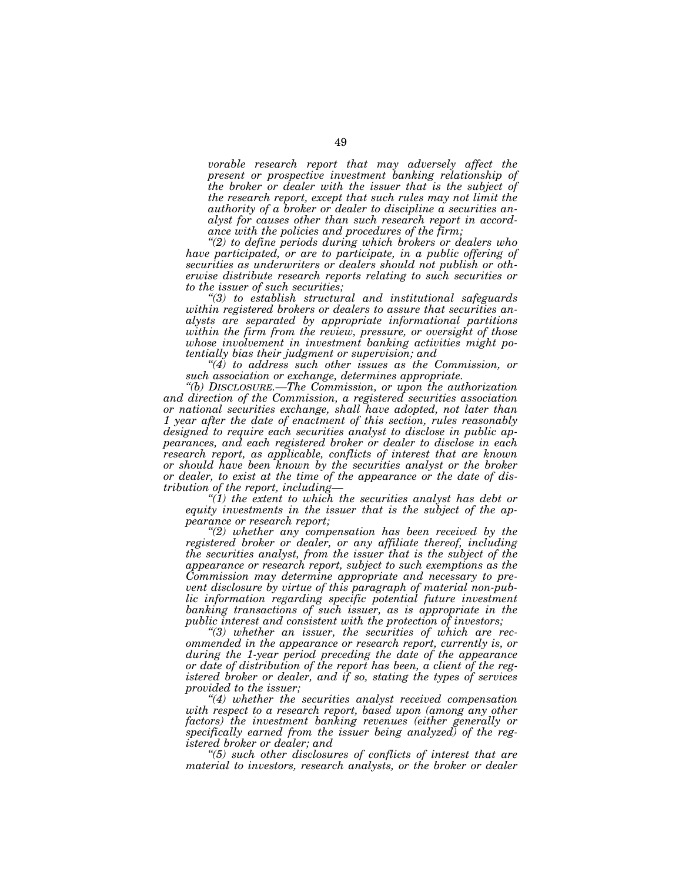*vorable research report that may adversely affect the present or prospective investment banking relationship of the broker or dealer with the issuer that is the subject of the research report, except that such rules may not limit the authority of a broker or dealer to discipline a securities analyst for causes other than such research report in accordance with the policies and procedures of the firm;*

*"(2) to define periods during which brokers or dealers who have participated, or are to participate, in a public offering of securities as underwriters or dealers should not publish or otherwise distribute research reports relating to such securities or to the issuer of such securities;*

*"(3) to establish structural and institutional safeguards within registered brokers or dealers to assure that securities analysts are separated by appropriate informational partitions within the firm from the review, pressure, or oversight of those whose involvement in investment banking activities might potentially bias their judgment or supervision; and*

*"(4) to address such other issues as the Commission, or such association or exchange, determines appropriate.*

*"(b) DISCLOSURE.—The Commission, or upon the authorization and direction of the Commission, a registered securities association or national securities exchange, shall have adopted, not later than 1 year after the date of enactment of this section, rules reasonably designed to require each securities analyst to disclose in public appearances, and each registered broker or dealer to disclose in each research report, as applicable, conflicts of interest that are known or should have been known by the securities analyst or the broker or dealer, to exist at the time of the appearance or the date of distribution of the report, including—*

*"(1) the extent to which the securities analyst has debt or equity investments in the issuer that is the subject of the appearance or research report;*

*"(2) whether any compensation has been received by the registered broker or dealer, or any affiliate thereof, including the securities analyst, from the issuer that is the subject of the appearance or research report, subject to such exemptions as the Commission may determine appropriate and necessary to prevent disclosure by virtue of this paragraph of material non-public information regarding specific potential future investment banking transactions of such issuer, as is appropriate in the public interest and consistent with the protection of investors;*

*"(3) whether an issuer, the securities of which are recommended in the appearance or research report, currently is, or during the 1-year period preceding the date of the appearance or date of distribution of the report has been, a client of the registered broker or dealer, and if so, stating the types of services provided to the issuer;*

*"(4) whether the securities analyst received compensation with respect to a research report, based upon (among any other factors) the investment banking revenues (either generally or specifically earned from the issuer being analyzed) of the registered broker or dealer; and*

*"(5) such other disclosures of conflicts of interest that are material to investors, research analysts, or the broker or dealer*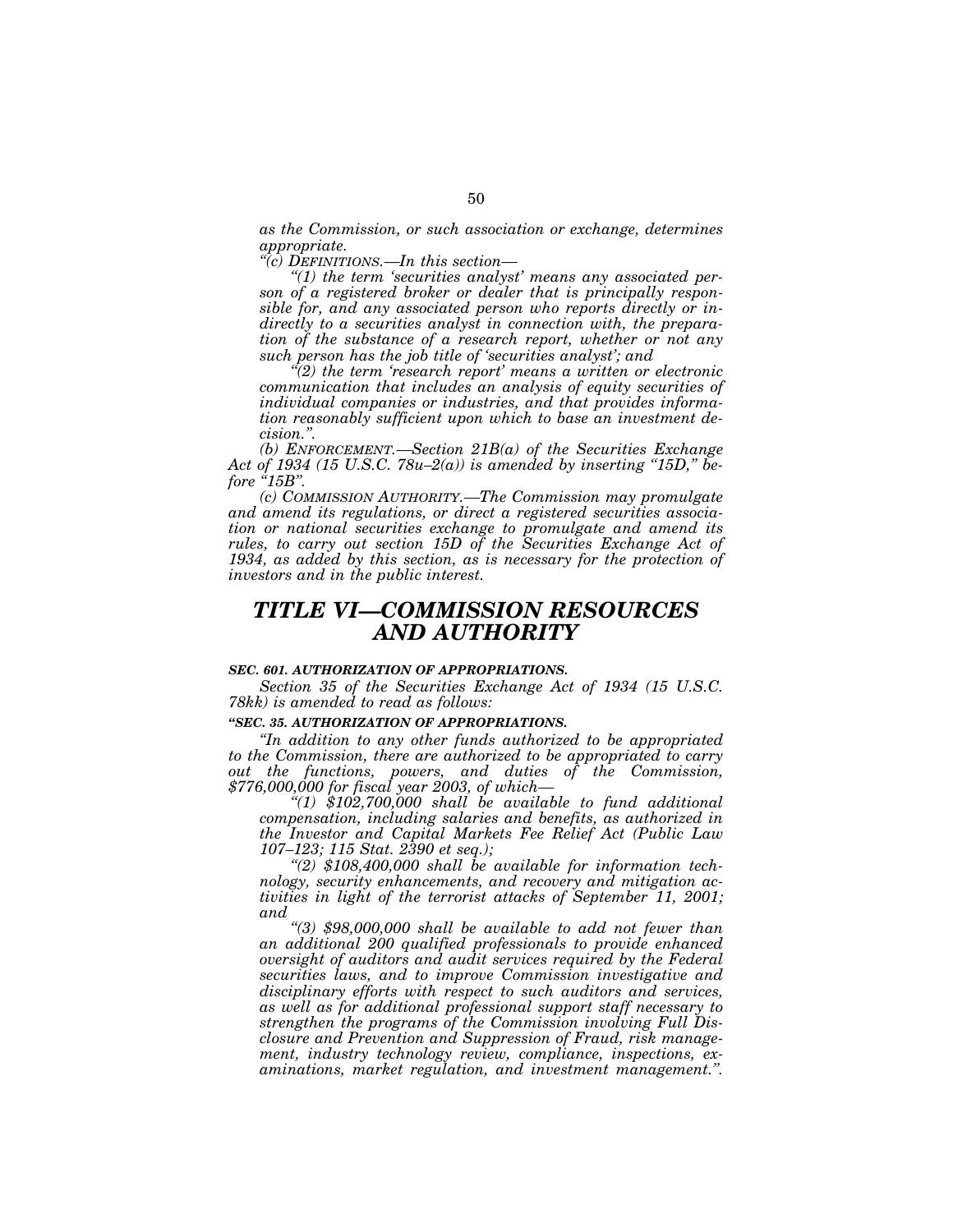*as the Commission, or such association or exchange, determines appropriate.*

*"(c) DEFINITIONS.—In this section—*

*"(1) the term 'securities analyst' means any associated person of a registered broker or dealer that is principally responsible for, and any associated person who reports directly or indirectly to a securities analyst in connection with, the preparation of the substance of a research report, whether or not any such person has the job title of 'securities analyst'; and*

*"(2) the term 'research report' means a written or electronic communication that includes an analysis of equity securities of individual companies or industries, and that provides information reasonably sufficient upon which to base an investment decision.".*

*(b) ENFORCEMENT.—Section 21B(a) of the Securities Exchange Act of 1934 (15 U.S.C. 78u–2(a)) is amended by inserting "15D," before "15B".*

*(c) COMMISSION AUTHORITY.—The Commission may promulgate and amend its regulations, or direct a registered securities association or national securities exchange to promulgate and amend its rules, to carry out section 15D of the Securities Exchange Act of 1934, as added by this section, as is necessary for the protection of investors and in the public interest.*

# *TITLE VI—COMMISSION RESOURCES AND AUTHORITY*

### ***SEC. 601. AUTHORIZATION OF APPROPRIATIONS.***

*Section 35 of the Securities Exchange Act of 1934 (15 U.S.C. 78kk) is amended to read as follows:*

### ***"SEC. 35. AUTHORIZATION OF APPROPRIATIONS.***

*"In addition to any other funds authorized to be appropriated to the Commission, there are authorized to be appropriated to carry out the functions, powers, and duties of the Commission, $776,000,000 for fiscal year 2003, of which—*

*"(1) $102,700,000 shall be available to fund additional compensation, including salaries and benefits, as authorized in the Investor and Capital Markets Fee Relief Act (Public Law 107–123; 115 Stat. 2390 et seq.);*

*"(2) $108,400,000 shall be available for information technology, security enhancements, and recovery and mitigation activities in light of the terrorist attacks of September 11, 2001; and*

*"(3) $98,000,000 shall be available to add not fewer than an additional 200 qualified professionals to provide enhanced oversight of auditors and audit services required by the Federal securities laws, and to improve Commission investigative and disciplinary efforts with respect to such auditors and services, as well as for additional professional support staff necessary to strengthen the programs of the Commission involving Full Disclosure and Prevention and Suppression of Fraud, risk management, industry technology review, compliance, inspections, examinations, market regulation, and investment management.".*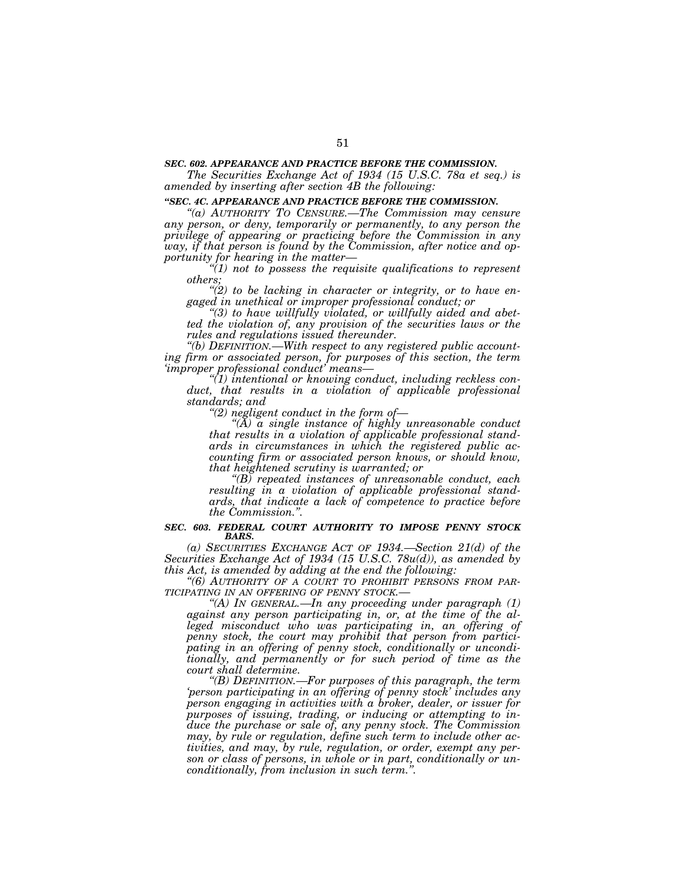***SEC. 602. APPEARANCE AND PRACTICE BEFORE THE COMMISSION.***

*The Securities Exchange Act of 1934 (15 U.S.C. 78a et seq.) is amended by inserting after section 4B the following:*

***"SEC. 4C. APPEARANCE AND PRACTICE BEFORE THE COMMISSION.***

*"(a) AUTHORITY TO CENSURE.—The Commission may censure any person, or deny, temporarily or permanently, to any person the privilege of appearing or practicing before the Commission in any way, if that person is found by the Commission, after notice and opportunity for hearing in the matter—*

*"(1) not to possess the requisite qualifications to represent others;*

*"(2) to be lacking in character or integrity, or to have engaged in unethical or improper professional conduct; or*

*"(3) to have willfully violated, or willfully aided and abetted the violation of, any provision of the securities laws or the rules and regulations issued thereunder.*

*"(b) DEFINITION.—With respect to any registered public accounting firm or associated person, for purposes of this section, the term 'improper professional conduct' means—*

*"(1) intentional or knowing conduct, including reckless conduct, that results in a violation of applicable professional standards; and*

*"(2) negligent conduct in the form of—*

*"(A) a single instance of highly unreasonable conduct that results in a violation of applicable professional standards in circumstances in which the registered public accounting firm or associated person knows, or should know, that heightened scrutiny is warranted; or*

*"(B) repeated instances of unreasonable conduct, each resulting in a violation of applicable professional standards, that indicate a lack of competence to practice before the Commission.".*

***SEC. 603. FEDERAL COURT AUTHORITY TO IMPOSE PENNY STOCK BARS.***

*(a) SECURITIES EXCHANGE ACT OF 1934.—Section 21(d) of the Securities Exchange Act of 1934 (15 U.S.C. 78u(d)), as amended by this Act, is amended by adding at the end the following:*

*"(6) AUTHORITY OF A COURT TO PROHIBIT PERSONS FROM PARTICIPATING IN AN OFFERING OF PENNY STOCK.—*

*"(A) IN GENERAL.—In any proceeding under paragraph (1) against any person participating in, or, at the time of the alleged misconduct who was participating in, an offering of penny stock, the court may prohibit that person from participating in an offering of penny stock, conditionally or unconditionally, and permanently or for such period of time as the court shall determine.*

*"(B) DEFINITION.—For purposes of this paragraph, the term 'person participating in an offering of penny stock' includes any person engaging in activities with a broker, dealer, or issuer for purposes of issuing, trading, or inducing or attempting to induce the purchase or sale of, any penny stock. The Commission may, by rule or regulation, define such term to include other activities, and may, by rule, regulation, or order, exempt any person or class of persons, in whole or in part, conditionally or unconditionally, from inclusion in such term.".*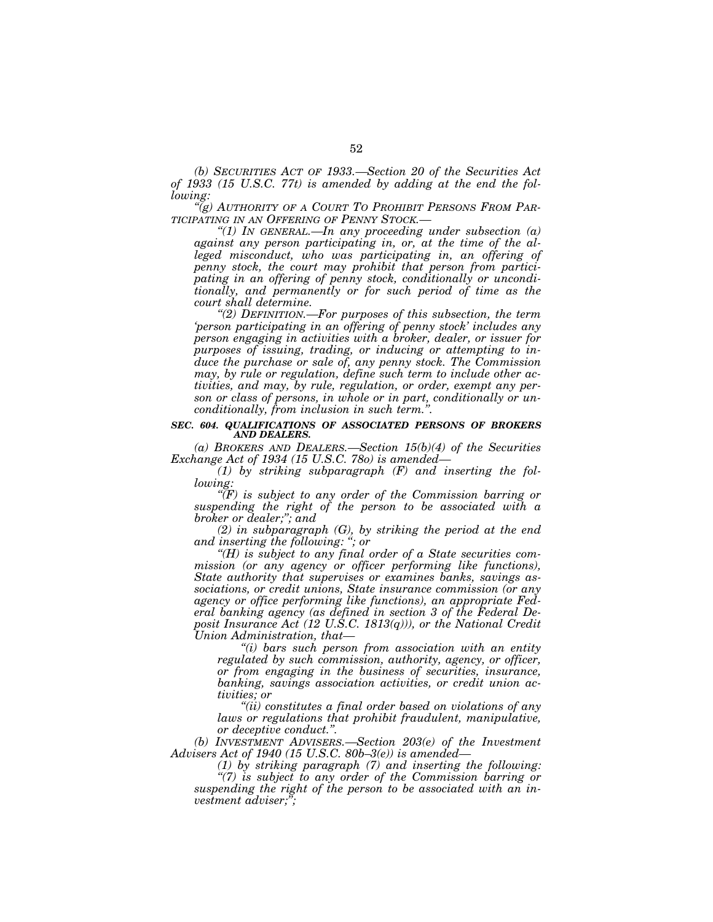*(b) SECURITIES ACT OF 1933.—Section 20 of the Securities Act of 1933 (15 U.S.C. 77t) is amended by adding at the end the following:*

*"(g) AUTHORITY OF A COURT TO PROHIBIT PERSONS FROM PARTICIPATING IN AN OFFERING OF PENNY STOCK.—*

*"(1) IN GENERAL.—In any proceeding under subsection (a) against any person participating in, or, at the time of the alleged misconduct, who was participating in, an offering of penny stock, the court may prohibit that person from participating in an offering of penny stock, conditionally or unconditionally, and permanently or for such period of time as the court shall determine.*

*"(2) DEFINITION.—For purposes of this subsection, the term 'person participating in an offering of penny stock' includes any person engaging in activities with a broker, dealer, or issuer for purposes of issuing, trading, or inducing or attempting to induce the purchase or sale of, any penny stock. The Commission may, by rule or regulation, define such term to include other activities, and may, by rule, regulation, or order, exempt any person or class of persons, in whole or in part, conditionally or unconditionally, from inclusion in such term.".*

***SEC. 604. QUALIFICATIONS OF ASSOCIATED PERSONS OF BROKERS AND DEALERS.***

*(a) BROKERS AND DEALERS.—Section 15(b)(4) of the Securities Exchange Act of 1934 (15 U.S.C. 78o) is amended—*

*(1) by striking subparagraph (F) and inserting the following:*

*"(F) is subject to any order of the Commission barring or suspending the right of the person to be associated with a broker or dealer;"; and*

*(2) in subparagraph (G), by striking the period at the end and inserting the following: "; or*

*"(H) is subject to any final order of a State securities commission (or any agency or officer performing like functions), State authority that supervises or examines banks, savings associations, or credit unions, State insurance commission (or any agency or office performing like functions), an appropriate Federal banking agency (as defined in section 3 of the Federal Deposit Insurance Act (12 U.S.C. 1813(q))), or the National Credit Union Administration, that—*

*"(i) bars such person from association with an entity regulated by such commission, authority, agency, or officer, or from engaging in the business of securities, insurance, banking, savings association activities, or credit union activities; or*

*"(ii) constitutes a final order based on violations of any laws or regulations that prohibit fraudulent, manipulative, or deceptive conduct.".*

*(b) INVESTMENT ADVISERS.—Section 203(e) of the Investment Advisers Act of 1940 (15 U.S.C. 80b–3(e)) is amended—*

*(1) by striking paragraph (7) and inserting the following:*

*"(7) is subject to any order of the Commission barring or suspending the right of the person to be associated with an investment adviser;";*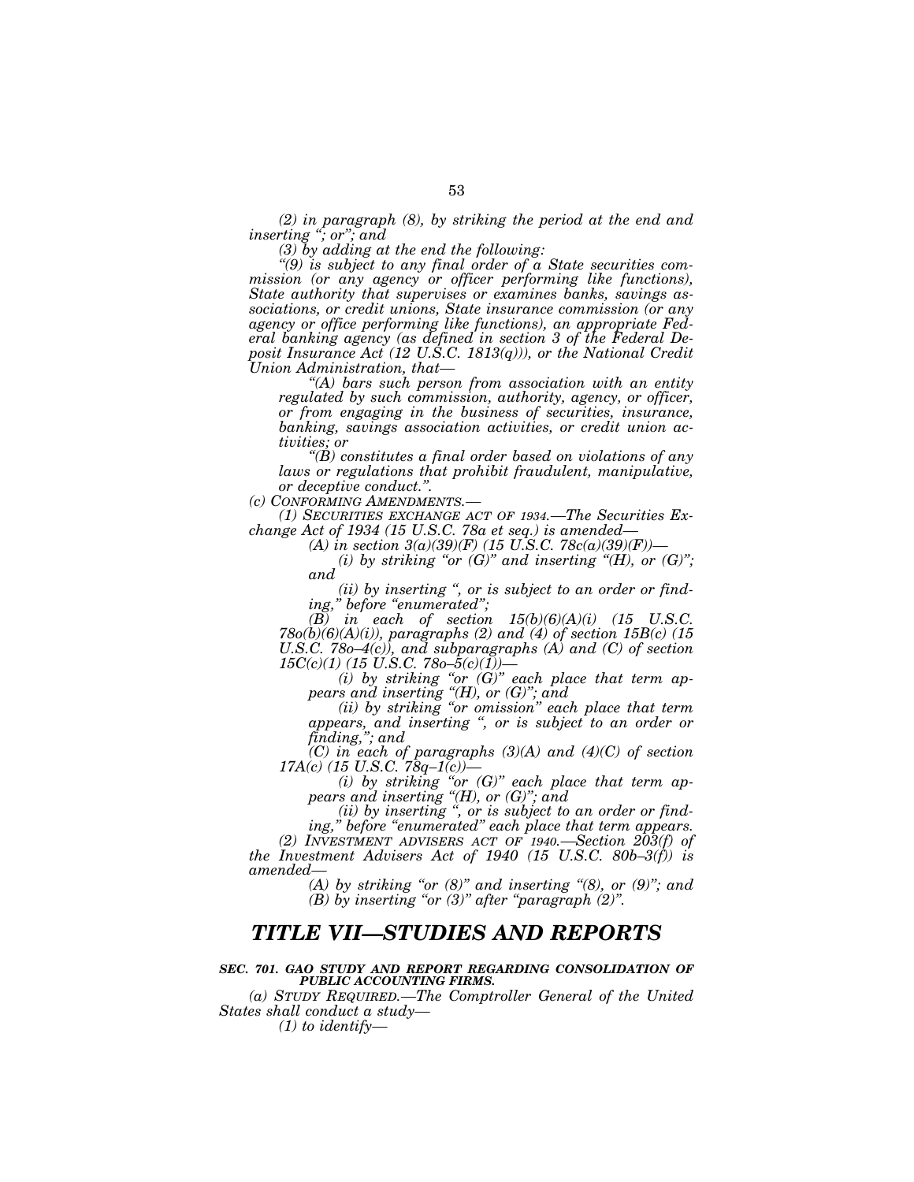*(2) in paragraph (8), by striking the period at the end and inserting "; or"; and*

*(3) by adding at the end the following:*

*"(9) is subject to any final order of a State securities commission (or any agency or officer performing like functions), State authority that supervises or examines banks, savings associations, or credit unions, State insurance commission (or any agency or office performing like functions), an appropriate Federal banking agency (as defined in section 3 of the Federal Deposit Insurance Act (12 U.S.C. 1813(q))), or the National Credit Union Administration, that—*

*"(A) bars such person from association with an entity regulated by such commission, authority, agency, or officer, or from engaging in the business of securities, insurance, banking, savings association activities, or credit union activities; or*

*"(B) constitutes a final order based on violations of any laws or regulations that prohibit fraudulent, manipulative, or deceptive conduct.".*

*(c) CONFORMING AMENDMENTS.—*

*(1) SECURITIES EXCHANGE ACT OF 1934.—The Securities Exchange Act of 1934 (15 U.S.C. 78a et seq.) is amended—*

*(A) in section 3(a)(39)(F) (15 U.S.C. 78c(a)(39)(F))—*

*(i) by striking "or (G)" and inserting "(H), or (G)"; and*

*(ii) by inserting ", or is subject to an order or finding," before "enumerated";*

*(B) in each of section 15(b)(6)(A)(i) (15 U.S.C. 78o(b)(6)(A)(i)), paragraphs (2) and (4) of section 15B(c) (15 U.S.C. 78o–4(c)), and subparagraphs (A) and (C) of section 15C(c)(1) (15 U.S.C. 78o–5(c)(1))—*

*(i) by striking "or (G)" each place that term appears and inserting "(H), or (G)"; and*

*(ii) by striking "or omission" each place that term appears, and inserting ", or is subject to an order or finding,"; and*

*(C) in each of paragraphs (3)(A) and (4)(C) of section 17A(c) (15 U.S.C. 78q–1(c))—*

*(i) by striking "or (G)" each place that term appears and inserting "(H), or (G)"; and*

*(ii) by inserting ", or is subject to an order or finding," before "enumerated" each place that term appears.*

*(2) INVESTMENT ADVISERS ACT OF 1940.—Section 203(f) of the Investment Advisers Act of 1940 (15 U.S.C. 80b–3(f)) is amended—*

*(A) by striking "or (8)" and inserting "(8), or (9)"; and*

*(B) by inserting "or (3)" after "paragraph (2)".*

## *TITLE VII—STUDIES AND REPORTS*

***SEC. 701. GAO STUDY AND REPORT REGARDING CONSOLIDATION OF PUBLIC ACCOUNTING FIRMS.***

*(a) STUDY REQUIRED.—The Comptroller General of the United States shall conduct a study—*

*(1) to identify—*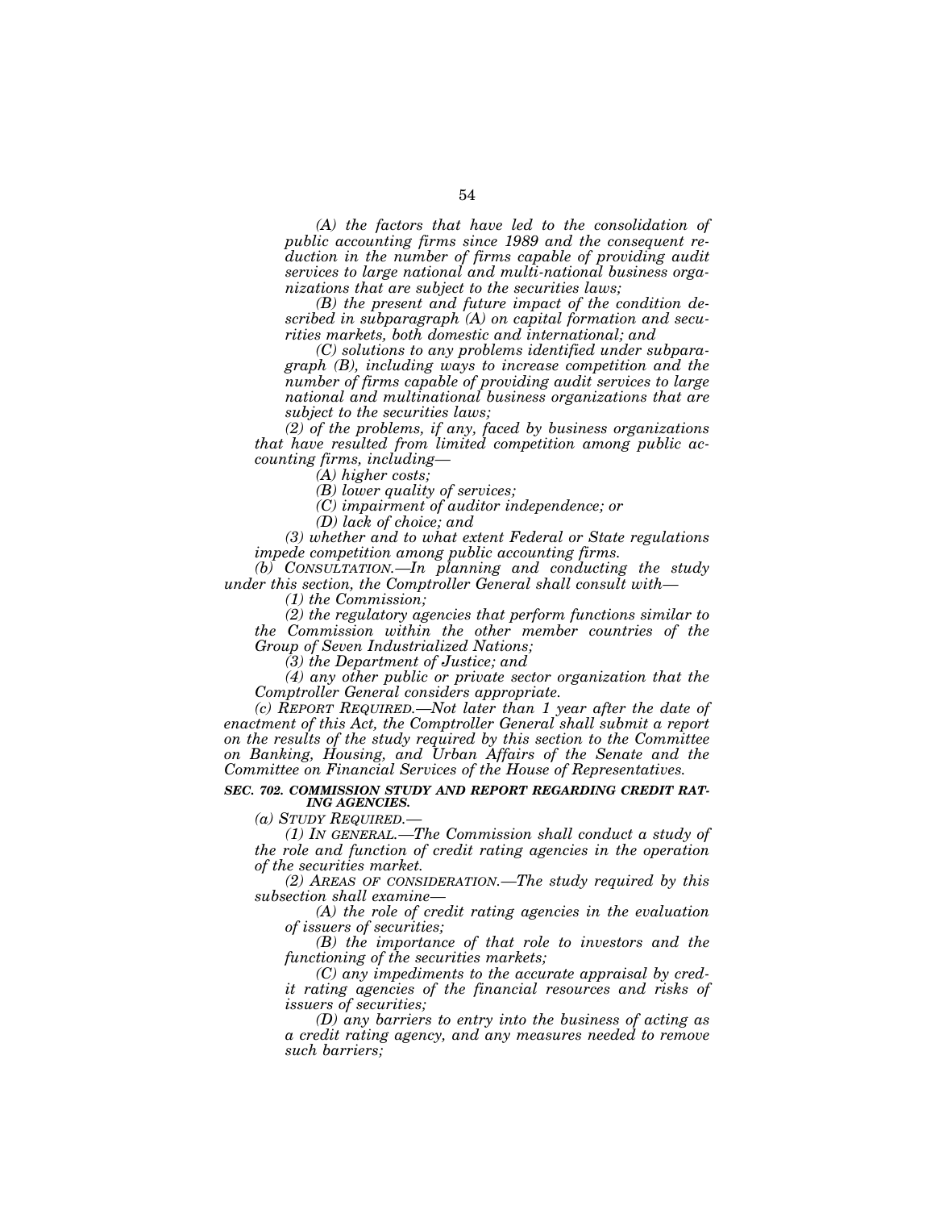*(A) the factors that have led to the consolidation of public accounting firms since 1989 and the consequent reduction in the number of firms capable of providing audit services to large national and multi-national business organizations that are subject to the securities laws;*

*(B) the present and future impact of the condition described in subparagraph (A) on capital formation and securities markets, both domestic and international; and*

*(C) solutions to any problems identified under subparagraph (B), including ways to increase competition and the number of firms capable of providing audit services to large national and multinational business organizations that are subject to the securities laws;*

*(2) of the problems, if any, faced by business organizations that have resulted from limited competition among public accounting firms, including—*

*(A) higher costs;*

*(B) lower quality of services;*

*(C) impairment of auditor independence; or*

*(D) lack of choice; and*

*(3) whether and to what extent Federal or State regulations impede competition among public accounting firms.*

*(b) CONSULTATION.—In planning and conducting the study under this section, the Comptroller General shall consult with—*

*(1) the Commission;*

*(2) the regulatory agencies that perform functions similar to the Commission within the other member countries of the Group of Seven Industrialized Nations;*

*(3) the Department of Justice; and*

*(4) any other public or private sector organization that the Comptroller General considers appropriate.*

*(c) REPORT REQUIRED.—Not later than 1 year after the date of enactment of this Act, the Comptroller General shall submit a report on the results of the study required by this section to the Committee on Banking, Housing, and Urban Affairs of the Senate and the Committee on Financial Services of the House of Representatives.*

***SEC. 702. COMMISSION STUDY AND REPORT REGARDING CREDIT RATING AGENCIES.***

*(a) STUDY REQUIRED.—*

*(1) IN GENERAL.—The Commission shall conduct a study of the role and function of credit rating agencies in the operation of the securities market.*

*(2) AREAS OF CONSIDERATION.—The study required by this subsection shall examine—*

*(A) the role of credit rating agencies in the evaluation of issuers of securities;*

*(B) the importance of that role to investors and the functioning of the securities markets;*

*(C) any impediments to the accurate appraisal by credit rating agencies of the financial resources and risks of issuers of securities;*

*(D) any barriers to entry into the business of acting as a credit rating agency, and any measures needed to remove such barriers;*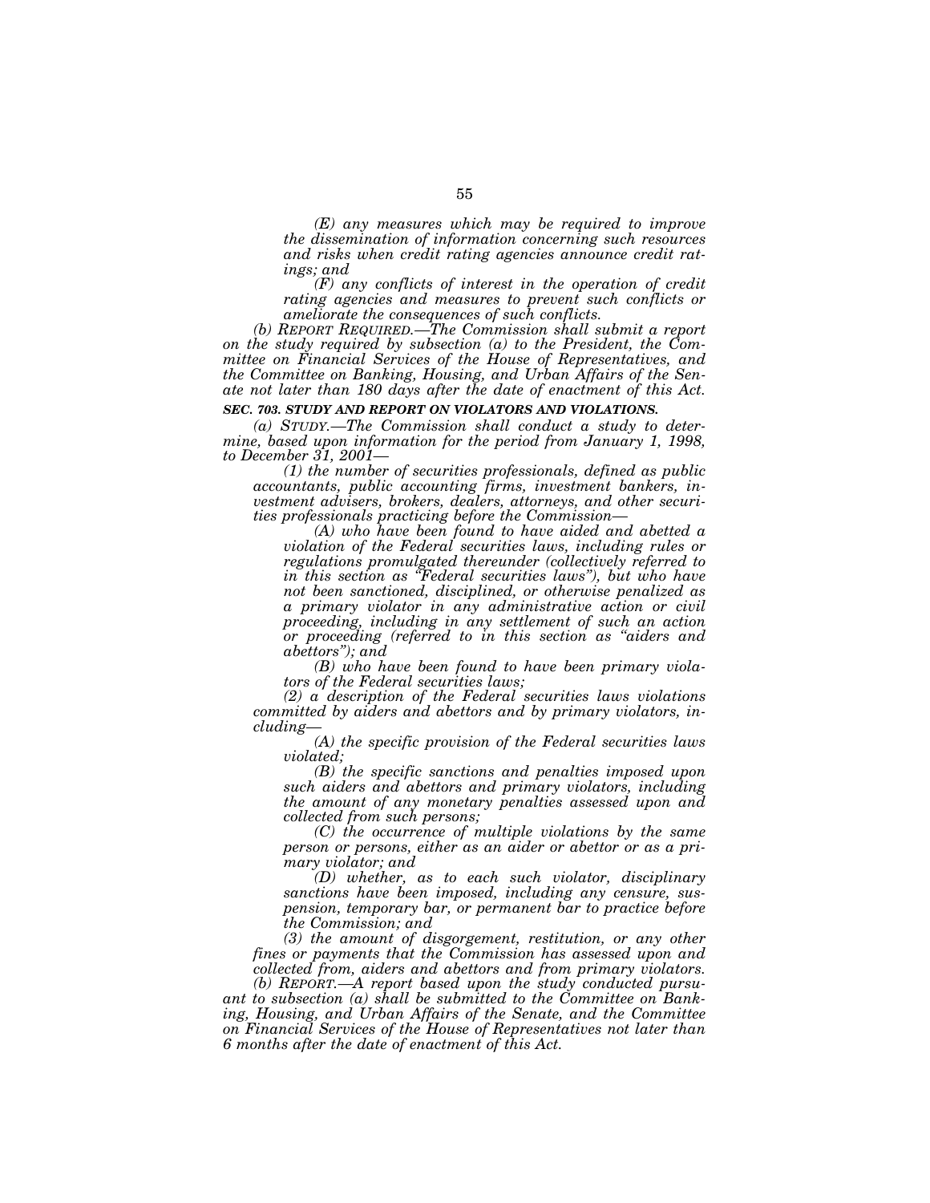*(E) any measures which may be required to improve the dissemination of information concerning such resources and risks when credit rating agencies announce credit ratings; and*

*(F) any conflicts of interest in the operation of credit rating agencies and measures to prevent such conflicts or ameliorate the consequences of such conflicts.*

*(b) REPORT REQUIRED.—The Commission shall submit a report on the study required by subsection (a) to the President, the Committee on Financial Services of the House of Representatives, and the Committee on Banking, Housing, and Urban Affairs of the Senate not later than 180 days after the date of enactment of this Act.*

***SEC. 703. STUDY AND REPORT ON VIOLATORS AND VIOLATIONS.***

*(a) STUDY.—The Commission shall conduct a study to determine, based upon information for the period from January 1, 1998, to December 31, 2001—*

*(1) the number of securities professionals, defined as public accountants, public accounting firms, investment bankers, investment advisers, brokers, dealers, attorneys, and other securities professionals practicing before the Commission—*

*(A) who have been found to have aided and abetted a violation of the Federal securities laws, including rules or regulations promulgated thereunder (collectively referred to in this section as "Federal securities laws"), but who have not been sanctioned, disciplined, or otherwise penalized as a primary violator in any administrative action or civil proceeding, including in any settlement of such an action or proceeding (referred to in this section as "aiders and abettors"); and*

*(B) who have been found to have been primary violators of the Federal securities laws;*

*(2) a description of the Federal securities laws violations committed by aiders and abettors and by primary violators, including—*

*(A) the specific provision of the Federal securities laws violated;*

*(B) the specific sanctions and penalties imposed upon such aiders and abettors and primary violators, including the amount of any monetary penalties assessed upon and collected from such persons;*

*(C) the occurrence of multiple violations by the same person or persons, either as an aider or abettor or as a primary violator; and*

*(D) whether, as to each such violator, disciplinary sanctions have been imposed, including any censure, suspension, temporary bar, or permanent bar to practice before the Commission; and*

*(3) the amount of disgorgement, restitution, or any other fines or payments that the Commission has assessed upon and collected from, aiders and abettors and from primary violators.*

*(b) REPORT.—A report based upon the study conducted pursuant to subsection (a) shall be submitted to the Committee on Banking, Housing, and Urban Affairs of the Senate, and the Committee on Financial Services of the House of Representatives not later than 6 months after the date of enactment of this Act.*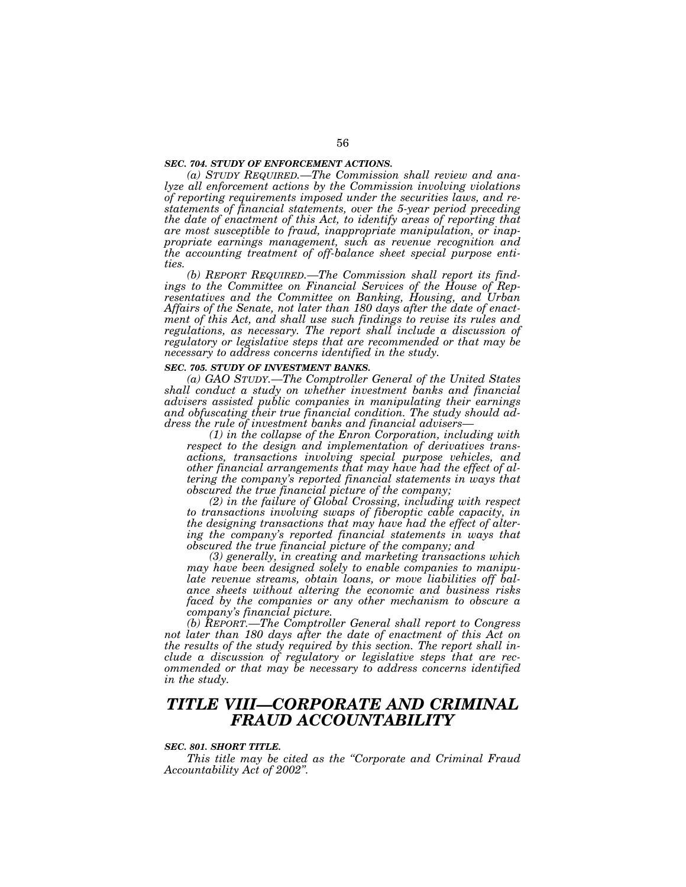***SEC. 704. STUDY OF ENFORCEMENT ACTIONS.***

*(a) STUDY REQUIRED.—The Commission shall review and analyze all enforcement actions by the Commission involving violations of reporting requirements imposed under the securities laws, and restatements of financial statements, over the 5-year period preceding the date of enactment of this Act, to identify areas of reporting that are most susceptible to fraud, inappropriate manipulation, or inappropriate earnings management, such as revenue recognition and the accounting treatment of off-balance sheet special purpose entities.*

*(b) REPORT REQUIRED.—The Commission shall report its findings to the Committee on Financial Services of the House of Representatives and the Committee on Banking, Housing, and Urban Affairs of the Senate, not later than 180 days after the date of enactment of this Act, and shall use such findings to revise its rules and regulations, as necessary. The report shall include a discussion of regulatory or legislative steps that are recommended or that may be necessary to address concerns identified in the study.*

***SEC. 705. STUDY OF INVESTMENT BANKS.***

*(a) GAO STUDY.—The Comptroller General of the United States shall conduct a study on whether investment banks and financial advisers assisted public companies in manipulating their earnings and obfuscating their true financial condition. The study should address the rule of investment banks and financial advisers—*

*(1) in the collapse of the Enron Corporation, including with respect to the design and implementation of derivatives transactions, transactions involving special purpose vehicles, and other financial arrangements that may have had the effect of altering the company's reported financial statements in ways that obscured the true financial picture of the company;*

*(2) in the failure of Global Crossing, including with respect to transactions involving swaps of fiberoptic cable capacity, in the designing transactions that may have had the effect of altering the company's reported financial statements in ways that obscured the true financial picture of the company; and*

*(3) generally, in creating and marketing transactions which may have been designed solely to enable companies to manipulate revenue streams, obtain loans, or move liabilities off balance sheets without altering the economic and business risks faced by the companies or any other mechanism to obscure a company's financial picture.*

*(b) REPORT.—The Comptroller General shall report to Congress not later than 180 days after the date of enactment of this Act on the results of the study required by this section. The report shall include a discussion of regulatory or legislative steps that are recommended or that may be necessary to address concerns identified in the study.*

# *TITLE VIII—CORPORATE AND CRIMINAL FRAUD ACCOUNTABILITY*

***SEC. 801. SHORT TITLE.***

*This title may be cited as the "Corporate and Criminal Fraud Accountability Act of 2002".*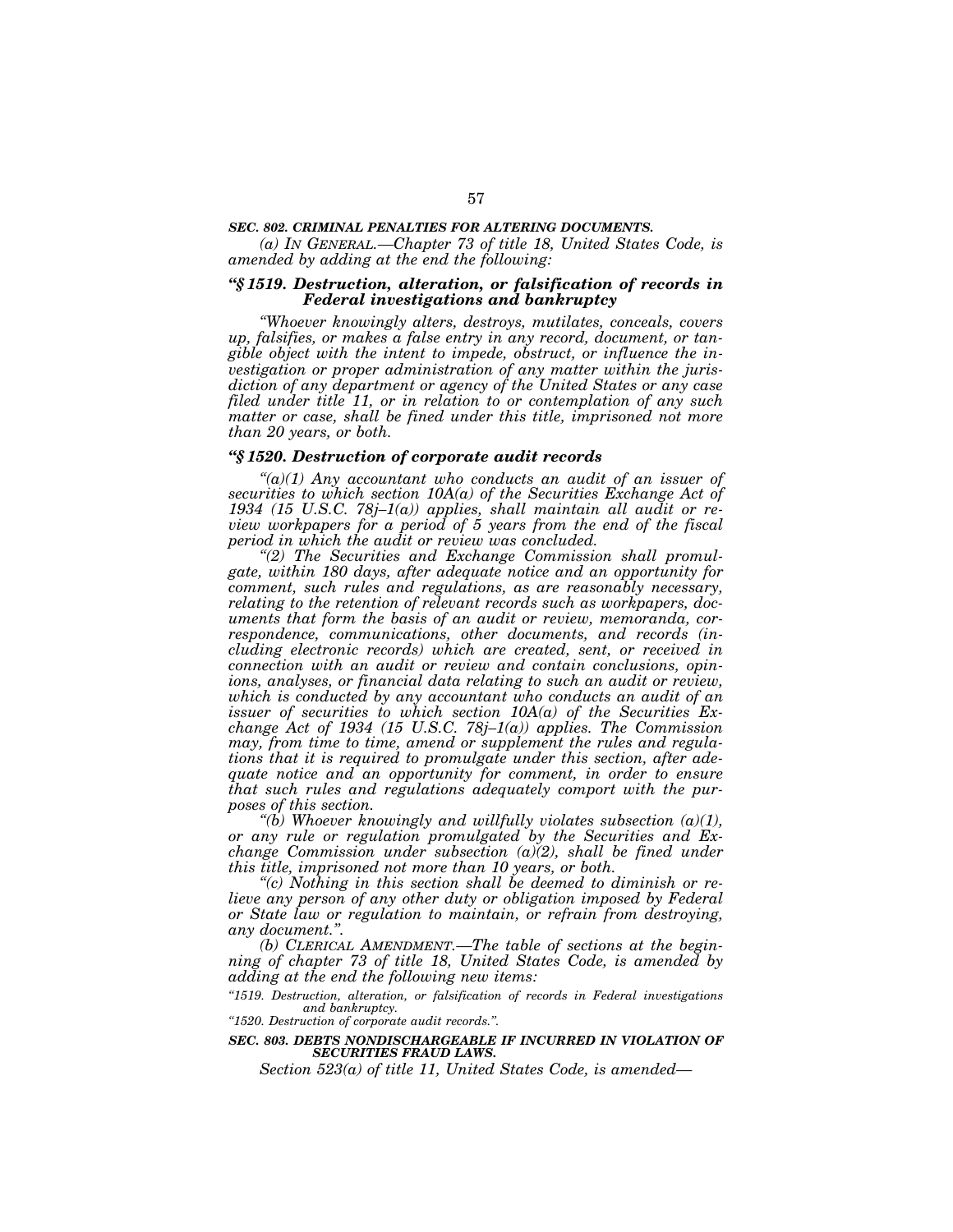***SEC. 802. CRIMINAL PENALTIES FOR ALTERING DOCUMENTS.***

*(a) IN GENERAL.—Chapter 73 of title 18, United States Code, is amended by adding at the end the following:*

### *"§ 1519. Destruction, alteration, or falsification of records in Federal investigations and bankruptcy*

*"Whoever knowingly alters, destroys, mutilates, conceals, covers up, falsifies, or makes a false entry in any record, document, or tangible object with the intent to impede, obstruct, or influence the investigation or proper administration of any matter within the jurisdiction of any department or agency of the United States or any case filed under title 11, or in relation to or contemplation of any such matter or case, shall be fined under this title, imprisoned not more than 20 years, or both.*

### *"§ 1520. Destruction of corporate audit records*

*"(a)(1) Any accountant who conducts an audit of an issuer of securities to which section 10A(a) of the Securities Exchange Act of 1934 (15 U.S.C. 78j–1(a)) applies, shall maintain all audit or review workpapers for a period of 5 years from the end of the fiscal period in which the audit or review was concluded.*

*"(2) The Securities and Exchange Commission shall promulgate, within 180 days, after adequate notice and an opportunity for comment, such rules and regulations, as are reasonably necessary, relating to the retention of relevant records such as workpapers, documents that form the basis of an audit or review, memoranda, correspondence, communications, other documents, and records (including electronic records) which are created, sent, or received in connection with an audit or review and contain conclusions, opinions, analyses, or financial data relating to such an audit or review, which is conducted by any accountant who conducts an audit of an issuer of securities to which section 10A(a) of the Securities Exchange Act of 1934 (15 U.S.C. 78j–1(a)) applies. The Commission may, from time to time, amend or supplement the rules and regulations that it is required to promulgate under this section, after adequate notice and an opportunity for comment, in order to ensure that such rules and regulations adequately comport with the purposes of this section.*

*"(b) Whoever knowingly and willfully violates subsection (a)(1), or any rule or regulation promulgated by the Securities and Exchange Commission under subsection (a)(2), shall be fined under this title, imprisoned not more than 10 years, or both.*

*"(c) Nothing in this section shall be deemed to diminish or relieve any person of any other duty or obligation imposed by Federal or State law or regulation to maintain, or refrain from destroying, any document.".*

*(b) CLERICAL AMENDMENT.—The table of sections at the beginning of chapter 73 of title 18, United States Code, is amended by adding at the end the following new items:*

*"1519. Destruction, alteration, or falsification of records in Federal investigations and bankruptcy.*
*"1520. Destruction of corporate audit records.".*

***SEC. 803. DEBTS NONDISCHARGEABLE IF INCURRED IN VIOLATION OF SECURITIES FRAUD LAWS.***

*Section 523(a) of title 11, United States Code, is amended—*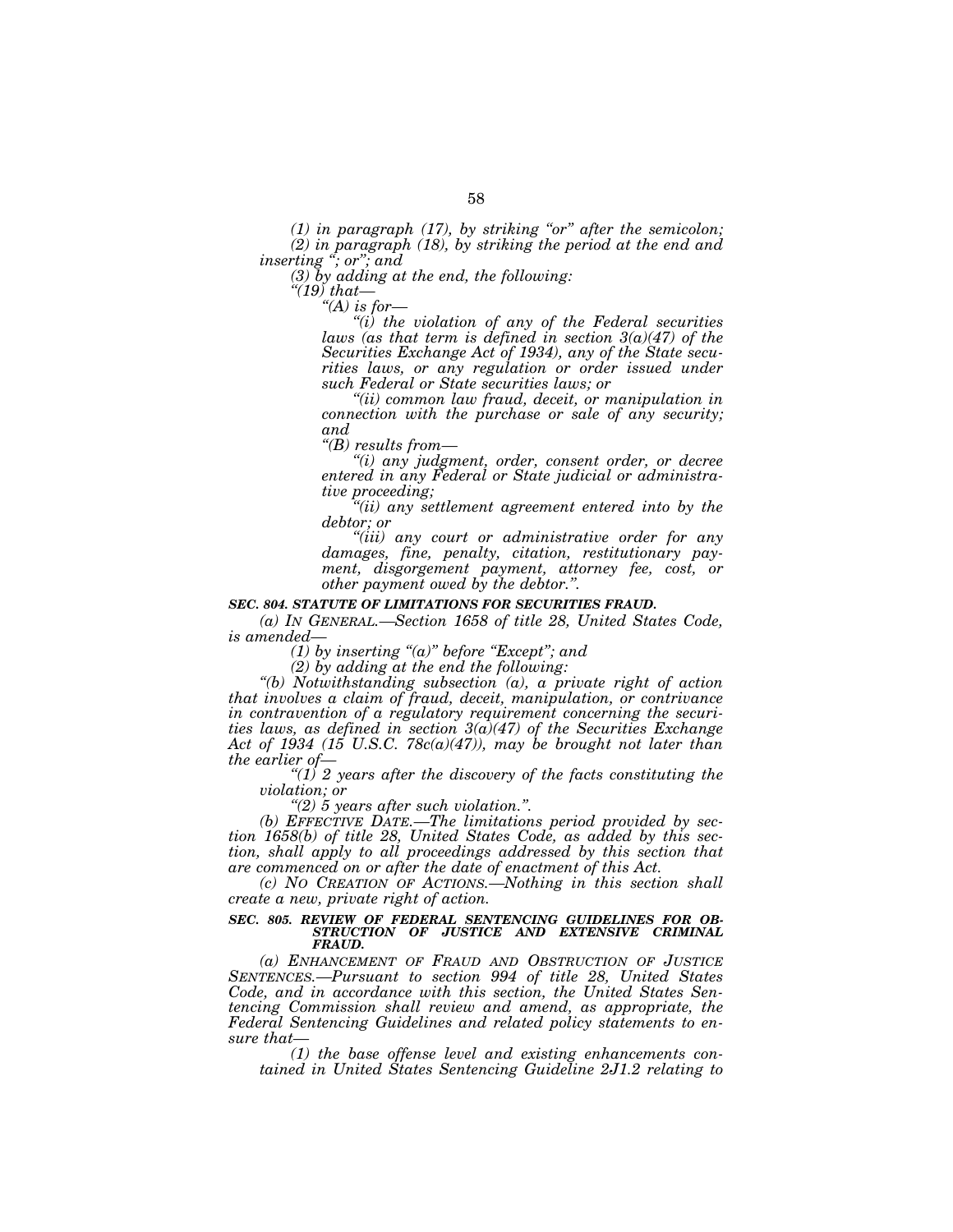*(1) in paragraph (17), by striking "or" after the semicolon;*

*(2) in paragraph (18), by striking the period at the end and inserting "; or"; and*

*(3) by adding at the end, the following:*

*"(19) that—*

*"(A) is for—*

*"(i) the violation of any of the Federal securities laws (as that term is defined in section 3(a)(47) of the Securities Exchange Act of 1934), any of the State securities laws, or any regulation or order issued under such Federal or State securities laws; or*

*"(ii) common law fraud, deceit, or manipulation in connection with the purchase or sale of any security; and*

*"(B) results from—*

*"(i) any judgment, order, consent order, or decree entered in any Federal or State judicial or administrative proceeding;*

*"(ii) any settlement agreement entered into by the debtor; or*

*"(iii) any court or administrative order for any damages, fine, penalty, citation, restitutionary payment, disgorgement payment, attorney fee, cost, or other payment owed by the debtor.".*

***SEC. 804. STATUTE OF LIMITATIONS FOR SECURITIES FRAUD.***

*(a) IN GENERAL.—Section 1658 of title 28, United States Code, is amended—*

*(1) by inserting "(a)" before "Except"; and*

*(2) by adding at the end the following:*

*"(b) Notwithstanding subsection (a), a private right of action that involves a claim of fraud, deceit, manipulation, or contrivance in contravention of a regulatory requirement concerning the securities laws, as defined in section 3(a)(47) of the Securities Exchange Act of 1934 (15 U.S.C. 78c(a)(47)), may be brought not later than the earlier of—*

*"(1) 2 years after the discovery of the facts constituting the violation; or*

*"(2) 5 years after such violation.".*

*(b) EFFECTIVE DATE.—The limitations period provided by section 1658(b) of title 28, United States Code, as added by this section, shall apply to all proceedings addressed by this section that are commenced on or after the date of enactment of this Act.*

*(c) NO CREATION OF ACTIONS.—Nothing in this section shall create a new, private right of action.*

***SEC. 805. REVIEW OF FEDERAL SENTENCING GUIDELINES FOR OBSTRUCTION OF JUSTICE AND EXTENSIVE CRIMINAL FRAUD.***

*(a) ENHANCEMENT OF FRAUD AND OBSTRUCTION OF JUSTICE SENTENCES.—Pursuant to section 994 of title 28, United States Code, and in accordance with this section, the United States Sentencing Commission shall review and amend, as appropriate, the Federal Sentencing Guidelines and related policy statements to ensure that—*

*(1) the base offense level and existing enhancements contained in United States Sentencing Guideline 2J1.2 relating to*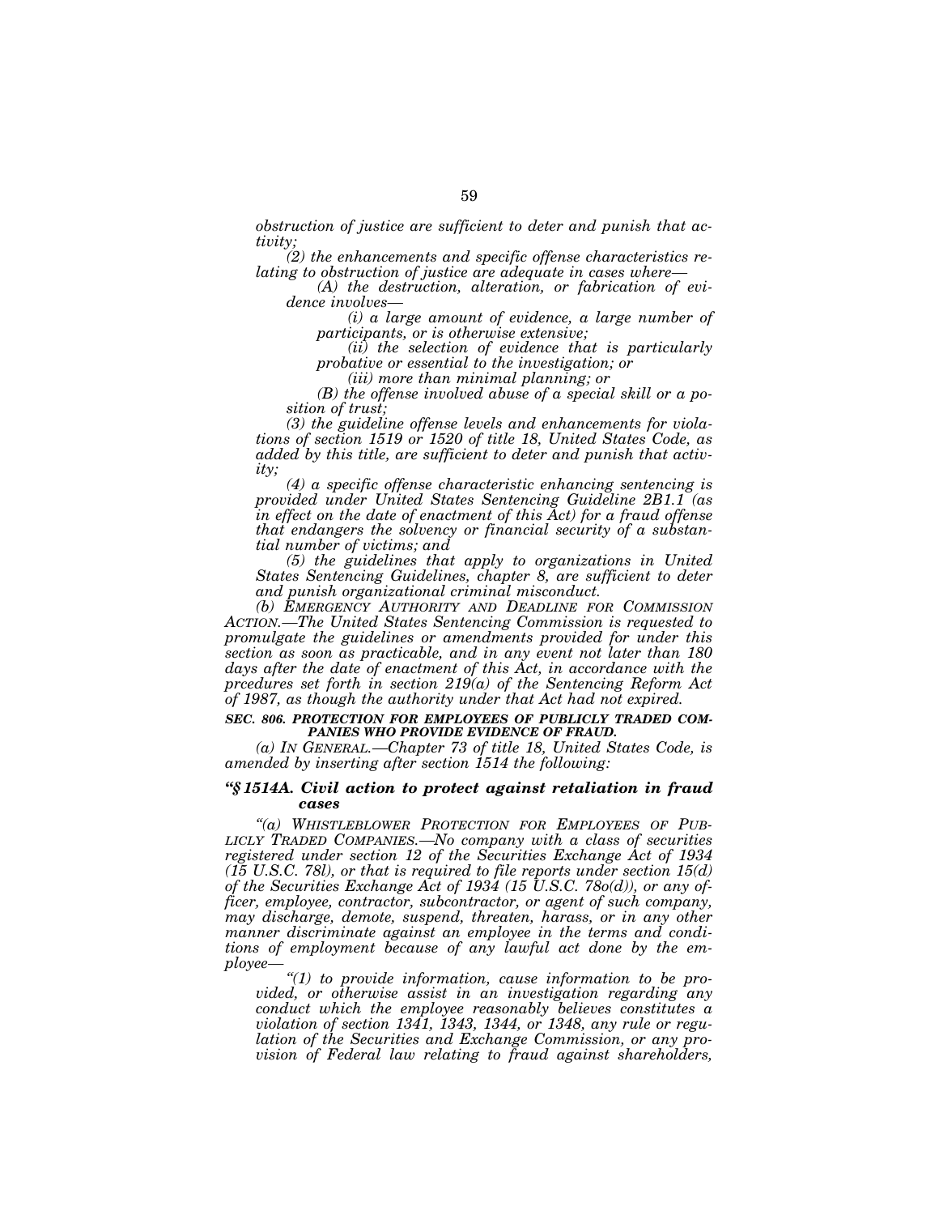*obstruction of justice are sufficient to deter and punish that activity;*

*(2) the enhancements and specific offense characteristics relating to obstruction of justice are adequate in cases where—*

*(A) the destruction, alteration, or fabrication of evidence involves—*

*(i) a large amount of evidence, a large number of participants, or is otherwise extensive;*

*(ii) the selection of evidence that is particularly probative or essential to the investigation; or*

*(iii) more than minimal planning; or*

*(B) the offense involved abuse of a special skill or a position of trust;*

*(3) the guideline offense levels and enhancements for violations of section 1519 or 1520 of title 18, United States Code, as added by this title, are sufficient to deter and punish that activity;*

*(4) a specific offense characteristic enhancing sentencing is provided under United States Sentencing Guideline 2B1.1 (as in effect on the date of enactment of this Act) for a fraud offense that endangers the solvency or financial security of a substantial number of victims; and*

*(5) the guidelines that apply to organizations in United States Sentencing Guidelines, chapter 8, are sufficient to deter and punish organizational criminal misconduct.*

*(b) EMERGENCY AUTHORITY AND DEADLINE FOR COMMISSION ACTION.—The United States Sentencing Commission is requested to promulgate the guidelines or amendments provided for under this section as soon as practicable, and in any event not later than 180 days after the date of enactment of this Act, in accordance with the prcedures set forth in section 219(a) of the Sentencing Reform Act of 1987, as though the authority under that Act had not expired.*

***SEC. 806. PROTECTION FOR EMPLOYEES OF PUBLICLY TRADED COMPANIES WHO PROVIDE EVIDENCE OF FRAUD.***

*(a) IN GENERAL.—Chapter 73 of title 18, United States Code, is amended by inserting after section 1514 the following:*

***"§ 1514A. Civil action to protect against retaliation in fraud cases***

*"(a) WHISTLEBLOWER PROTECTION FOR EMPLOYEES OF PUBLICLY TRADED COMPANIES.—No company with a class of securities registered under section 12 of the Securities Exchange Act of 1934 (15 U.S.C. 78l), or that is required to file reports under section 15(d) of the Securities Exchange Act of 1934 (15 U.S.C. 78o(d)), or any officer, employee, contractor, subcontractor, or agent of such company, may discharge, demote, suspend, threaten, harass, or in any other manner discriminate against an employee in the terms and conditions of employment because of any lawful act done by the employee—*

*"(1) to provide information, cause information to be provided, or otherwise assist in an investigation regarding any conduct which the employee reasonably believes constitutes a violation of section 1341, 1343, 1344, or 1348, any rule or regulation of the Securities and Exchange Commission, or any provision of Federal law relating to fraud against shareholders,*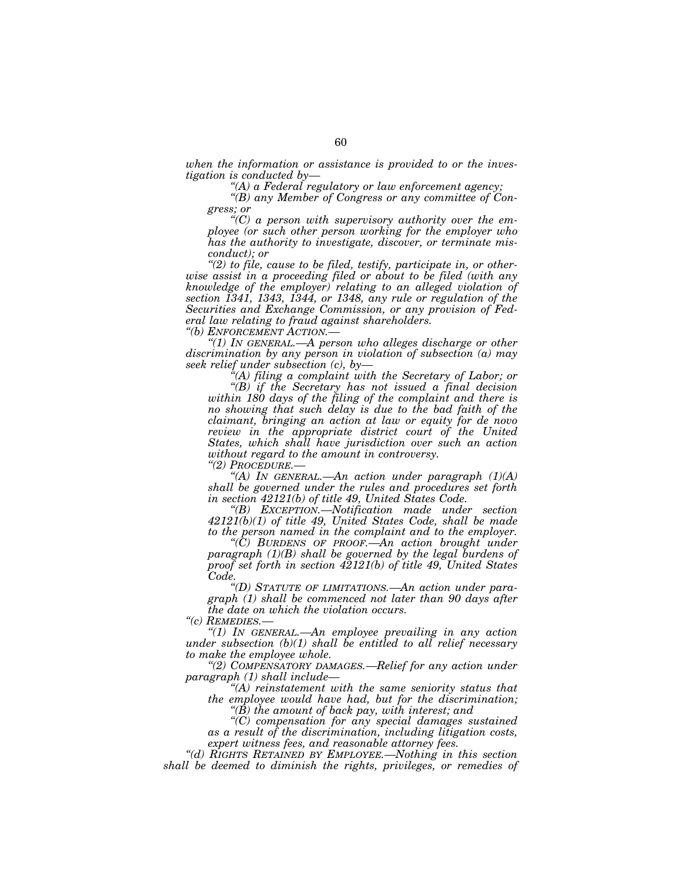*when the information or assistance is provided to or the investigation is conducted by—*

*"(A) a Federal regulatory or law enforcement agency;*

*"(B) any Member of Congress or any committee of Congress; or*

*"(C) a person with supervisory authority over the employee (or such other person working for the employer who has the authority to investigate, discover, or terminate misconduct); or*

*"(2) to file, cause to be filed, testify, participate in, or otherwise assist in a proceeding filed or about to be filed (with any knowledge of the employer) relating to an alleged violation of section 1341, 1343, 1344, or 1348, any rule or regulation of the Securities and Exchange Commission, or any provision of Federal law relating to fraud against shareholders.*

*"(b) ENFORCEMENT ACTION.—*

*"(1) IN GENERAL.—A person who alleges discharge or other discrimination by any person in violation of subsection (a) may seek relief under subsection (c), by—*

*"(A) filing a complaint with the Secretary of Labor; or*

*"(B) if the Secretary has not issued a final decision within 180 days of the filing of the complaint and there is no showing that such delay is due to the bad faith of the claimant, bringing an action at law or equity for de novo review in the appropriate district court of the United States, which shall have jurisdiction over such an action without regard to the amount in controversy.*

*"(2) PROCEDURE.—*

*"(A) IN GENERAL.—An action under paragraph (1)(A) shall be governed under the rules and procedures set forth in section 42121(b) of title 49, United States Code.*

*"(B) EXCEPTION.—Notification made under section 42121(b)(1) of title 49, United States Code, shall be made to the person named in the complaint and to the employer.*

*"(C) BURDENS OF PROOF.—An action brought under paragraph (1)(B) shall be governed by the legal burdens of proof set forth in section 42121(b) of title 49, United States Code.*

*"(D) STATUTE OF LIMITATIONS.—An action under paragraph (1) shall be commenced not later than 90 days after the date on which the violation occurs.*

*"(c) REMEDIES.—*

*"(1) IN GENERAL.—An employee prevailing in any action under subsection (b)(1) shall be entitled to all relief necessary to make the employee whole.*

*"(2) COMPENSATORY DAMAGES.—Relief for any action under paragraph (1) shall include—*

*"(A) reinstatement with the same seniority status that the employee would have had, but for the discrimination;*

*"(B) the amount of back pay, with interest; and*

*"(C) compensation for any special damages sustained as a result of the discrimination, including litigation costs, expert witness fees, and reasonable attorney fees.*

*"(d) RIGHTS RETAINED BY EMPLOYEE.—Nothing in this section shall be deemed to diminish the rights, privileges, or remedies of*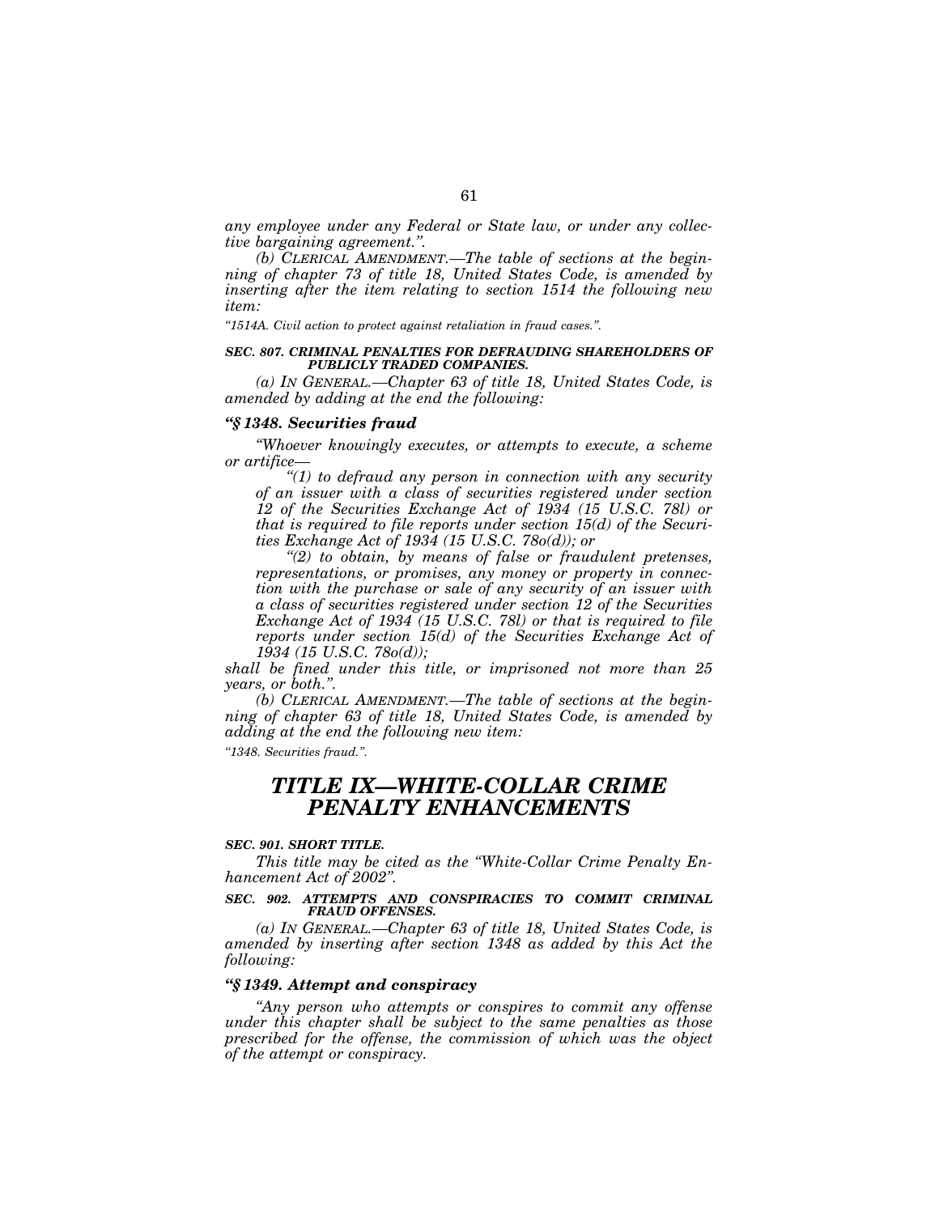*any employee under any Federal or State law, or under any collective bargaining agreement.".*

*(b) CLERICAL AMENDMENT.—The table of sections at the beginning of chapter 73 of title 18, United States Code, is amended by inserting after the item relating to section 1514 the following new item:*

*"1514A. Civil action to protect against retaliation in fraud cases.".*

***SEC. 807. CRIMINAL PENALTIES FOR DEFRAUDING SHAREHOLDERS OF PUBLICLY TRADED COMPANIES.***

*(a) IN GENERAL.—Chapter 63 of title 18, United States Code, is amended by adding at the end the following:*

***"§ 1348. Securities fraud***

*"Whoever knowingly executes, or attempts to execute, a scheme or artifice—*

*"(1) to defraud any person in connection with any security of an issuer with a class of securities registered under section 12 of the Securities Exchange Act of 1934 (15 U.S.C. 78l) or that is required to file reports under section 15(d) of the Securities Exchange Act of 1934 (15 U.S.C. 78o(d)); or*

*"(2) to obtain, by means of false or fraudulent pretenses, representations, or promises, any money or property in connection with the purchase or sale of any security of an issuer with a class of securities registered under section 12 of the Securities Exchange Act of 1934 (15 U.S.C. 78l) or that is required to file reports under section 15(d) of the Securities Exchange Act of 1934 (15 U.S.C. 78o(d));*

*shall be fined under this title, or imprisoned not more than 25 years, or both.".*

*(b) CLERICAL AMENDMENT.—The table of sections at the beginning of chapter 63 of title 18, United States Code, is amended by adding at the end the following new item:*

*"1348. Securities fraud.".*

# *TITLE IX—WHITE-COLLAR CRIME PENALTY ENHANCEMENTS*

***SEC. 901. SHORT TITLE.***

*This title may be cited as the "White-Collar Crime Penalty Enhancement Act of 2002".*

***SEC. 902. ATTEMPTS AND CONSPIRACIES TO COMMIT CRIMINAL FRAUD OFFENSES.***

*(a) IN GENERAL.—Chapter 63 of title 18, United States Code, is amended by inserting after section 1348 as added by this Act the following:*

***"§ 1349. Attempt and conspiracy***

*"Any person who attempts or conspires to commit any offense under this chapter shall be subject to the same penalties as those prescribed for the offense, the commission of which was the object of the attempt or conspiracy.*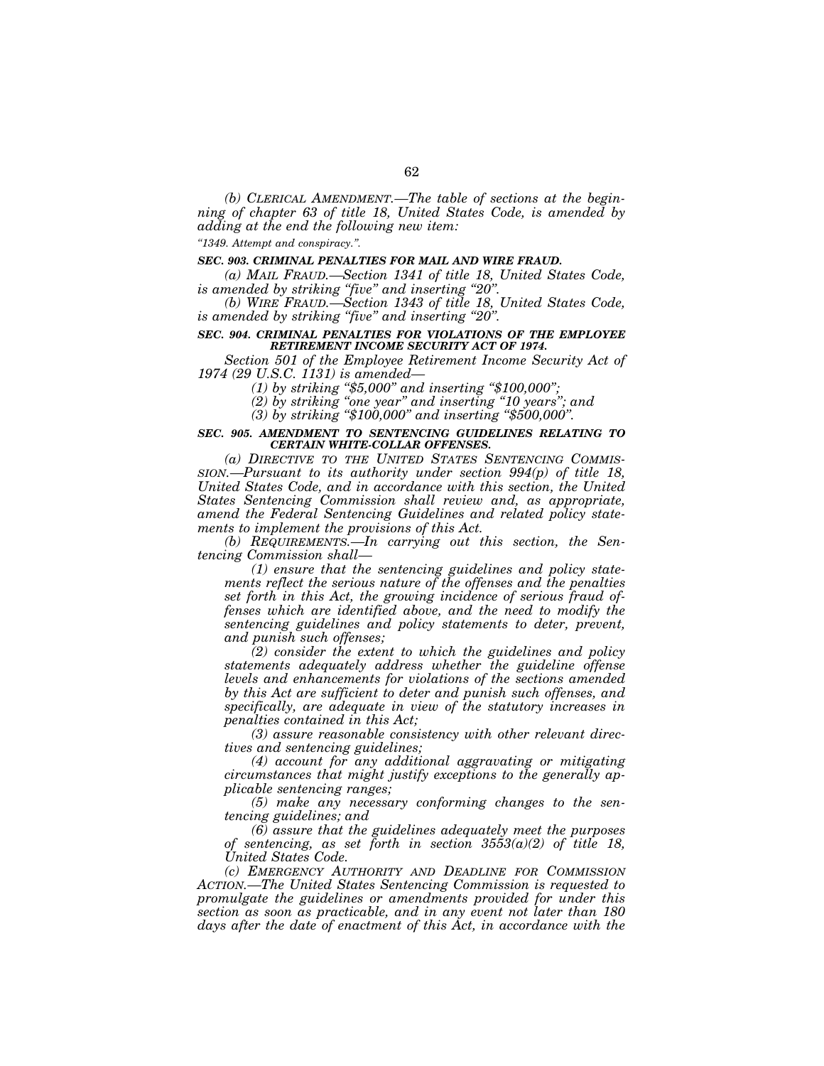*(b) CLERICAL AMENDMENT.—The table of sections at the beginning of chapter 63 of title 18, United States Code, is amended by adding at the end the following new item:*

*"1349. Attempt and conspiracy.".*

***SEC. 903. CRIMINAL PENALTIES FOR MAIL AND WIRE FRAUD.***

*(a) MAIL FRAUD.—Section 1341 of title 18, United States Code, is amended by striking "five" and inserting "20".*

*(b) WIRE FRAUD.—Section 1343 of title 18, United States Code, is amended by striking "five" and inserting "20".*

***SEC. 904. CRIMINAL PENALTIES FOR VIOLATIONS OF THE EMPLOYEE RETIREMENT INCOME SECURITY ACT OF 1974.***

*Section 501 of the Employee Retirement Income Security Act of 1974 (29 U.S.C. 1131) is amended—*

*(1) by striking "$5,000" and inserting "$100,000";*

*(2) by striking "one year" and inserting "10 years"; and*

*(3) by striking "$100,000" and inserting "$500,000".*

***SEC. 905. AMENDMENT TO SENTENCING GUIDELINES RELATING TO CERTAIN WHITE-COLLAR OFFENSES.***

*(a) DIRECTIVE TO THE UNITED STATES SENTENCING COMMISSION.—Pursuant to its authority under section 994(p) of title 18, United States Code, and in accordance with this section, the United States Sentencing Commission shall review and, as appropriate, amend the Federal Sentencing Guidelines and related policy statements to implement the provisions of this Act.*

*(b) REQUIREMENTS.—In carrying out this section, the Sentencing Commission shall—*

*(1) ensure that the sentencing guidelines and policy statements reflect the serious nature of the offenses and the penalties set forth in this Act, the growing incidence of serious fraud offenses which are identified above, and the need to modify the sentencing guidelines and policy statements to deter, prevent, and punish such offenses;*

*(2) consider the extent to which the guidelines and policy statements adequately address whether the guideline offense levels and enhancements for violations of the sections amended by this Act are sufficient to deter and punish such offenses, and specifically, are adequate in view of the statutory increases in penalties contained in this Act;*

*(3) assure reasonable consistency with other relevant directives and sentencing guidelines;*

*(4) account for any additional aggravating or mitigating circumstances that might justify exceptions to the generally applicable sentencing ranges;*

*(5) make any necessary conforming changes to the sentencing guidelines; and*

*(6) assure that the guidelines adequately meet the purposes of sentencing, as set forth in section 3553(a)(2) of title 18, United States Code.*

*(c) EMERGENCY AUTHORITY AND DEADLINE FOR COMMISSION ACTION.—The United States Sentencing Commission is requested to promulgate the guidelines or amendments provided for under this section as soon as practicable, and in any event not later than 180 days after the date of enactment of this Act, in accordance with the*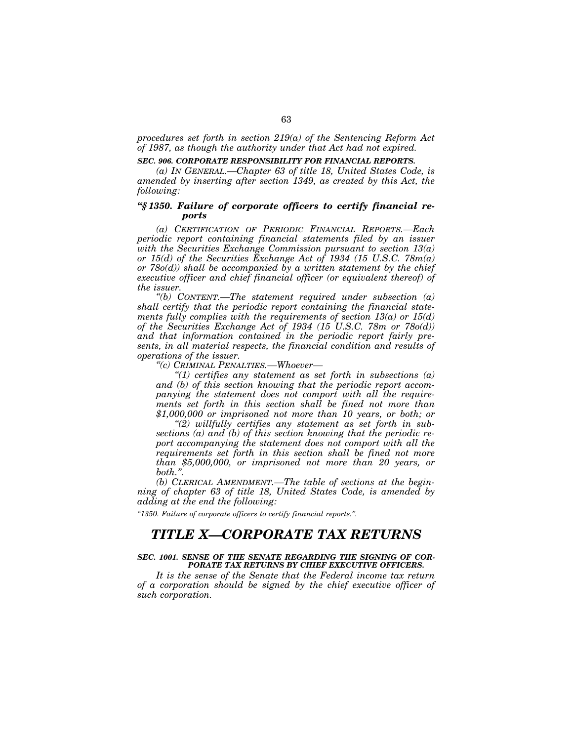*procedures set forth in section 219(a) of the Sentencing Reform Act of 1987, as though the authority under that Act had not expired.*

***SEC. 906. CORPORATE RESPONSIBILITY FOR FINANCIAL REPORTS.***

*(a) IN GENERAL.—Chapter 63 of title 18, United States Code, is amended by inserting after section 1349, as created by this Act, the following:*

***"§ 1350. Failure of corporate officers to certify financial reports***

*(a) CERTIFICATION OF PERIODIC FINANCIAL REPORTS.—Each periodic report containing financial statements filed by an issuer with the Securities Exchange Commission pursuant to section 13(a) or 15(d) of the Securities Exchange Act of 1934 (15 U.S.C. 78m(a) or 78o(d)) shall be accompanied by a written statement by the chief executive officer and chief financial officer (or equivalent thereof) of the issuer.*

*"(b) CONTENT.—The statement required under subsection (a) shall certify that the periodic report containing the financial statements fully complies with the requirements of section 13(a) or 15(d) of the Securities Exchange Act of 1934 (15 U.S.C. 78m or 78o(d)) and that information contained in the periodic report fairly presents, in all material respects, the financial condition and results of operations of the issuer.*

*"(c) CRIMINAL PENALTIES.—Whoever—*

*"(1) certifies any statement as set forth in subsections (a) and (b) of this section knowing that the periodic report accompanying the statement does not comport with all the requirements set forth in this section shall be fined not more than $1,000,000 or imprisoned not more than 10 years, or both; or*

*"(2) willfully certifies any statement as set forth in subsections (a) and (b) of this section knowing that the periodic report accompanying the statement does not comport with all the requirements set forth in this section shall be fined not more than $5,000,000, or imprisoned not more than 20 years, or both.".*

*(b) CLERICAL AMENDMENT.—The table of sections at the beginning of chapter 63 of title 18, United States Code, is amended by adding at the end the following:*

*"1350. Failure of corporate officers to certify financial reports.".*

# *TITLE X—CORPORATE TAX RETURNS*

***SEC. 1001. SENSE OF THE SENATE REGARDING THE SIGNING OF CORPORATE TAX RETURNS BY CHIEF EXECUTIVE OFFICERS.***

*It is the sense of the Senate that the Federal income tax return of a corporation should be signed by the chief executive officer of such corporation.*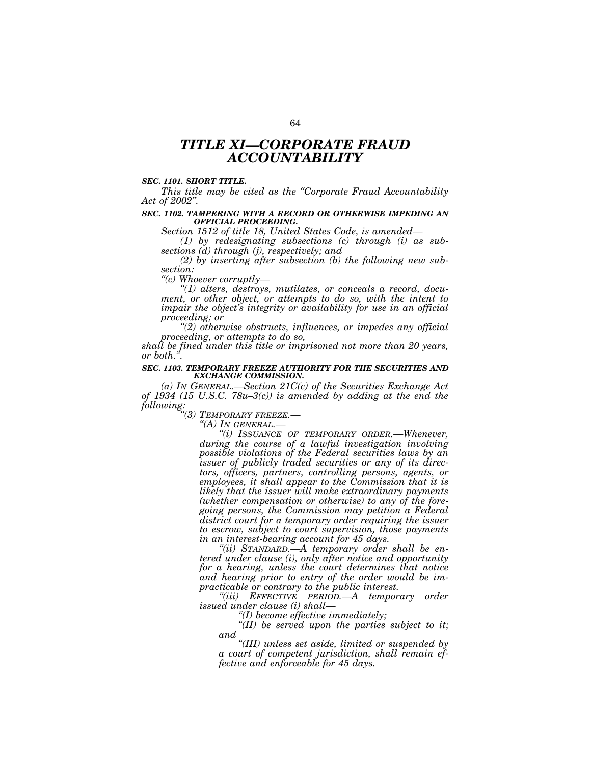# *TITLE XI—CORPORATE FRAUD ACCOUNTABILITY*

***SEC. 1101. SHORT TITLE.***

*This title may be cited as the "Corporate Fraud Accountability Act of 2002".*

***SEC. 1102. TAMPERING WITH A RECORD OR OTHERWISE IMPEDING AN OFFICIAL PROCEEDING.***

*Section 1512 of title 18, United States Code, is amended—*

*(1) by redesignating subsections (c) through (i) as subsections (d) through (j), respectively; and*

*(2) by inserting after subsection (b) the following new subsection:*

*"(c) Whoever corruptly—*

*"(1) alters, destroys, mutilates, or conceals a record, document, or other object, or attempts to do so, with the intent to impair the object's integrity or availability for use in an official proceeding; or*

*"(2) otherwise obstructs, influences, or impedes any official proceeding, or attempts to do so,*

*shall be fined under this title or imprisoned not more than 20 years, or both.".*

***SEC. 1103. TEMPORARY FREEZE AUTHORITY FOR THE SECURITIES AND EXCHANGE COMMISSION.***

*(a) IN GENERAL.—Section 21C(c) of the Securities Exchange Act of 1934 (15 U.S.C. 78u–3(c)) is amended by adding at the end the following:*

*"(3) TEMPORARY FREEZE.—*

*"(A) IN GENERAL.—*

*"(i) ISSUANCE OF TEMPORARY ORDER.—Whenever, during the course of a lawful investigation involving possible violations of the Federal securities laws by an issuer of publicly traded securities or any of its directors, officers, partners, controlling persons, agents, or employees, it shall appear to the Commission that it is likely that the issuer will make extraordinary payments (whether compensation or otherwise) to any of the foregoing persons, the Commission may petition a Federal district court for a temporary order requiring the issuer to escrow, subject to court supervision, those payments in an interest-bearing account for 45 days.*

*"(ii) STANDARD.—A temporary order shall be entered under clause (i), only after notice and opportunity for a hearing, unless the court determines that notice and hearing prior to entry of the order would be impracticable or contrary to the public interest.*

*"(iii) EFFECTIVE PERIOD.—A temporary order issued under clause (i) shall—*

*"(I) become effective immediately;*

*"(II) be served upon the parties subject to it; and*

*"(III) unless set aside, limited or suspended by a court of competent jurisdiction, shall remain effective and enforceable for 45 days.*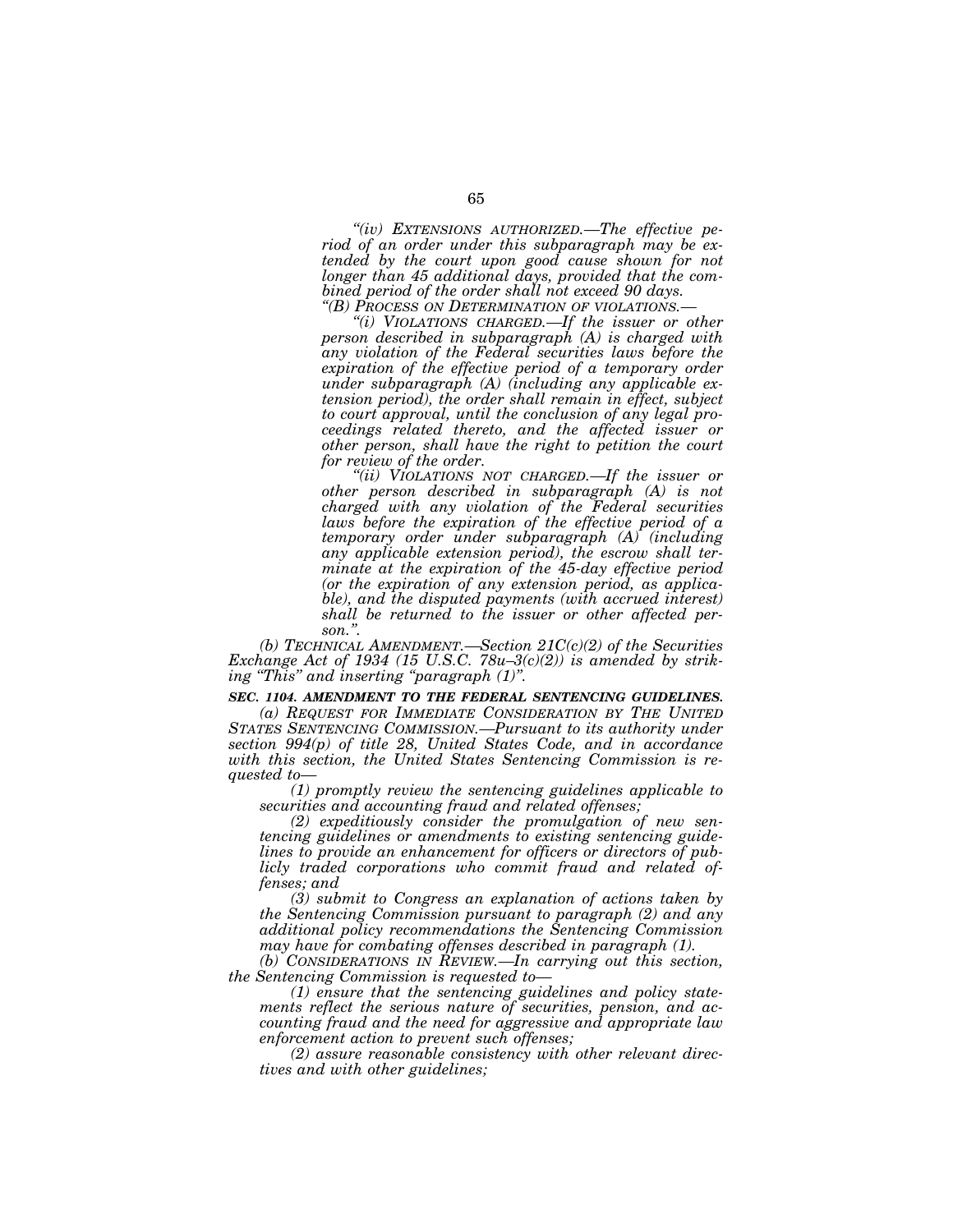*"(iv) EXTENSIONS AUTHORIZED.—The effective period of an order under this subparagraph may be extended by the court upon good cause shown for not longer than 45 additional days, provided that the combined period of the order shall not exceed 90 days.*

*"(B) PROCESS ON DETERMINATION OF VIOLATIONS.—*

*"(i) VIOLATIONS CHARGED.—If the issuer or other person described in subparagraph (A) is charged with any violation of the Federal securities laws before the expiration of the effective period of a temporary order under subparagraph (A) (including any applicable extension period), the order shall remain in effect, subject to court approval, until the conclusion of any legal proceedings related thereto, and the affected issuer or other person, shall have the right to petition the court for review of the order.*

*"(ii) VIOLATIONS NOT CHARGED.—If the issuer or other person described in subparagraph (A) is not charged with any violation of the Federal securities laws before the expiration of the effective period of a temporary order under subparagraph (A) (including any applicable extension period), the escrow shall terminate at the expiration of the 45-day effective period (or the expiration of any extension period, as applicable), and the disputed payments (with accrued interest) shall be returned to the issuer or other affected person.".*

*(b) TECHNICAL AMENDMENT.—Section 21C(c)(2) of the Securities Exchange Act of 1934 (15 U.S.C. 78u–3(c)(2)) is amended by striking "This" and inserting "paragraph (1)".*

***SEC. 1104. AMENDMENT TO THE FEDERAL SENTENCING GUIDELINES.***

*(a) REQUEST FOR IMMEDIATE CONSIDERATION BY THE UNITED STATES SENTENCING COMMISSION.—Pursuant to its authority under section 994(p) of title 28, United States Code, and in accordance with this section, the United States Sentencing Commission is requested to—*

*(1) promptly review the sentencing guidelines applicable to securities and accounting fraud and related offenses;*

*(2) expeditiously consider the promulgation of new sentencing guidelines or amendments to existing sentencing guidelines to provide an enhancement for officers or directors of publicly traded corporations who commit fraud and related offenses; and*

*(3) submit to Congress an explanation of actions taken by the Sentencing Commission pursuant to paragraph (2) and any additional policy recommendations the Sentencing Commission may have for combating offenses described in paragraph (1).*

*(b) CONSIDERATIONS IN REVIEW.—In carrying out this section, the Sentencing Commission is requested to—*

*(1) ensure that the sentencing guidelines and policy statements reflect the serious nature of securities, pension, and accounting fraud and the need for aggressive and appropriate law enforcement action to prevent such offenses;*

*(2) assure reasonable consistency with other relevant directives and with other guidelines;*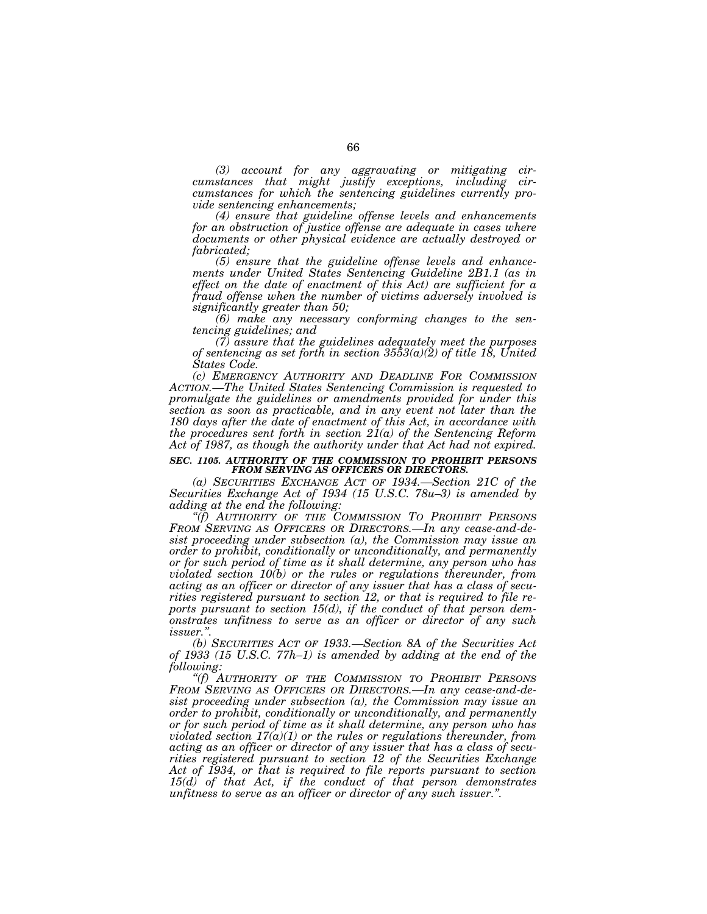*(3) account for any aggravating or mitigating circumstances that might justify exceptions, including circumstances for which the sentencing guidelines currently provide sentencing enhancements;*

*(4) ensure that guideline offense levels and enhancements for an obstruction of justice offense are adequate in cases where documents or other physical evidence are actually destroyed or fabricated;*

*(5) ensure that the guideline offense levels and enhancements under United States Sentencing Guideline 2B1.1 (as in effect on the date of enactment of this Act) are sufficient for a fraud offense when the number of victims adversely involved is significantly greater than 50;*

*(6) make any necessary conforming changes to the sentencing guidelines; and*

*(7) assure that the guidelines adequately meet the purposes of sentencing as set forth in section 3553(a)(2) of title 18, United States Code.*

*(c) EMERGENCY AUTHORITY AND DEADLINE FOR COMMISSION ACTION.—The United States Sentencing Commission is requested to promulgate the guidelines or amendments provided for under this section as soon as practicable, and in any event not later than the 180 days after the date of enactment of this Act, in accordance with the procedures sent forth in section 21(a) of the Sentencing Reform Act of 1987, as though the authority under that Act had not expired.*

***SEC. 1105. AUTHORITY OF THE COMMISSION TO PROHIBIT PERSONS FROM SERVING AS OFFICERS OR DIRECTORS.***

*(a) SECURITIES EXCHANGE ACT OF 1934.—Section 21C of the Securities Exchange Act of 1934 (15 U.S.C. 78u–3) is amended by adding at the end the following:*

*"(f) AUTHORITY OF THE COMMISSION TO PROHIBIT PERSONS FROM SERVING AS OFFICERS OR DIRECTORS.—In any cease-and-desist proceeding under subsection (a), the Commission may issue an order to prohibit, conditionally or unconditionally, and permanently or for such period of time as it shall determine, any person who has violated section 10(b) or the rules or regulations thereunder, from acting as an officer or director of any issuer that has a class of securities registered pursuant to section 12, or that is required to file reports pursuant to section 15(d), if the conduct of that person demonstrates unfitness to serve as an officer or director of any such issuer.".*

*(b) SECURITIES ACT OF 1933.—Section 8A of the Securities Act of 1933 (15 U.S.C. 77h–1) is amended by adding at the end of the following:*

*"(f) AUTHORITY OF THE COMMISSION TO PROHIBIT PERSONS FROM SERVING AS OFFICERS OR DIRECTORS.—In any cease-and-desist proceeding under subsection (a), the Commission may issue an order to prohibit, conditionally or unconditionally, and permanently or for such period of time as it shall determine, any person who has violated section 17(a)(1) or the rules or regulations thereunder, from acting as an officer or director of any issuer that has a class of securities registered pursuant to section 12 of the Securities Exchange Act of 1934, or that is required to file reports pursuant to section 15(d) of that Act, if the conduct of that person demonstrates unfitness to serve as an officer or director of any such issuer.".*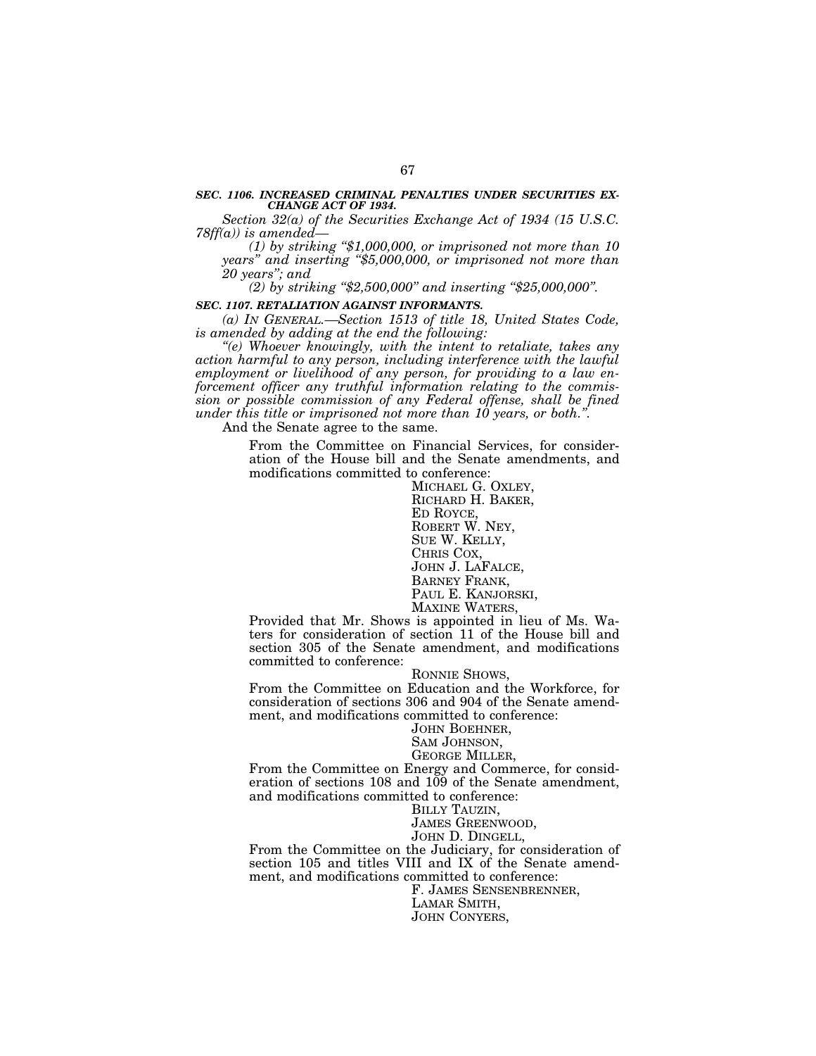***SEC. 1106. INCREASED CRIMINAL PENALTIES UNDER SECURITIES EXCHANGE ACT OF 1934.***

*Section 32(a) of the Securities Exchange Act of 1934 (15 U.S.C. 78ff(a)) is amended—*

*(1) by striking "$1,000,000, or imprisoned not more than 10 years" and inserting "$5,000,000, or imprisoned not more than 20 years"; and*

*(2) by striking "$2,500,000" and inserting "$25,000,000".*

***SEC. 1107. RETALIATION AGAINST INFORMANTS.***

*(a) IN GENERAL.—Section 1513 of title 18, United States Code, is amended by adding at the end the following:*

*"(e) Whoever knowingly, with the intent to retaliate, takes any action harmful to any person, including interference with the lawful employment or livelihood of any person, for providing to a law enforcement officer any truthful information relating to the commission or possible commission of any Federal offense, shall be fined under this title or imprisoned not more than 10 years, or both.".*

And the Senate agree to the same.

From the Committee on Financial Services, for consideration of the House bill and the Senate amendments, and modifications committed to conference:

MICHAEL G. OXLEY,
RICHARD H. BAKER,
ED ROYCE,
ROBERT W. NEY,
SUE W. KELLY,
CHRIS COX,
JOHN J. LAFALCE,
BARNEY FRANK,
PAUL E. KANJORSKI,
MAXINE WATERS,

Provided that Mr. Shows is appointed in lieu of Ms. Waters for consideration of section 11 of the House bill and section 305 of the Senate amendment, and modifications committed to conference:

RONNIE SHOWS,

From the Committee on Education and the Workforce, for consideration of sections 306 and 904 of the Senate amendment, and modifications committed to conference:

JOHN BOEHNER,
SAM JOHNSON,
GEORGE MILLER,

From the Committee on Energy and Commerce, for consideration of sections 108 and 109 of the Senate amendment, and modifications committed to conference:

BILLY TAUZIN,
JAMES GREENWOOD,
JOHN D. DINGELL,

From the Committee on the Judiciary, for consideration of section 105 and titles VIII and IX of the Senate amendment, and modifications committed to conference:

F. JAMES SENSENBRENNER,
LAMAR SMITH,
JOHN CONYERS,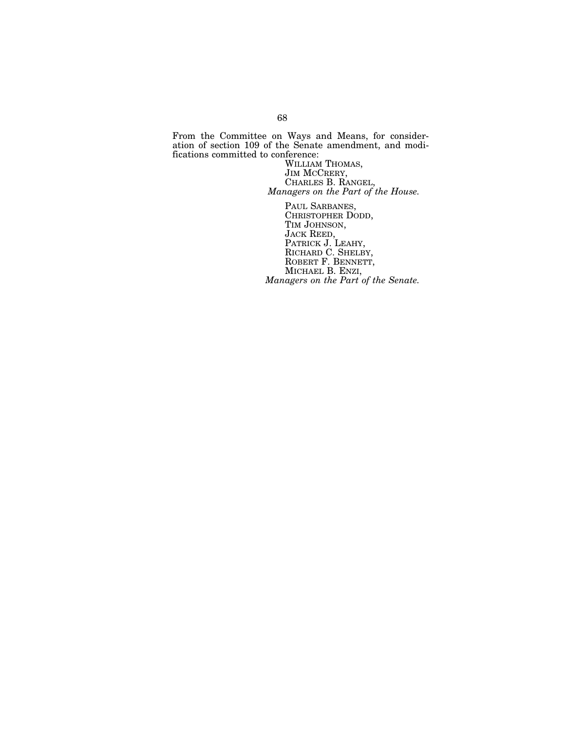From the Committee on Ways and Means, for consideration of section 109 of the Senate amendment, and modifications committed to conference:

WILLIAM THOMAS,
JIM MCCRERY,
CHARLES B. RANGEL,
*Managers on the Part of the House.*

PAUL SARBANES,
CHRISTOPHER DODD,
TIM JOHNSON,
JACK REED,
PATRICK J. LEAHY,
RICHARD C. SHELBY,
ROBERT F. BENNETT,
MICHAEL B. ENZI,
*Managers on the Part of the Senate.*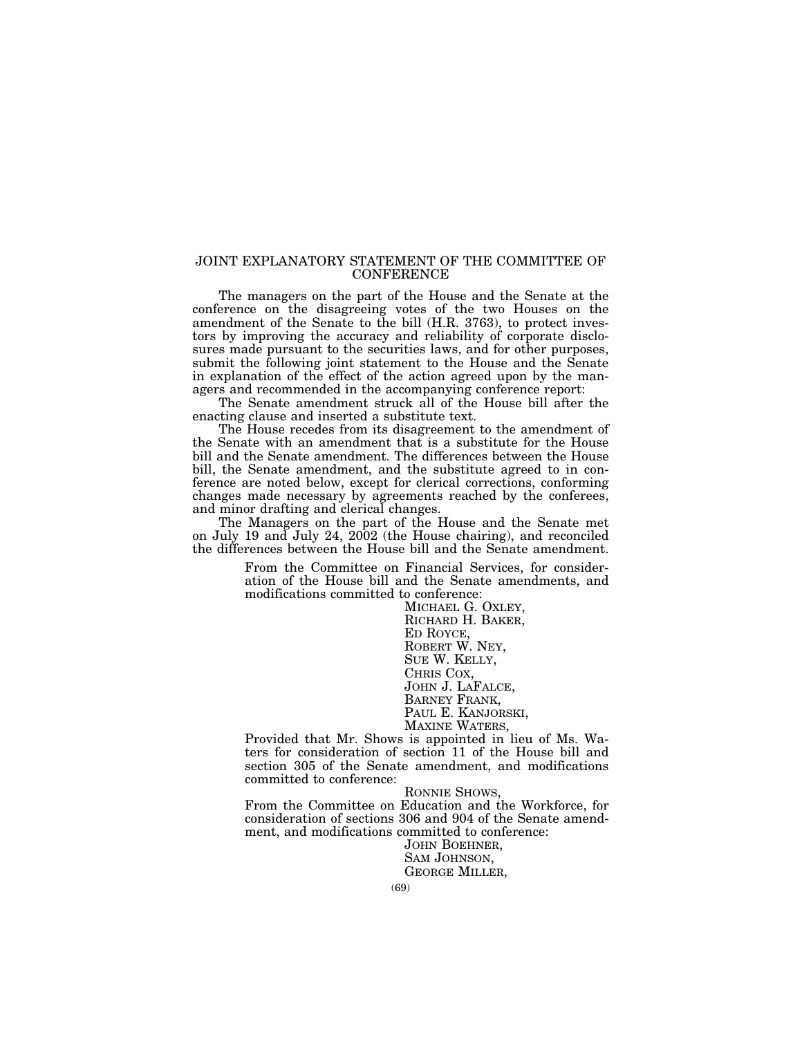# JOINT EXPLANATORY STATEMENT OF THE COMMITTEE OF CONFERENCE

The managers on the part of the House and the Senate at the conference on the disagreeing votes of the two Houses on the amendment of the Senate to the bill (H.R. 3763), to protect investors by improving the accuracy and reliability of corporate disclosures made pursuant to the securities laws, and for other purposes, submit the following joint statement to the House and the Senate in explanation of the effect of the action agreed upon by the managers and recommended in the accompanying conference report:

The Senate amendment struck all of the House bill after the enacting clause and inserted a substitute text.

The House recedes from its disagreement to the amendment of the Senate with an amendment that is a substitute for the House bill and the Senate amendment. The differences between the House bill, the Senate amendment, and the substitute agreed to in conference are noted below, except for clerical corrections, conforming changes made necessary by agreements reached by the conferees, and minor drafting and clerical changes.

The Managers on the part of the House and the Senate met on July 19 and July 24, 2002 (the House chairing), and reconciled the differences between the House bill and the Senate amendment.

From the Committee on Financial Services, for consideration of the House bill and the Senate amendments, and modifications committed to conference:

MICHAEL G. OXLEY,
RICHARD H. BAKER,
ED ROYCE,
ROBERT W. NEY,
SUE W. KELLY,
CHRIS COX,
JOHN J. LAFALCE,
BARNEY FRANK,
PAUL E. KANJORSKI,
MAXINE WATERS,

Provided that Mr. Shows is appointed in lieu of Ms. Waters for consideration of section 11 of the House bill and section 305 of the Senate amendment, and modifications committed to conference:

RONNIE SHOWS,

From the Committee on Education and the Workforce, for consideration of sections 306 and 904 of the Senate amendment, and modifications committed to conference:

JOHN BOEHNER,
SAM JOHNSON,
GEORGE MILLER,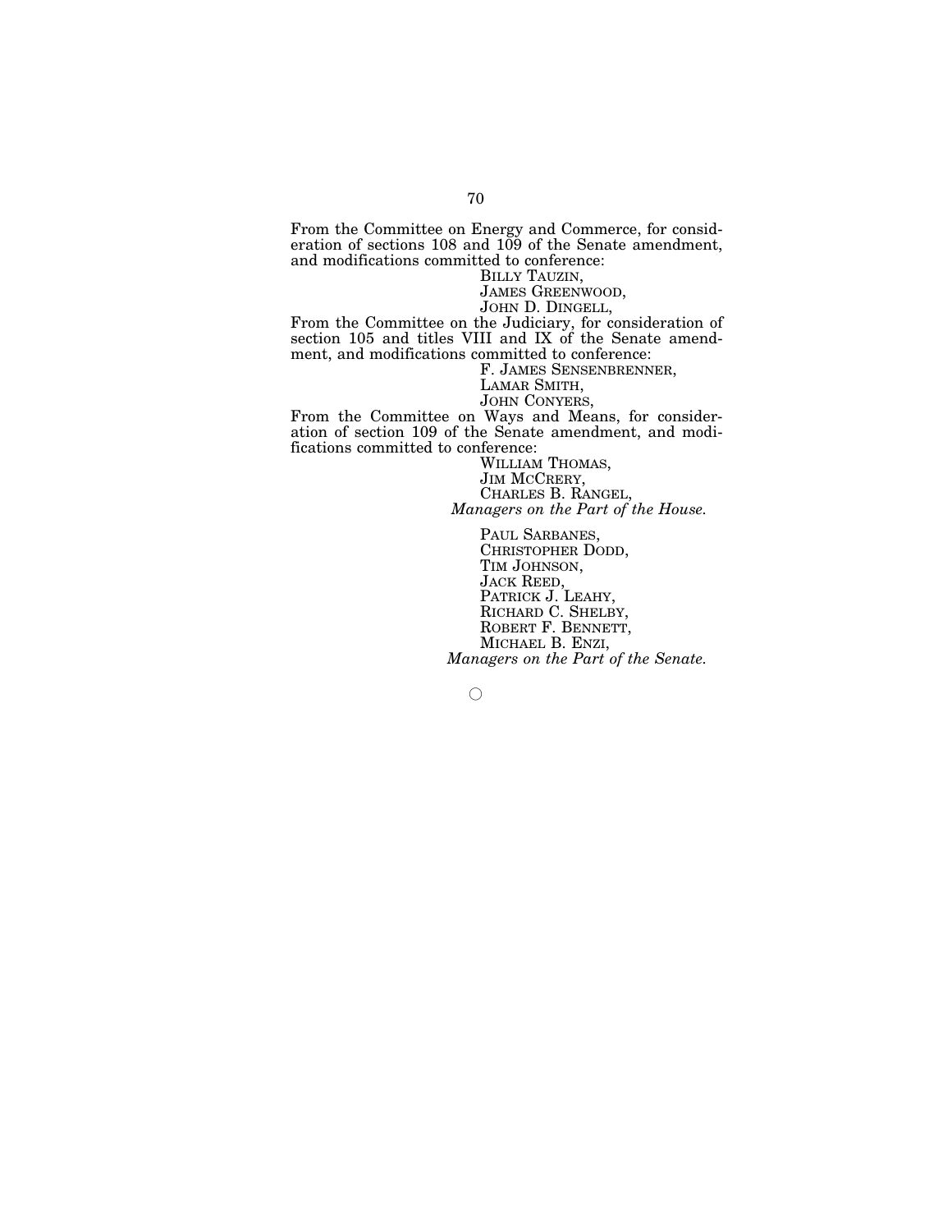From the Committee on Energy and Commerce, for consideration of sections 108 and 109 of the Senate amendment, and modifications committed to conference:

BILLY TAUZIN,
JAMES GREENWOOD,
JOHN D. DINGELL,

From the Committee on the Judiciary, for consideration of section 105 and titles VIII and IX of the Senate amendment, and modifications committed to conference:

F. JAMES SENSENBRENNER,
LAMAR SMITH,
JOHN CONYERS,

From the Committee on Ways and Means, for consideration of section 109 of the Senate amendment, and modifications committed to conference:

WILLIAM THOMAS,
JIM MCCRERY,
CHARLES B. RANGEL,
*Managers on the Part of the House.*

PAUL SARBANES,
CHRISTOPHER DODD,
TIM JOHNSON,
JACK REED,
PATRICK J. LEAHY,
RICHARD C. SHELBY,
ROBERT F. BENNETT,
MICHAEL B. ENZI,
*Managers on the Part of the Senate.*

○